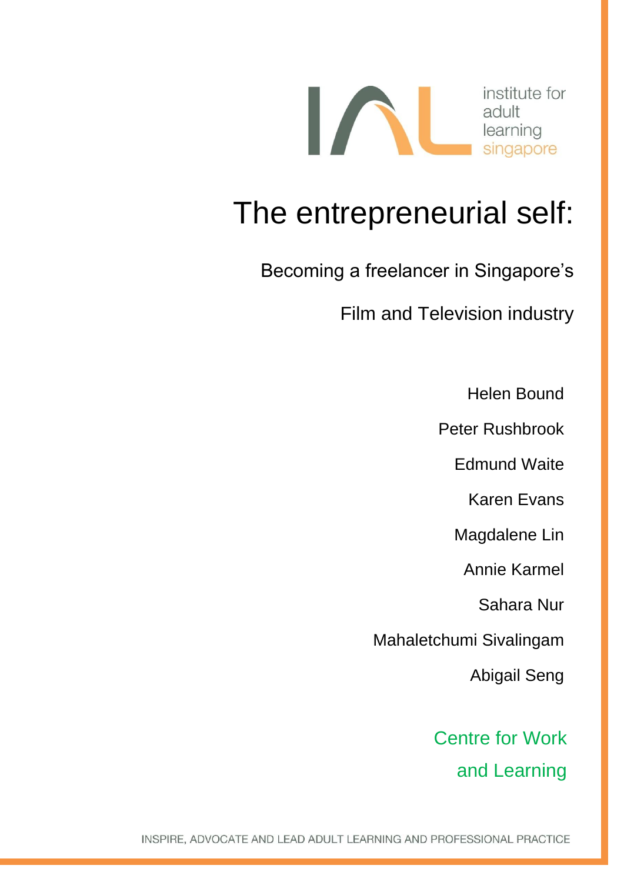institute for adult learning singapore

# The entrepreneurial self:

## Becoming a freelancer in Singapore's Film and Television industry

Helen Bound

Peter Rushbrook

Edmund Waite

Karen Evans

Magdalene Lin

Annie Karmel

Sahara Nur

Mahaletchumi Sivalingam

Abigail Seng

Centre for Work and Learning

INSPIRE, ADVOCATE AND LEAD ADULT LEARNING AND PROFESSIONAL PRACTICE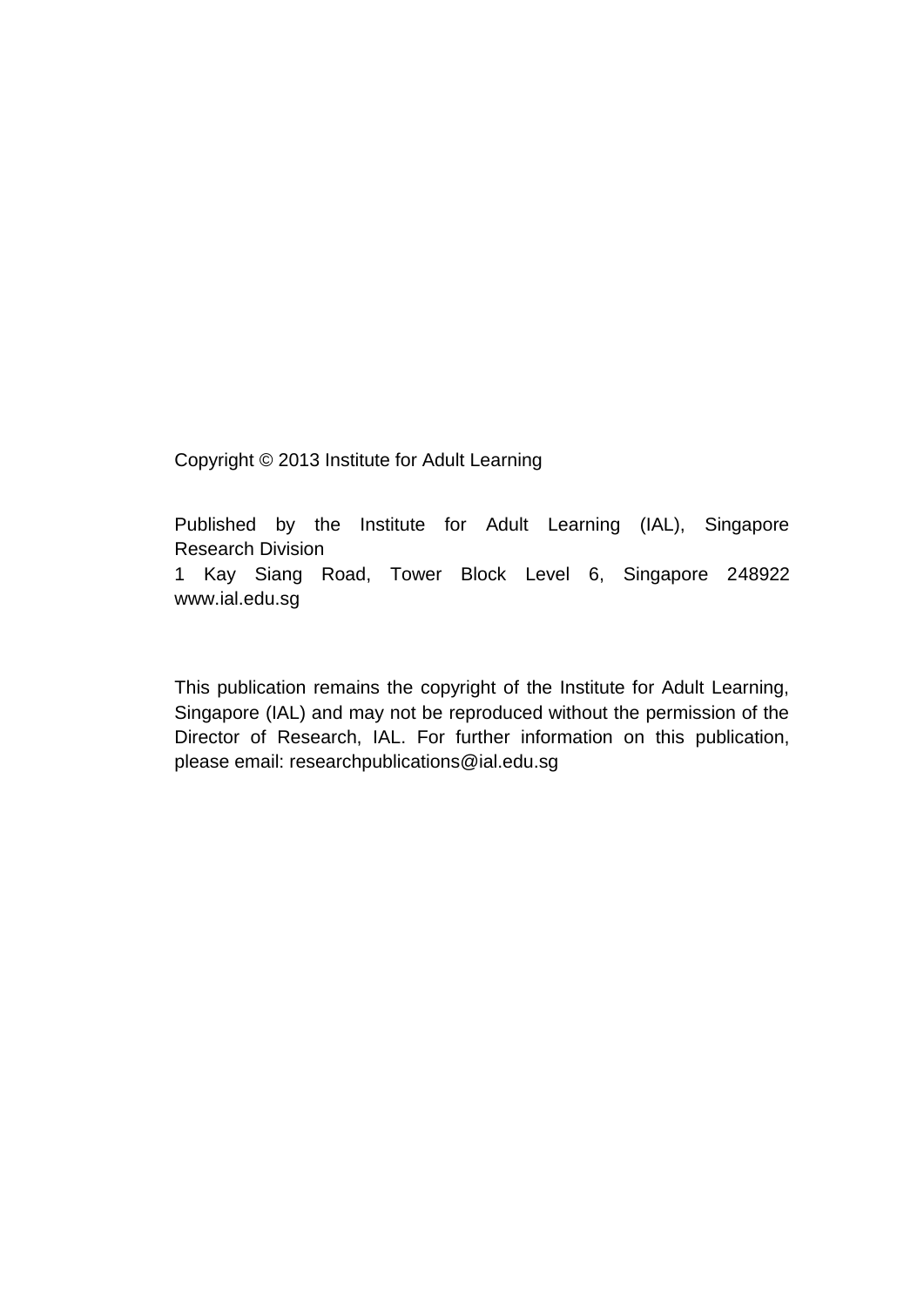Copyright © 2013 Institute for Adult Learning

Published by the Institute for Adult Learning (IAL), Singapore
Research Division
1 Kay Siang Road, Tower Block Level 6, Singapore 248922
www.ial.edu.sg

This publication remains the copyright of the Institute for Adult Learning, Singapore (IAL) and may not be reproduced without the permission of the Director of Research, IAL. For further information on this publication, please email: researchpublications@ial.edu.sg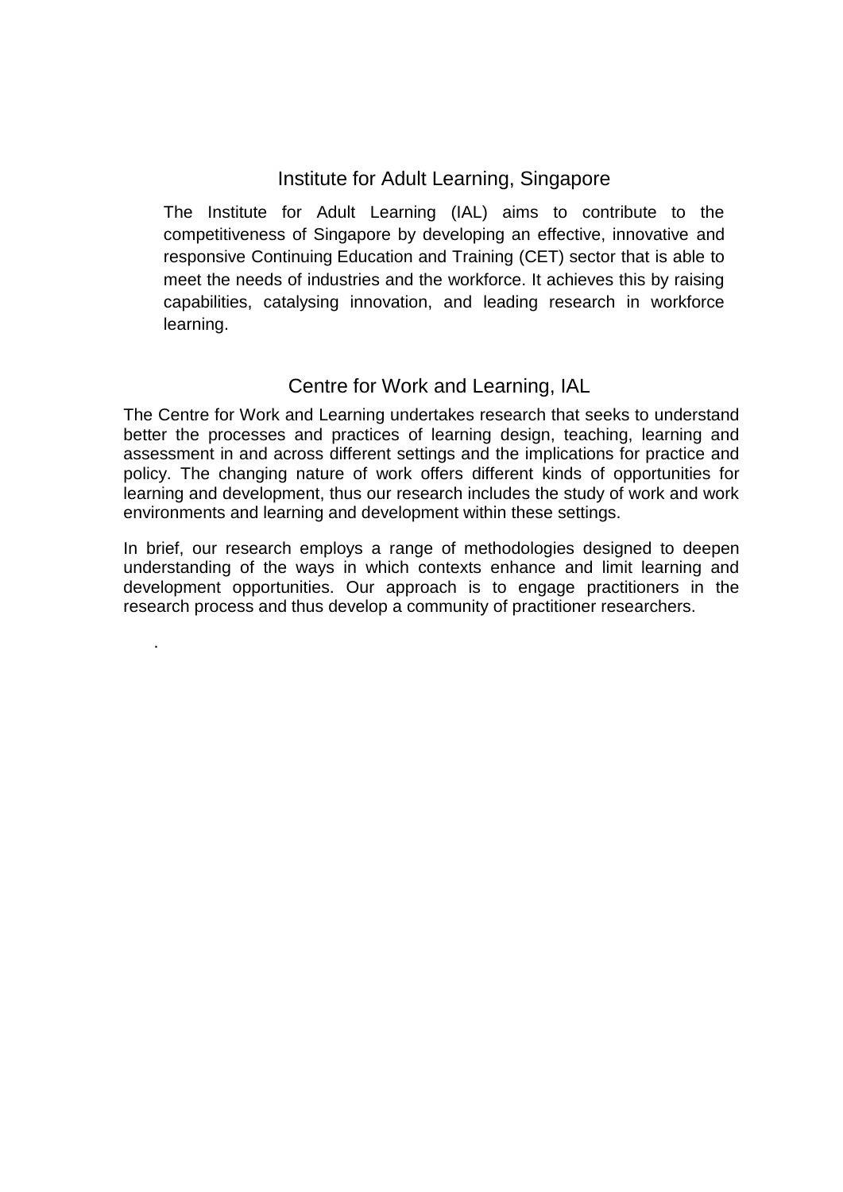## Institute for Adult Learning, Singapore

The Institute for Adult Learning (IAL) aims to contribute to the competitiveness of Singapore by developing an effective, innovative and responsive Continuing Education and Training (CET) sector that is able to meet the needs of industries and the workforce. It achieves this by raising capabilities, catalysing innovation, and leading research in workforce learning.

## Centre for Work and Learning, IAL

The Centre for Work and Learning undertakes research that seeks to understand better the processes and practices of learning design, teaching, learning and assessment in and across different settings and the implications for practice and policy. The changing nature of work offers different kinds of opportunities for learning and development, thus our research includes the study of work and work environments and learning and development within these settings.

In brief, our research employs a range of methodologies designed to deepen understanding of the ways in which contexts enhance and limit learning and development opportunities. Our approach is to engage practitioners in the research process and thus develop a community of practitioner researchers.

.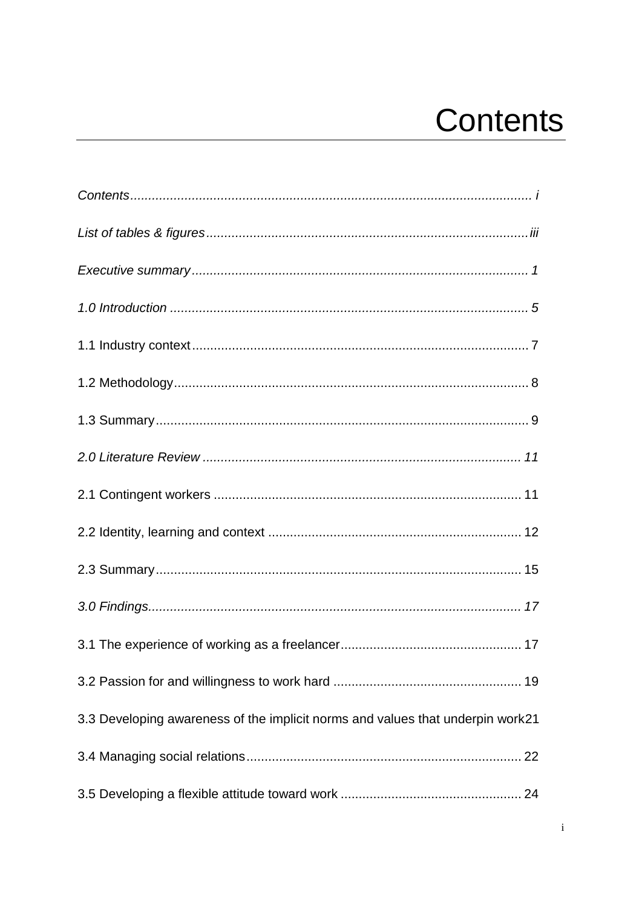# Contents

*Contents* ............................................................................................................ *i*

*List of tables & figures* ........................................................................................ *iii*

*Executive summary* ............................................................................................ *1*

*1.0 Introduction* .................................................................................................. *5*

1.1 Industry context ............................................................................................ 7

1.2 Methodology ................................................................................................. 8

1.3 Summary ...................................................................................................... 9

*2.0 Literature Review* ....................................................................................... *11*

2.1 Contingent workers ..................................................................................... 11

2.2 Identity, learning and context ...................................................................... 12

2.3 Summary ..................................................................................................... 15

*3.0 Findings* ...................................................................................................... *17*

3.1 The experience of working as a freelancer .................................................. 17

3.2 Passion for and willingness to work hard .................................................... 19

3.3 Developing awareness of the implicit norms and values that underpin work 21

3.4 Managing social relations ............................................................................ 22

3.5 Developing a flexible attitude toward work .................................................. 24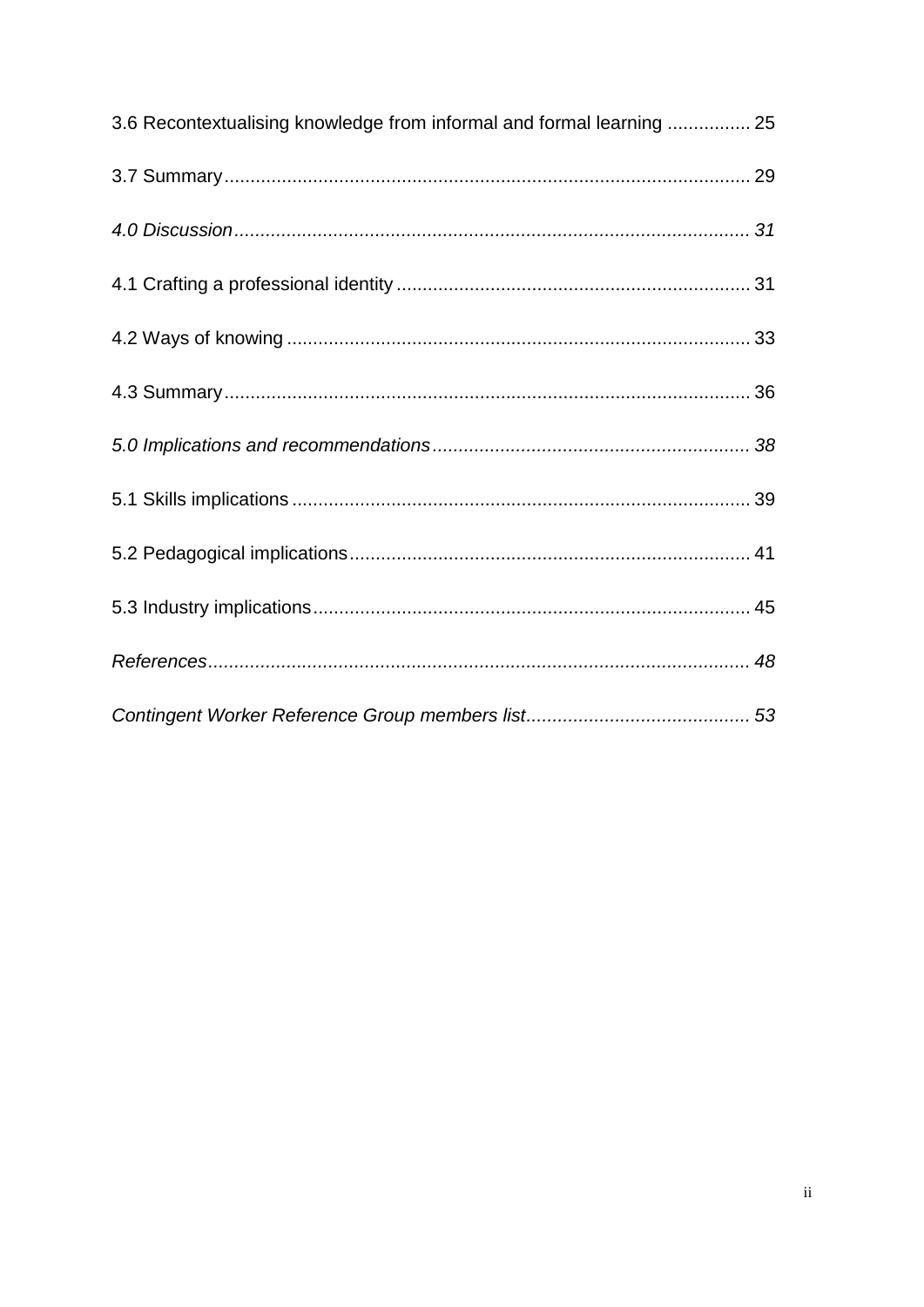3.6 Recontextualising knowledge from informal and formal learning ................ 25

3.7 Summary ......................................................................................... 29

*4.0 Discussion ....................................................................................... 31*

4.1 Crafting a professional identity .................................................................... 31

4.2 Ways of knowing ......................................................................................... 33

4.3 Summary ......................................................................................... 36

*5.0 Implications and recommendations ............................................................. 38*

5.1 Skills implications ......................................................................................... 39

5.2 Pedagogical implications .............................................................................. 41

5.3 Industry implications ..................................................................................... 45

*References ....................................................................................................... 48*

*Contingent Worker Reference Group members list ........................................... 53*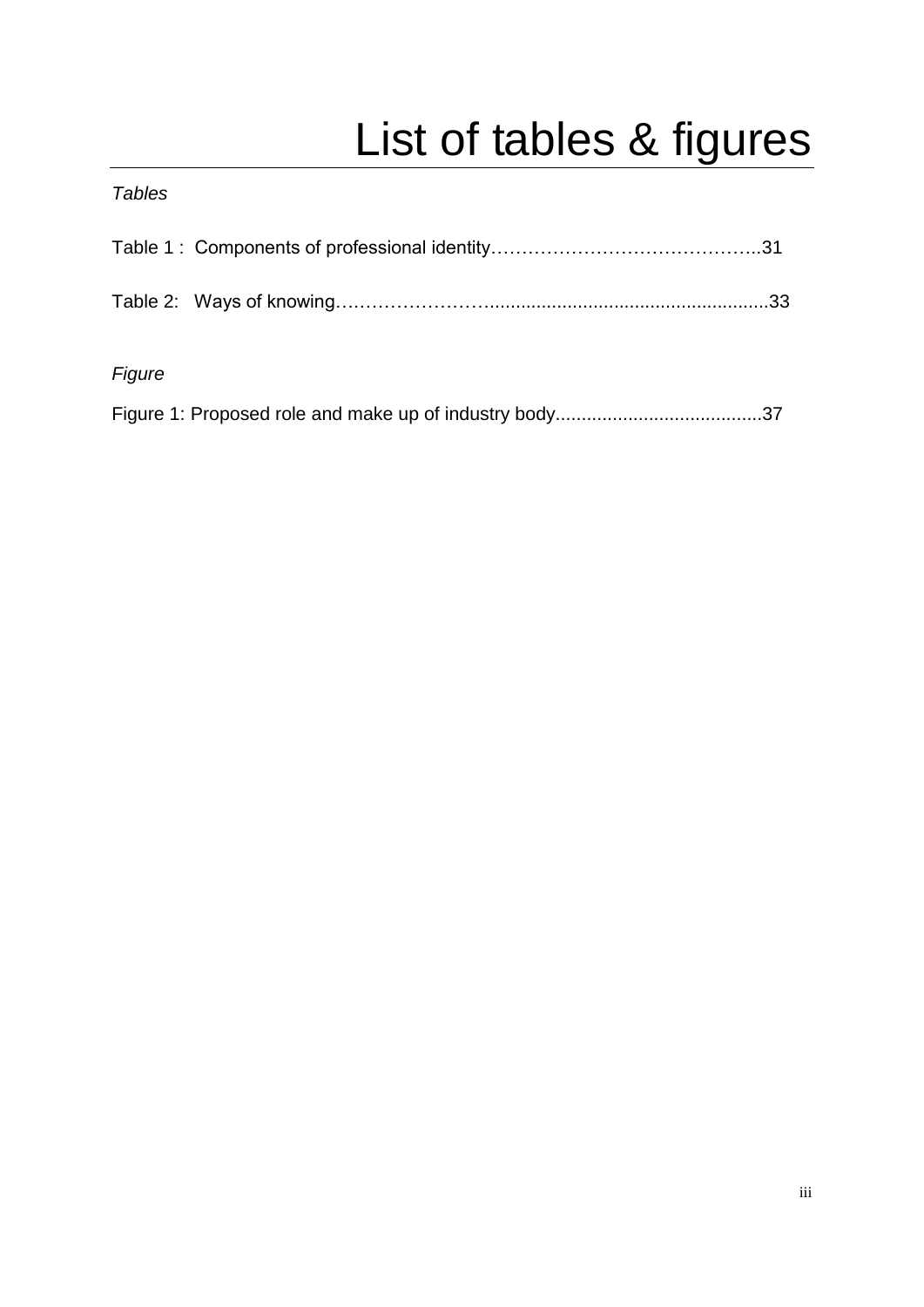# List of tables & figures

*Tables*

Table 1 : Components of professional identity……………………………………..31

Table 2: Ways of knowing……………………......................................................33

*Figure*

Figure 1: Proposed role and make up of industry body........................................37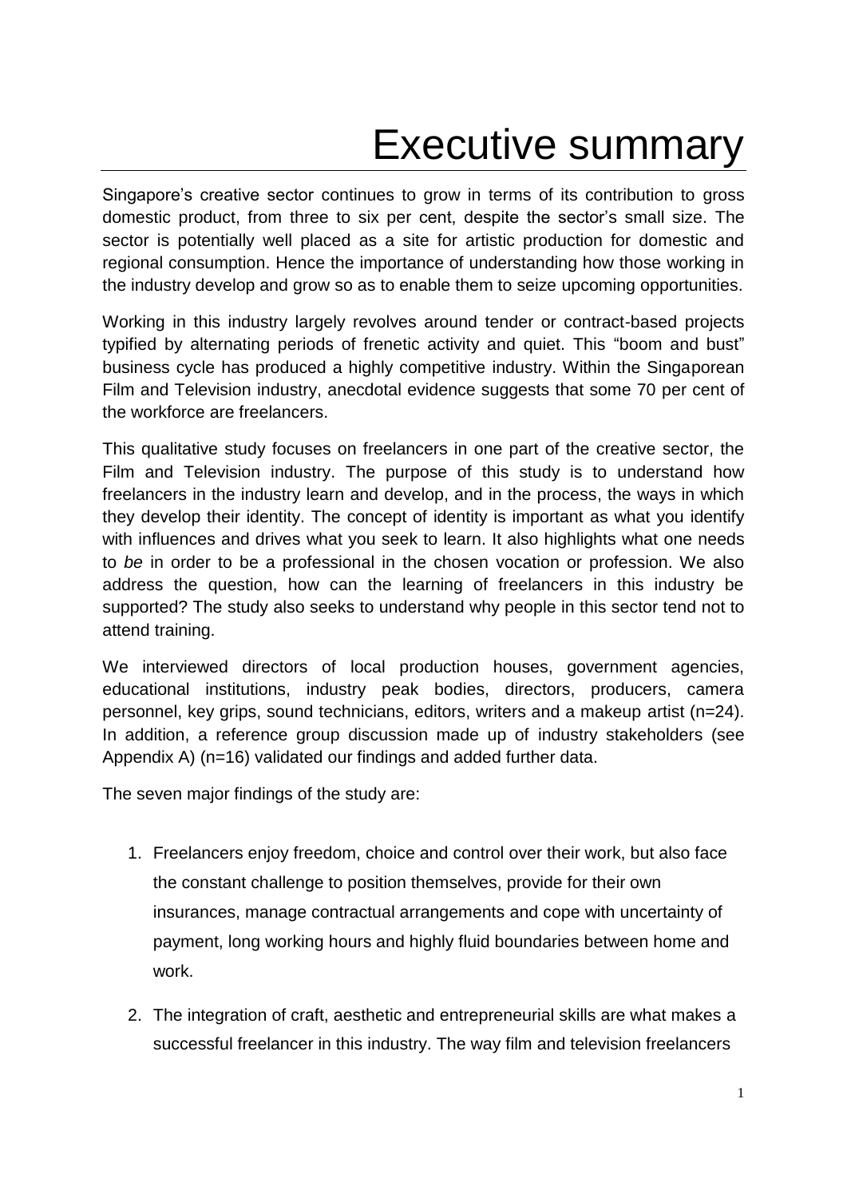# Executive summary

Singapore's creative sector continues to grow in terms of its contribution to gross domestic product, from three to six per cent, despite the sector's small size. The sector is potentially well placed as a site for artistic production for domestic and regional consumption. Hence the importance of understanding how those working in the industry develop and grow so as to enable them to seize upcoming opportunities.

Working in this industry largely revolves around tender or contract-based projects typified by alternating periods of frenetic activity and quiet. This "boom and bust" business cycle has produced a highly competitive industry. Within the Singaporean Film and Television industry, anecdotal evidence suggests that some 70 per cent of the workforce are freelancers.

This qualitative study focuses on freelancers in one part of the creative sector, the Film and Television industry. The purpose of this study is to understand how freelancers in the industry learn and develop, and in the process, the ways in which they develop their identity. The concept of identity is important as what you identify with influences and drives what you seek to learn. It also highlights what one needs to *be* in order to be a professional in the chosen vocation or profession. We also address the question, how can the learning of freelancers in this industry be supported? The study also seeks to understand why people in this sector tend not to attend training.

We interviewed directors of local production houses, government agencies, educational institutions, industry peak bodies, directors, producers, camera personnel, key grips, sound technicians, editors, writers and a makeup artist (n=24). In addition, a reference group discussion made up of industry stakeholders (see Appendix A) (n=16) validated our findings and added further data.

The seven major findings of the study are:

1. Freelancers enjoy freedom, choice and control over their work, but also face the constant challenge to position themselves, provide for their own insurances, manage contractual arrangements and cope with uncertainty of payment, long working hours and highly fluid boundaries between home and work.
2. The integration of craft, aesthetic and entrepreneurial skills are what makes a successful freelancer in this industry. The way film and television freelancers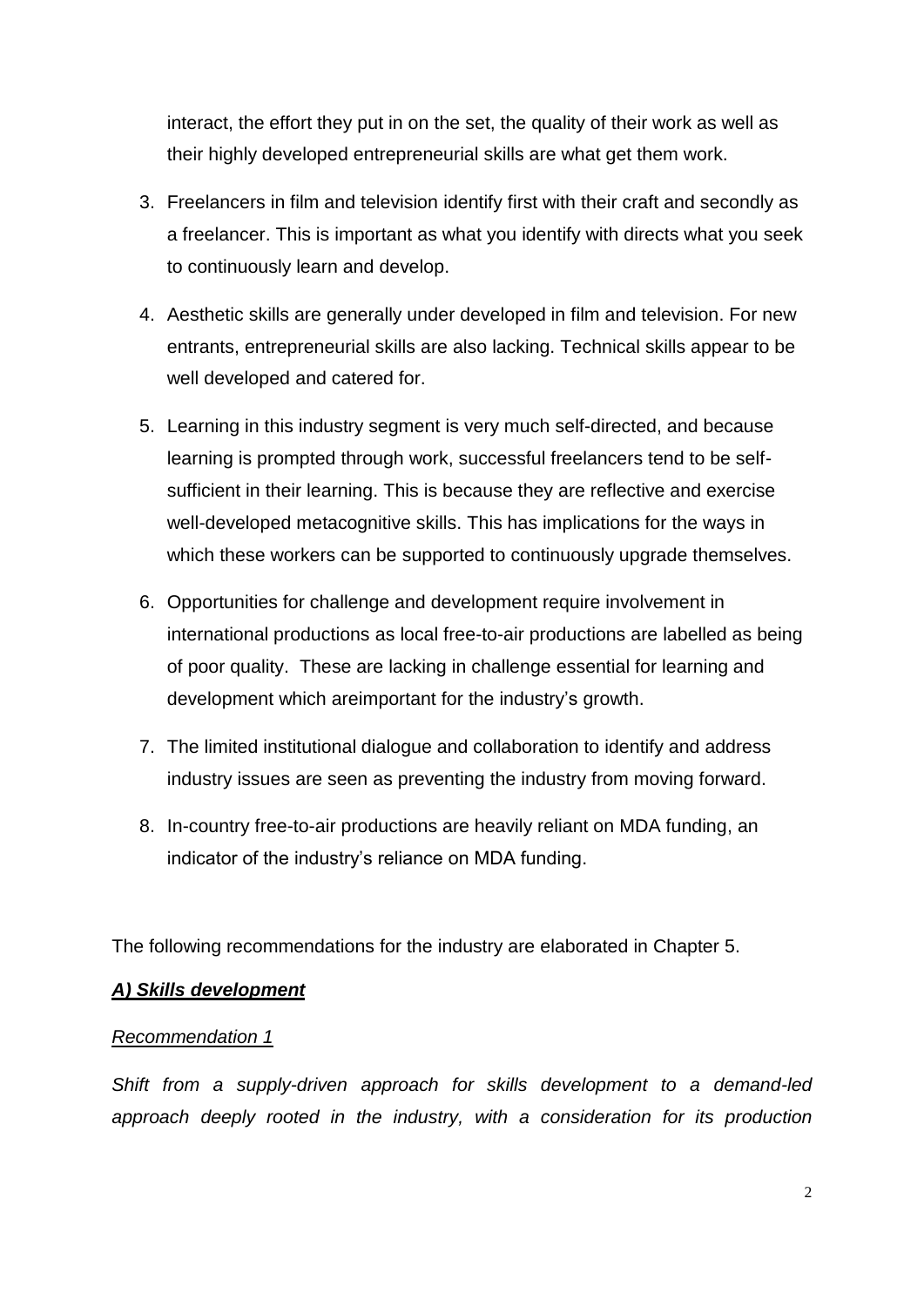interact, the effort they put in on the set, the quality of their work as well as their highly developed entrepreneurial skills are what get them work.

3. Freelancers in film and television identify first with their craft and secondly as a freelancer. This is important as what you identify with directs what you seek to continuously learn and develop.
4. Aesthetic skills are generally under developed in film and television. For new entrants, entrepreneurial skills are also lacking. Technical skills appear to be well developed and catered for.
5. Learning in this industry segment is very much self-directed, and because learning is prompted through work, successful freelancers tend to be self-sufficient in their learning. This is because they are reflective and exercise well-developed metacognitive skills. This has implications for the ways in which these workers can be supported to continuously upgrade themselves.
6. Opportunities for challenge and development require involvement in international productions as local free-to-air productions are labelled as being of poor quality. These are lacking in challenge essential for learning and development which areimportant for the industry's growth.
7. The limited institutional dialogue and collaboration to identify and address industry issues are seen as preventing the industry from moving forward.
8. In-country free-to-air productions are heavily reliant on MDA funding, an indicator of the industry's reliance on MDA funding.

The following recommendations for the industry are elaborated in Chapter 5.

***A) Skills development***

*Recommendation 1*

*Shift from a supply-driven approach for skills development to a demand-led approach deeply rooted in the industry, with a consideration for its production*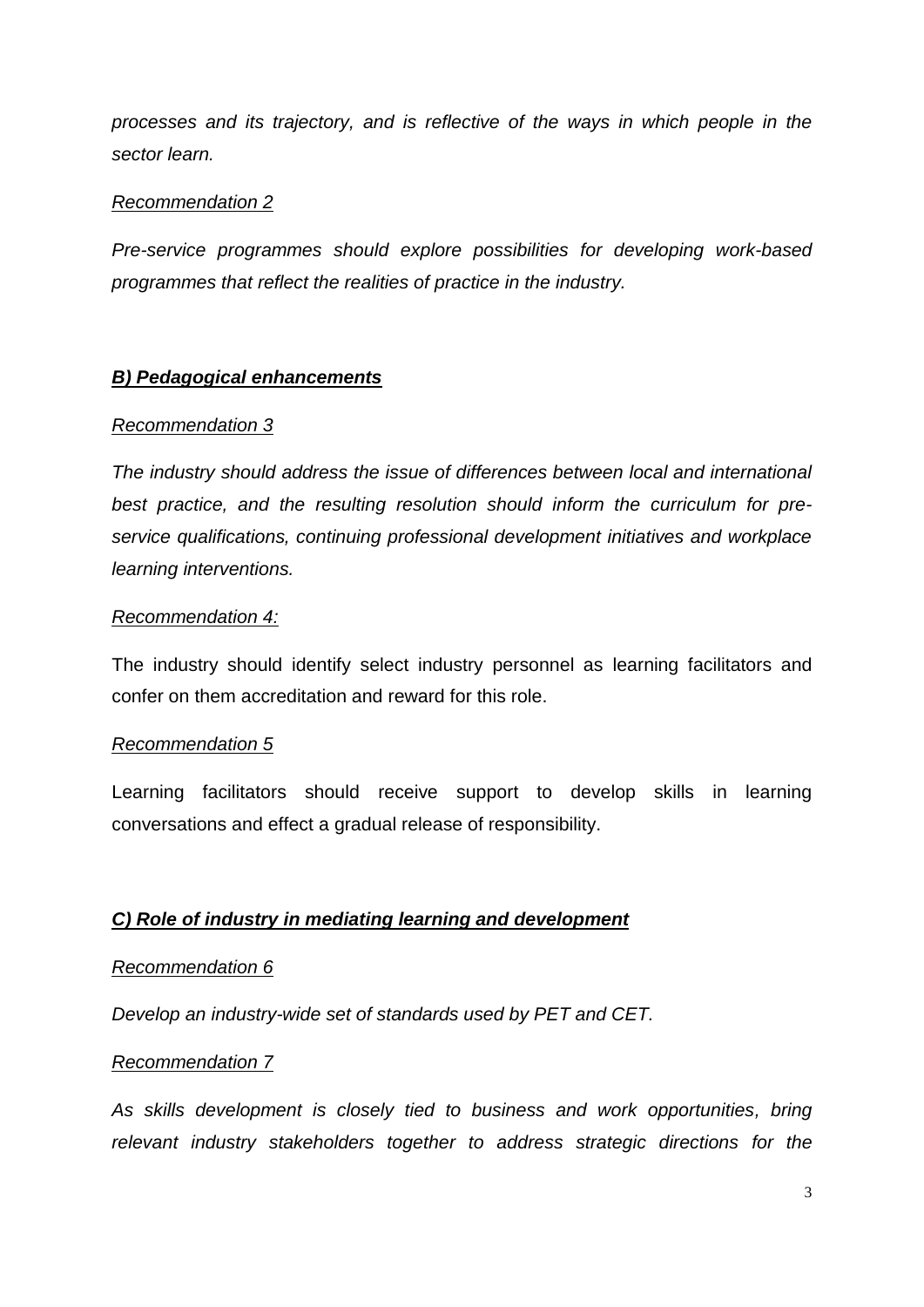*processes and its trajectory, and is reflective of the ways in which people in the sector learn.*

*Recommendation 2*

*Pre-service programmes should explore possibilities for developing work-based programmes that reflect the realities of practice in the industry.*

***B) Pedagogical enhancements***

*Recommendation 3*

*The industry should address the issue of differences between local and international best practice, and the resulting resolution should inform the curriculum for pre-service qualifications, continuing professional development initiatives and workplace learning interventions.*

*Recommendation 4:*

The industry should identify select industry personnel as learning facilitators and confer on them accreditation and reward for this role.

*Recommendation 5*

Learning facilitators should receive support to develop skills in learning conversations and effect a gradual release of responsibility.

***C) Role of industry in mediating learning and development***

*Recommendation 6*

*Develop an industry-wide set of standards used by PET and CET.*

*Recommendation 7*

*As skills development is closely tied to business and work opportunities, bring relevant industry stakeholders together to address strategic directions for the*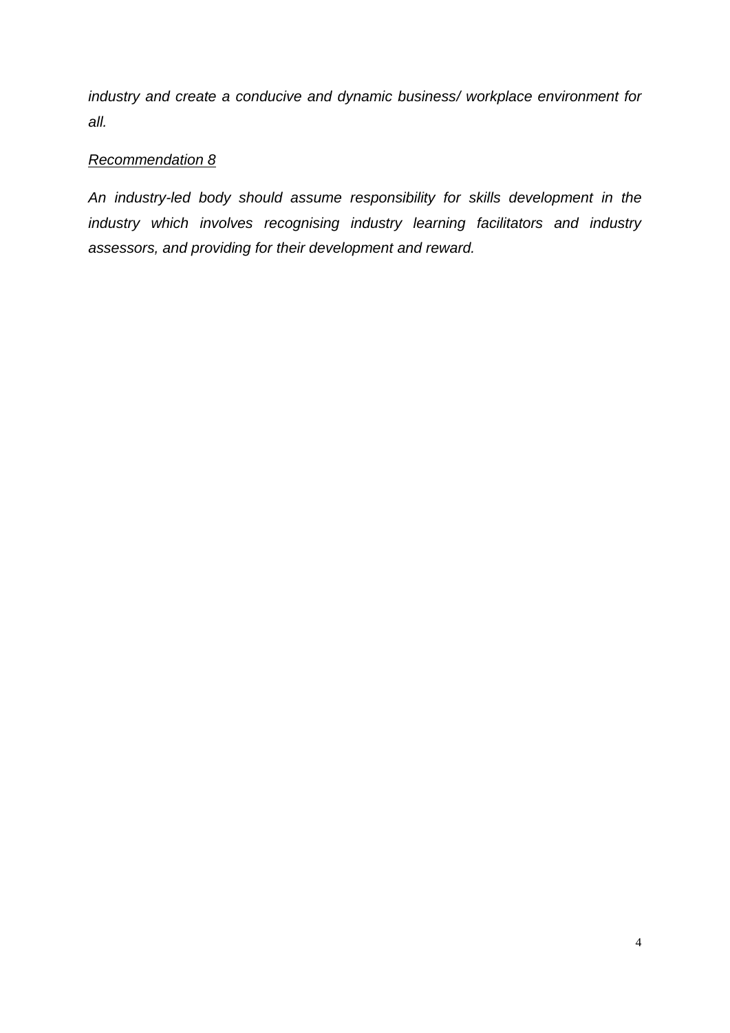*industry and create a conducive and dynamic business/ workplace environment for all.*

*Recommendation 8*

*An industry-led body should assume responsibility for skills development in the industry which involves recognising industry learning facilitators and industry assessors, and providing for their development and reward.*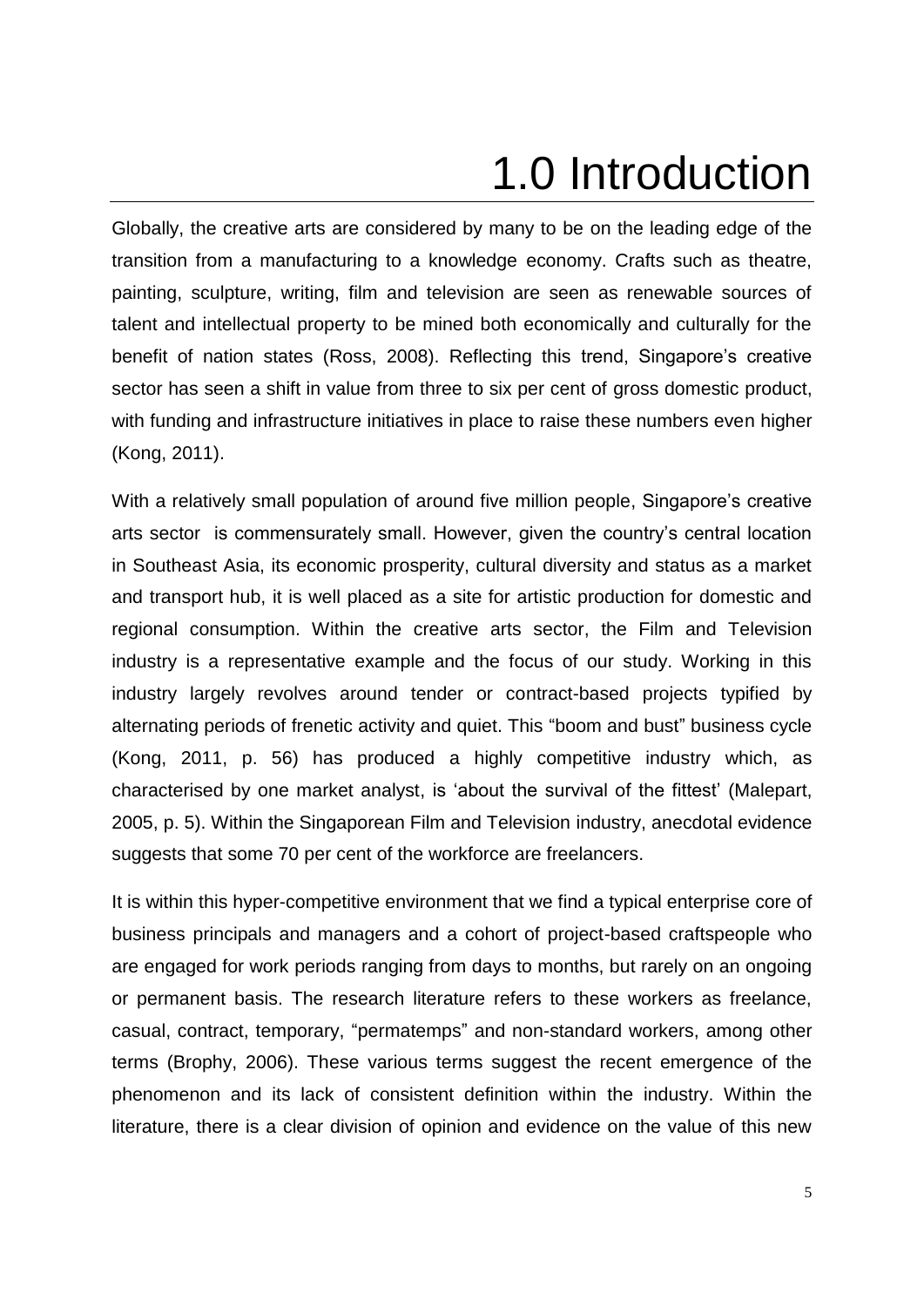# 1.0 Introduction

Globally, the creative arts are considered by many to be on the leading edge of the transition from a manufacturing to a knowledge economy. Crafts such as theatre, painting, sculpture, writing, film and television are seen as renewable sources of talent and intellectual property to be mined both economically and culturally for the benefit of nation states (Ross, 2008). Reflecting this trend, Singapore's creative sector has seen a shift in value from three to six per cent of gross domestic product, with funding and infrastructure initiatives in place to raise these numbers even higher (Kong, 2011).

With a relatively small population of around five million people, Singapore's creative arts sector is commensurately small. However, given the country's central location in Southeast Asia, its economic prosperity, cultural diversity and status as a market and transport hub, it is well placed as a site for artistic production for domestic and regional consumption. Within the creative arts sector, the Film and Television industry is a representative example and the focus of our study. Working in this industry largely revolves around tender or contract-based projects typified by alternating periods of frenetic activity and quiet. This "boom and bust" business cycle (Kong, 2011, p. 56) has produced a highly competitive industry which, as characterised by one market analyst, is 'about the survival of the fittest' (Malepart, 2005, p. 5). Within the Singaporean Film and Television industry, anecdotal evidence suggests that some 70 per cent of the workforce are freelancers.

It is within this hyper-competitive environment that we find a typical enterprise core of business principals and managers and a cohort of project-based craftspeople who are engaged for work periods ranging from days to months, but rarely on an ongoing or permanent basis. The research literature refers to these workers as freelance, casual, contract, temporary, "permatemps" and non-standard workers, among other terms (Brophy, 2006). These various terms suggest the recent emergence of the phenomenon and its lack of consistent definition within the industry. Within the literature, there is a clear division of opinion and evidence on the value of this new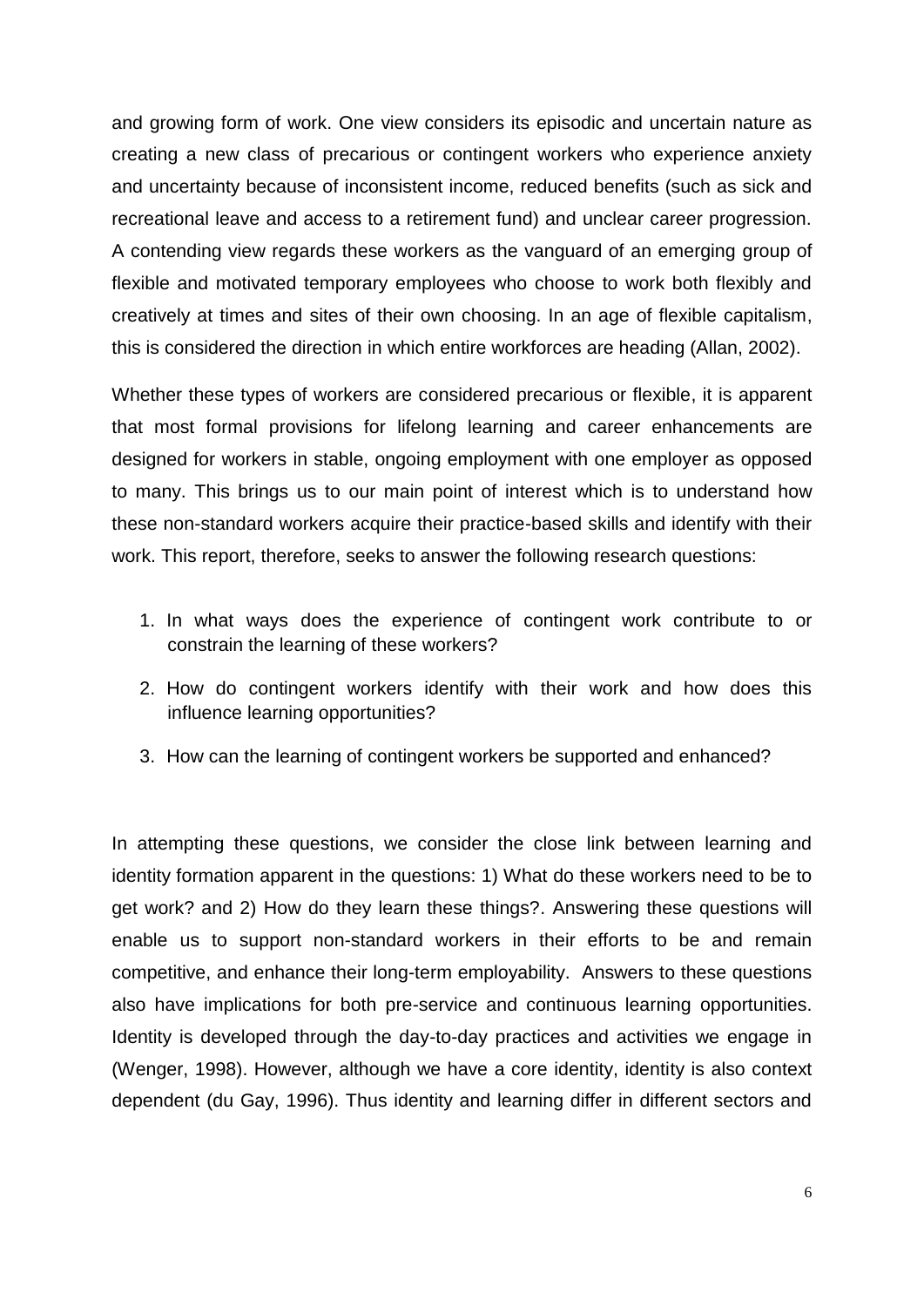and growing form of work. One view considers its episodic and uncertain nature as creating a new class of precarious or contingent workers who experience anxiety and uncertainty because of inconsistent income, reduced benefits (such as sick and recreational leave and access to a retirement fund) and unclear career progression. A contending view regards these workers as the vanguard of an emerging group of flexible and motivated temporary employees who choose to work both flexibly and creatively at times and sites of their own choosing. In an age of flexible capitalism, this is considered the direction in which entire workforces are heading (Allan, 2002).

Whether these types of workers are considered precarious or flexible, it is apparent that most formal provisions for lifelong learning and career enhancements are designed for workers in stable, ongoing employment with one employer as opposed to many. This brings us to our main point of interest which is to understand how these non-standard workers acquire their practice-based skills and identify with their work. This report, therefore, seeks to answer the following research questions:

1. In what ways does the experience of contingent work contribute to or constrain the learning of these workers?
2. How do contingent workers identify with their work and how does this influence learning opportunities?
3. How can the learning of contingent workers be supported and enhanced?

In attempting these questions, we consider the close link between learning and identity formation apparent in the questions: 1) What do these workers need to be to get work? and 2) How do they learn these things?. Answering these questions will enable us to support non-standard workers in their efforts to be and remain competitive, and enhance their long-term employability. Answers to these questions also have implications for both pre-service and continuous learning opportunities. Identity is developed through the day-to-day practices and activities we engage in (Wenger, 1998). However, although we have a core identity, identity is also context dependent (du Gay, 1996). Thus identity and learning differ in different sectors and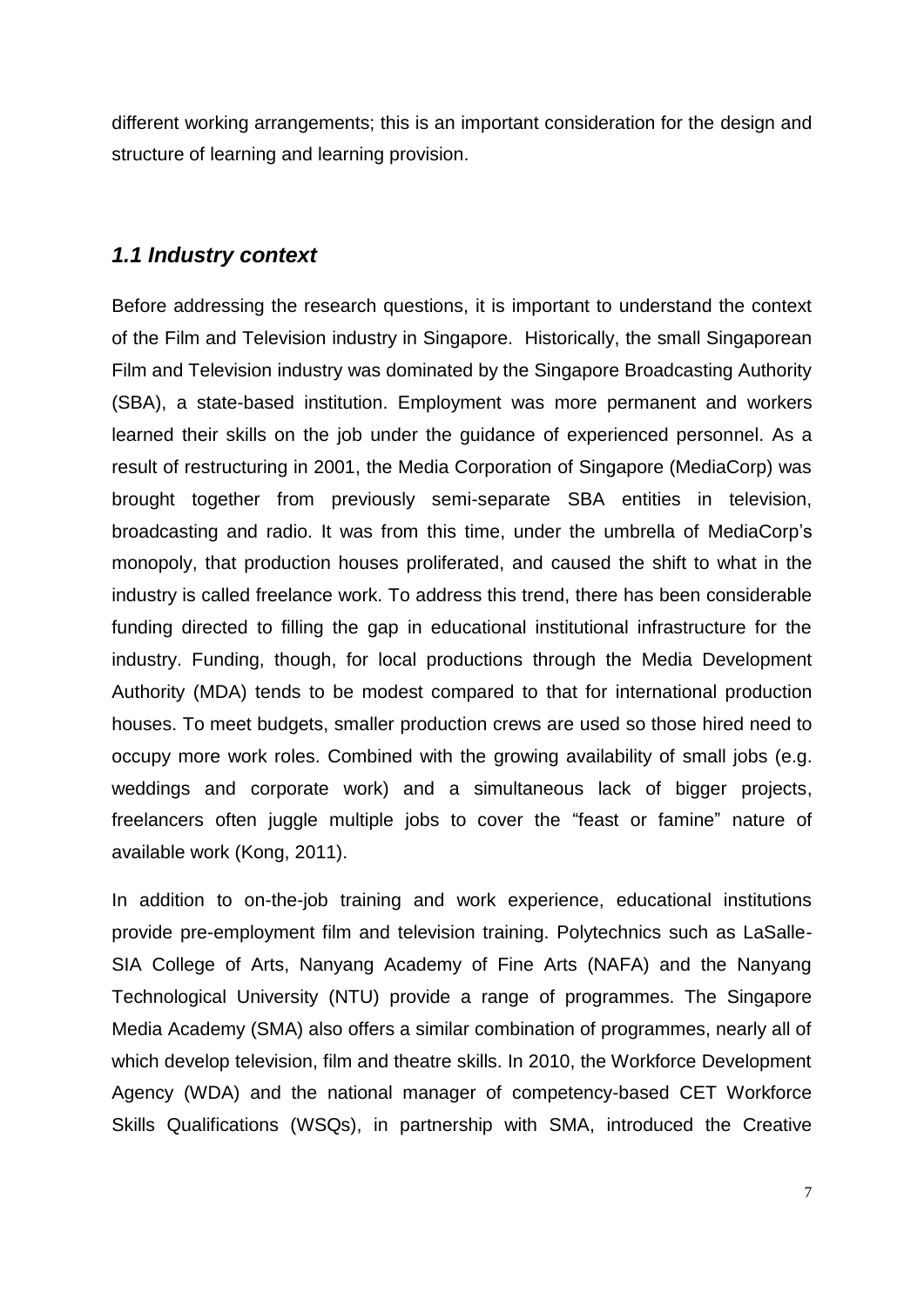different working arrangements; this is an important consideration for the design and structure of learning and learning provision.

## *1.1 Industry context*

Before addressing the research questions, it is important to understand the context of the Film and Television industry in Singapore. Historically, the small Singaporean Film and Television industry was dominated by the Singapore Broadcasting Authority (SBA), a state-based institution. Employment was more permanent and workers learned their skills on the job under the guidance of experienced personnel. As a result of restructuring in 2001, the Media Corporation of Singapore (MediaCorp) was brought together from previously semi-separate SBA entities in television, broadcasting and radio. It was from this time, under the umbrella of MediaCorp's monopoly, that production houses proliferated, and caused the shift to what in the industry is called freelance work. To address this trend, there has been considerable funding directed to filling the gap in educational institutional infrastructure for the industry. Funding, though, for local productions through the Media Development Authority (MDA) tends to be modest compared to that for international production houses. To meet budgets, smaller production crews are used so those hired need to occupy more work roles. Combined with the growing availability of small jobs (e.g. weddings and corporate work) and a simultaneous lack of bigger projects, freelancers often juggle multiple jobs to cover the "feast or famine" nature of available work (Kong, 2011).

In addition to on-the-job training and work experience, educational institutions provide pre-employment film and television training. Polytechnics such as LaSalle-SIA College of Arts, Nanyang Academy of Fine Arts (NAFA) and the Nanyang Technological University (NTU) provide a range of programmes. The Singapore Media Academy (SMA) also offers a similar combination of programmes, nearly all of which develop television, film and theatre skills. In 2010, the Workforce Development Agency (WDA) and the national manager of competency-based CET Workforce Skills Qualifications (WSQs), in partnership with SMA, introduced the Creative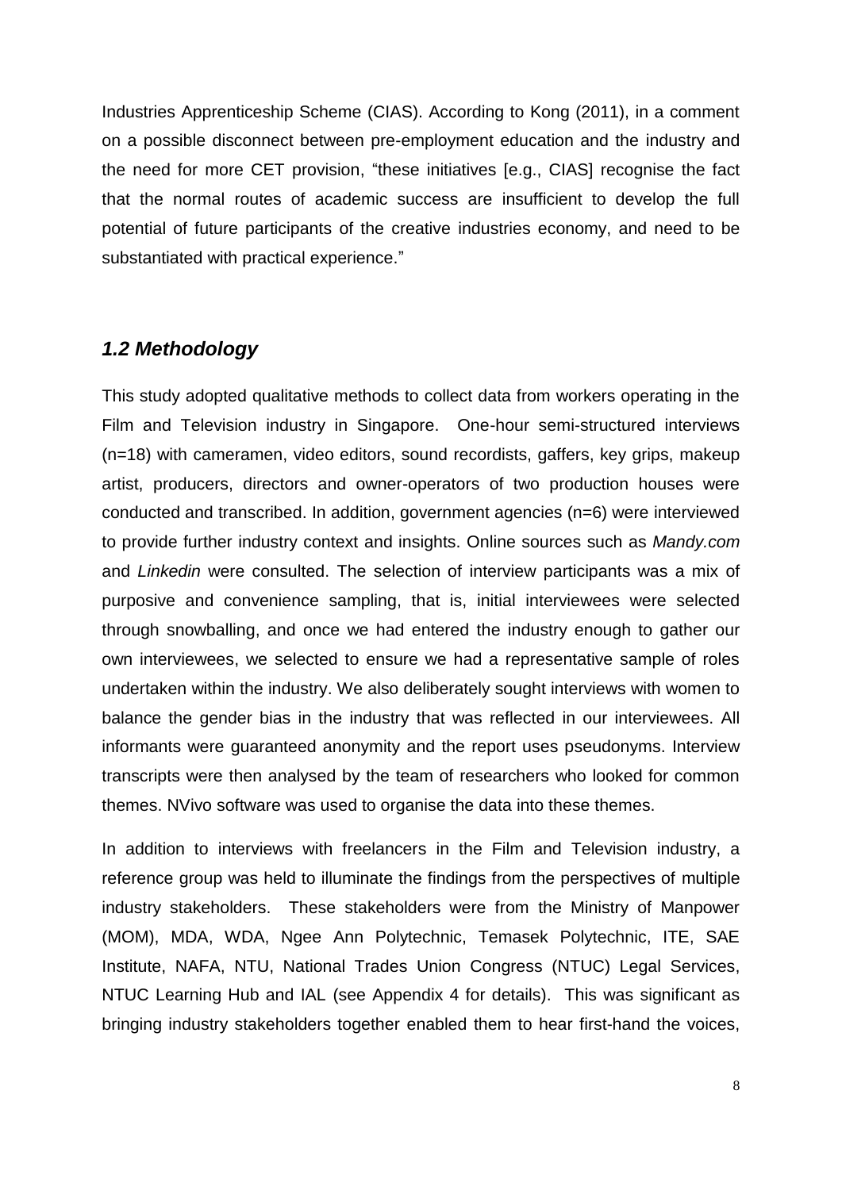Industries Apprenticeship Scheme (CIAS). According to Kong (2011), in a comment on a possible disconnect between pre-employment education and the industry and the need for more CET provision, "these initiatives [e.g., CIAS] recognise the fact that the normal routes of academic success are insufficient to develop the full potential of future participants of the creative industries economy, and need to be substantiated with practical experience."

### *1.2 Methodology*

This study adopted qualitative methods to collect data from workers operating in the Film and Television industry in Singapore. One-hour semi-structured interviews (n=18) with cameramen, video editors, sound recordists, gaffers, key grips, makeup artist, producers, directors and owner-operators of two production houses were conducted and transcribed. In addition, government agencies (n=6) were interviewed to provide further industry context and insights. Online sources such as *Mandy.com* and *Linkedin* were consulted. The selection of interview participants was a mix of purposive and convenience sampling, that is, initial interviewees were selected through snowballing, and once we had entered the industry enough to gather our own interviewees, we selected to ensure we had a representative sample of roles undertaken within the industry. We also deliberately sought interviews with women to balance the gender bias in the industry that was reflected in our interviewees. All informants were guaranteed anonymity and the report uses pseudonyms. Interview transcripts were then analysed by the team of researchers who looked for common themes. NVivo software was used to organise the data into these themes.

In addition to interviews with freelancers in the Film and Television industry, a reference group was held to illuminate the findings from the perspectives of multiple industry stakeholders. These stakeholders were from the Ministry of Manpower (MOM), MDA, WDA, Ngee Ann Polytechnic, Temasek Polytechnic, ITE, SAE Institute, NAFA, NTU, National Trades Union Congress (NTUC) Legal Services, NTUC Learning Hub and IAL (see Appendix 4 for details). This was significant as bringing industry stakeholders together enabled them to hear first-hand the voices,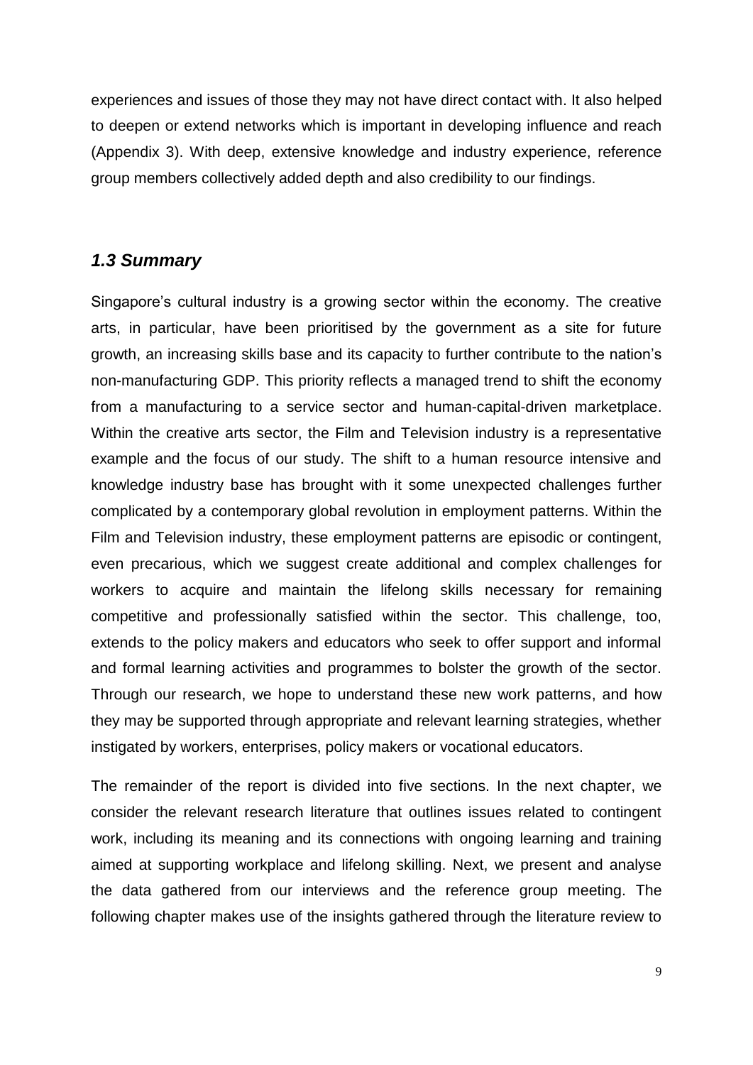experiences and issues of those they may not have direct contact with. It also helped to deepen or extend networks which is important in developing influence and reach (Appendix 3). With deep, extensive knowledge and industry experience, reference group members collectively added depth and also credibility to our findings.

## *1.3 Summary*

Singapore's cultural industry is a growing sector within the economy. The creative arts, in particular, have been prioritised by the government as a site for future growth, an increasing skills base and its capacity to further contribute to the nation's non-manufacturing GDP. This priority reflects a managed trend to shift the economy from a manufacturing to a service sector and human-capital-driven marketplace. Within the creative arts sector, the Film and Television industry is a representative example and the focus of our study. The shift to a human resource intensive and knowledge industry base has brought with it some unexpected challenges further complicated by a contemporary global revolution in employment patterns. Within the Film and Television industry, these employment patterns are episodic or contingent, even precarious, which we suggest create additional and complex challenges for workers to acquire and maintain the lifelong skills necessary for remaining competitive and professionally satisfied within the sector. This challenge, too, extends to the policy makers and educators who seek to offer support and informal and formal learning activities and programmes to bolster the growth of the sector. Through our research, we hope to understand these new work patterns, and how they may be supported through appropriate and relevant learning strategies, whether instigated by workers, enterprises, policy makers or vocational educators.

The remainder of the report is divided into five sections. In the next chapter, we consider the relevant research literature that outlines issues related to contingent work, including its meaning and its connections with ongoing learning and training aimed at supporting workplace and lifelong skilling. Next, we present and analyse the data gathered from our interviews and the reference group meeting. The following chapter makes use of the insights gathered through the literature review to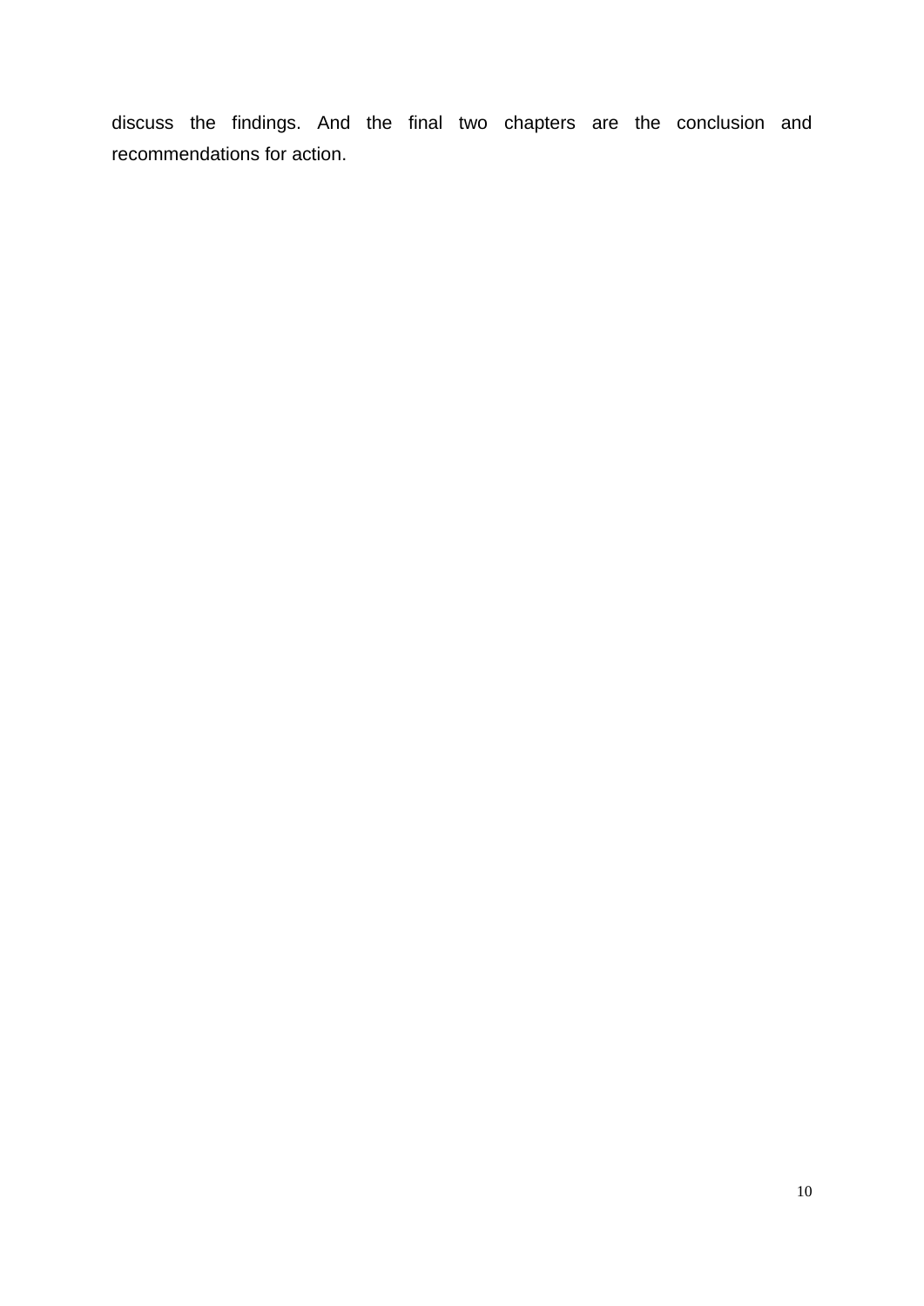discuss the findings. And the final two chapters are the conclusion and recommendations for action.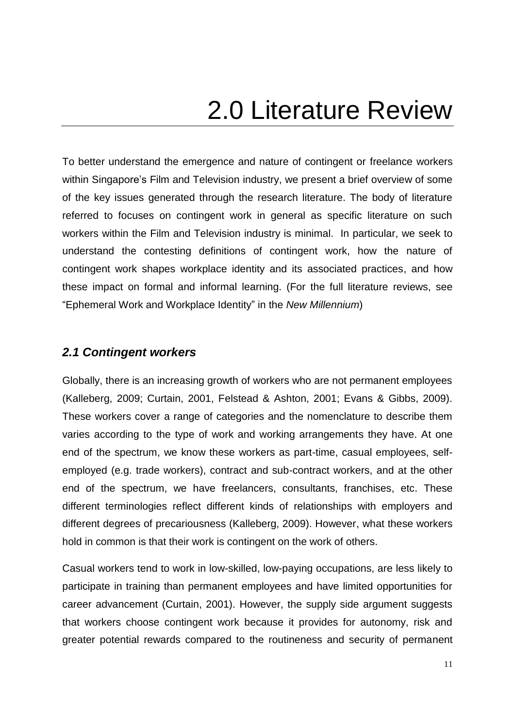# 2.0 Literature Review

To better understand the emergence and nature of contingent or freelance workers within Singapore's Film and Television industry, we present a brief overview of some of the key issues generated through the research literature. The body of literature referred to focuses on contingent work in general as specific literature on such workers within the Film and Television industry is minimal. In particular, we seek to understand the contesting definitions of contingent work, how the nature of contingent work shapes workplace identity and its associated practices, and how these impact on formal and informal learning. (For the full literature reviews, see "Ephemeral Work and Workplace Identity" in the *New Millennium*)

## *2.1 Contingent workers*

Globally, there is an increasing growth of workers who are not permanent employees (Kalleberg, 2009; Curtain, 2001, Felstead & Ashton, 2001; Evans & Gibbs, 2009). These workers cover a range of categories and the nomenclature to describe them varies according to the type of work and working arrangements they have. At one end of the spectrum, we know these workers as part-time, casual employees, self-employed (e.g. trade workers), contract and sub-contract workers, and at the other end of the spectrum, we have freelancers, consultants, franchises, etc. These different terminologies reflect different kinds of relationships with employers and different degrees of precariousness (Kalleberg, 2009). However, what these workers hold in common is that their work is contingent on the work of others.

Casual workers tend to work in low-skilled, low-paying occupations, are less likely to participate in training than permanent employees and have limited opportunities for career advancement (Curtain, 2001). However, the supply side argument suggests that workers choose contingent work because it provides for autonomy, risk and greater potential rewards compared to the routineness and security of permanent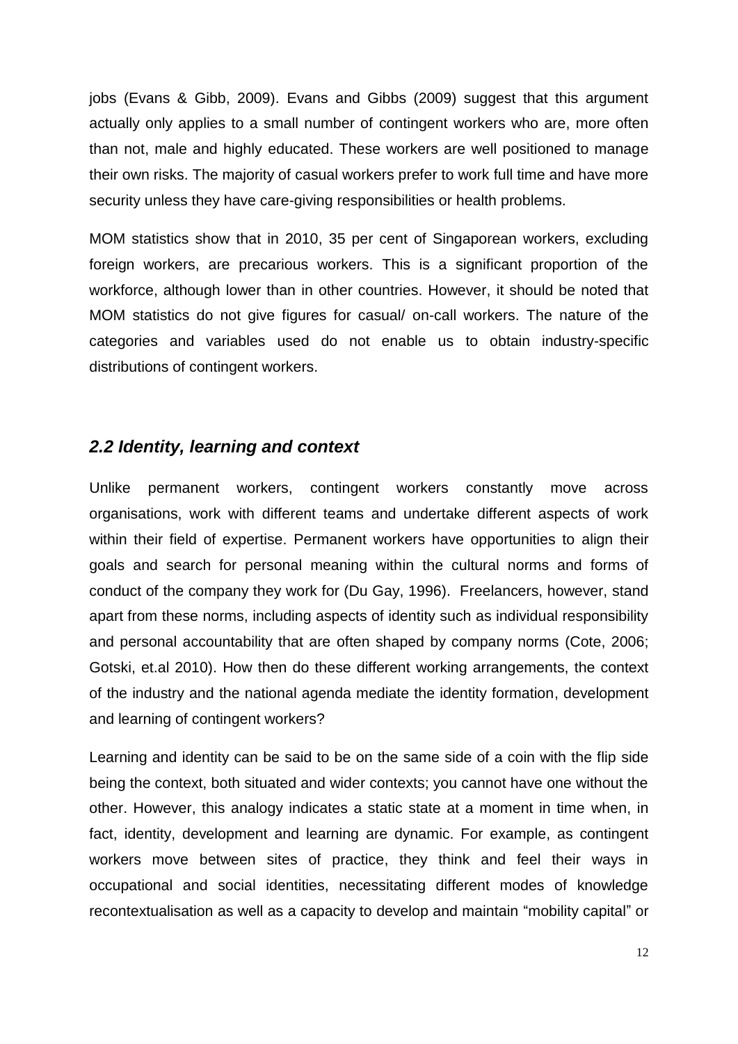jobs (Evans & Gibb, 2009). Evans and Gibbs (2009) suggest that this argument actually only applies to a small number of contingent workers who are, more often than not, male and highly educated. These workers are well positioned to manage their own risks. The majority of casual workers prefer to work full time and have more security unless they have care-giving responsibilities or health problems.

MOM statistics show that in 2010, 35 per cent of Singaporean workers, excluding foreign workers, are precarious workers. This is a significant proportion of the workforce, although lower than in other countries. However, it should be noted that MOM statistics do not give figures for casual/ on-call workers. The nature of the categories and variables used do not enable us to obtain industry-specific distributions of contingent workers.

## *2.2 Identity, learning and context*

Unlike permanent workers, contingent workers constantly move across organisations, work with different teams and undertake different aspects of work within their field of expertise. Permanent workers have opportunities to align their goals and search for personal meaning within the cultural norms and forms of conduct of the company they work for (Du Gay, 1996). Freelancers, however, stand apart from these norms, including aspects of identity such as individual responsibility and personal accountability that are often shaped by company norms (Cote, 2006; Gotski, et.al 2010). How then do these different working arrangements, the context of the industry and the national agenda mediate the identity formation, development and learning of contingent workers?

Learning and identity can be said to be on the same side of a coin with the flip side being the context, both situated and wider contexts; you cannot have one without the other. However, this analogy indicates a static state at a moment in time when, in fact, identity, development and learning are dynamic. For example, as contingent workers move between sites of practice, they think and feel their ways in occupational and social identities, necessitating different modes of knowledge recontextualisation as well as a capacity to develop and maintain "mobility capital" or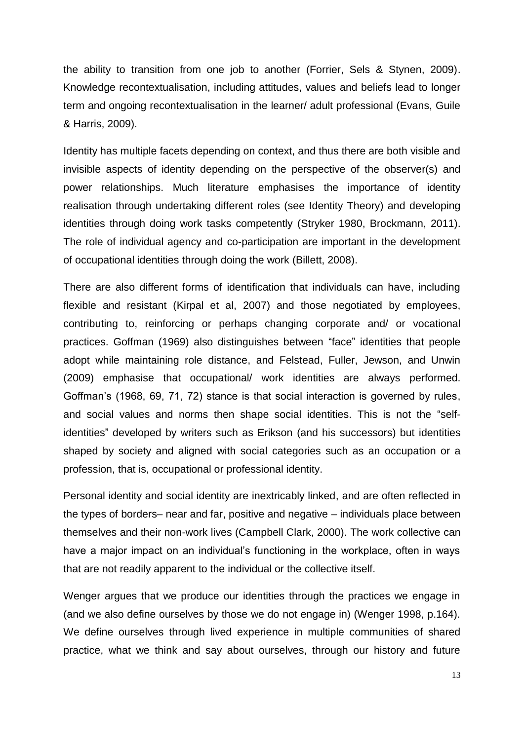the ability to transition from one job to another (Forrier, Sels & Stynen, 2009). Knowledge recontextualisation, including attitudes, values and beliefs lead to longer term and ongoing recontextualisation in the learner/ adult professional (Evans, Guile & Harris, 2009).

Identity has multiple facets depending on context, and thus there are both visible and invisible aspects of identity depending on the perspective of the observer(s) and power relationships. Much literature emphasises the importance of identity realisation through undertaking different roles (see Identity Theory) and developing identities through doing work tasks competently (Stryker 1980, Brockmann, 2011). The role of individual agency and co-participation are important in the development of occupational identities through doing the work (Billett, 2008).

There are also different forms of identification that individuals can have, including flexible and resistant (Kirpal et al, 2007) and those negotiated by employees, contributing to, reinforcing or perhaps changing corporate and/ or vocational practices. Goffman (1969) also distinguishes between "face" identities that people adopt while maintaining role distance, and Felstead, Fuller, Jewson, and Unwin (2009) emphasise that occupational/ work identities are always performed. Goffman's (1968, 69, 71, 72) stance is that social interaction is governed by rules, and social values and norms then shape social identities. This is not the "self-identities" developed by writers such as Erikson (and his successors) but identities shaped by society and aligned with social categories such as an occupation or a profession, that is, occupational or professional identity.

Personal identity and social identity are inextricably linked, and are often reflected in the types of borders– near and far, positive and negative – individuals place between themselves and their non-work lives (Campbell Clark, 2000). The work collective can have a major impact on an individual's functioning in the workplace, often in ways that are not readily apparent to the individual or the collective itself.

Wenger argues that we produce our identities through the practices we engage in (and we also define ourselves by those we do not engage in) (Wenger 1998, p.164). We define ourselves through lived experience in multiple communities of shared practice, what we think and say about ourselves, through our history and future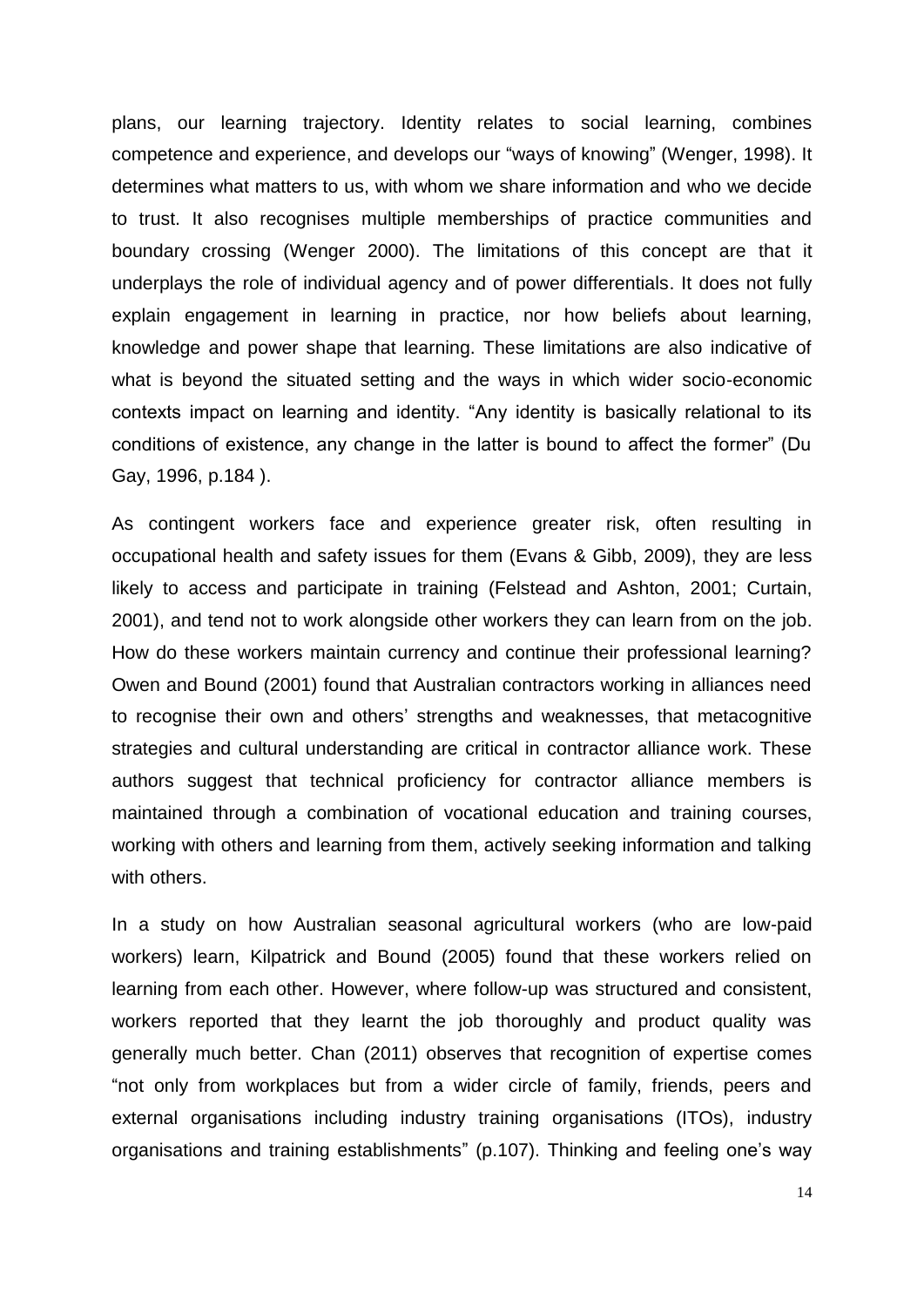plans, our learning trajectory. Identity relates to social learning, combines competence and experience, and develops our "ways of knowing" (Wenger, 1998). It determines what matters to us, with whom we share information and who we decide to trust. It also recognises multiple memberships of practice communities and boundary crossing (Wenger 2000). The limitations of this concept are that it underplays the role of individual agency and of power differentials. It does not fully explain engagement in learning in practice, nor how beliefs about learning, knowledge and power shape that learning. These limitations are also indicative of what is beyond the situated setting and the ways in which wider socio-economic contexts impact on learning and identity. "Any identity is basically relational to its conditions of existence, any change in the latter is bound to affect the former" (Du Gay, 1996, p.184 ).

As contingent workers face and experience greater risk, often resulting in occupational health and safety issues for them (Evans & Gibb, 2009), they are less likely to access and participate in training (Felstead and Ashton, 2001; Curtain, 2001), and tend not to work alongside other workers they can learn from on the job. How do these workers maintain currency and continue their professional learning? Owen and Bound (2001) found that Australian contractors working in alliances need to recognise their own and others' strengths and weaknesses, that metacognitive strategies and cultural understanding are critical in contractor alliance work. These authors suggest that technical proficiency for contractor alliance members is maintained through a combination of vocational education and training courses, working with others and learning from them, actively seeking information and talking with others.

In a study on how Australian seasonal agricultural workers (who are low-paid workers) learn, Kilpatrick and Bound (2005) found that these workers relied on learning from each other. However, where follow-up was structured and consistent, workers reported that they learnt the job thoroughly and product quality was generally much better. Chan (2011) observes that recognition of expertise comes "not only from workplaces but from a wider circle of family, friends, peers and external organisations including industry training organisations (ITOs), industry organisations and training establishments" (p.107). Thinking and feeling one's way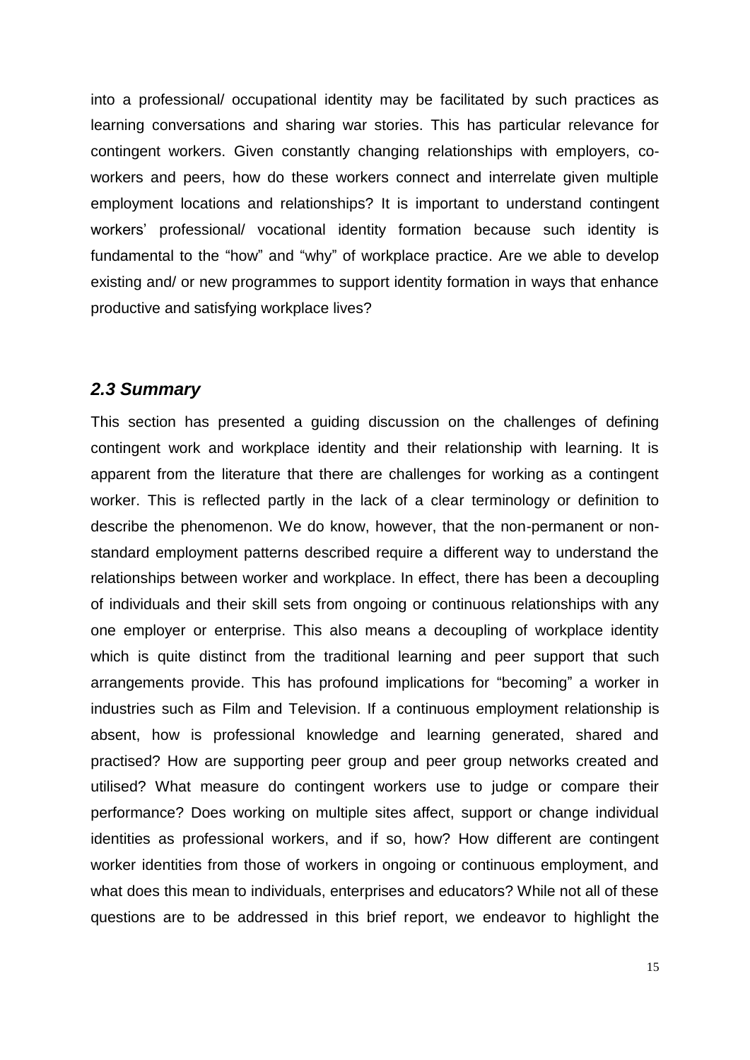into a professional/ occupational identity may be facilitated by such practices as learning conversations and sharing war stories. This has particular relevance for contingent workers. Given constantly changing relationships with employers, co-workers and peers, how do these workers connect and interrelate given multiple employment locations and relationships? It is important to understand contingent workers' professional/ vocational identity formation because such identity is fundamental to the "how" and "why" of workplace practice. Are we able to develop existing and/ or new programmes to support identity formation in ways that enhance productive and satisfying workplace lives?

### *2.3 Summary*

This section has presented a guiding discussion on the challenges of defining contingent work and workplace identity and their relationship with learning. It is apparent from the literature that there are challenges for working as a contingent worker. This is reflected partly in the lack of a clear terminology or definition to describe the phenomenon. We do know, however, that the non-permanent or non-standard employment patterns described require a different way to understand the relationships between worker and workplace. In effect, there has been a decoupling of individuals and their skill sets from ongoing or continuous relationships with any one employer or enterprise. This also means a decoupling of workplace identity which is quite distinct from the traditional learning and peer support that such arrangements provide. This has profound implications for "becoming" a worker in industries such as Film and Television. If a continuous employment relationship is absent, how is professional knowledge and learning generated, shared and practised? How are supporting peer group and peer group networks created and utilised? What measure do contingent workers use to judge or compare their performance? Does working on multiple sites affect, support or change individual identities as professional workers, and if so, how? How different are contingent worker identities from those of workers in ongoing or continuous employment, and what does this mean to individuals, enterprises and educators? While not all of these questions are to be addressed in this brief report, we endeavor to highlight the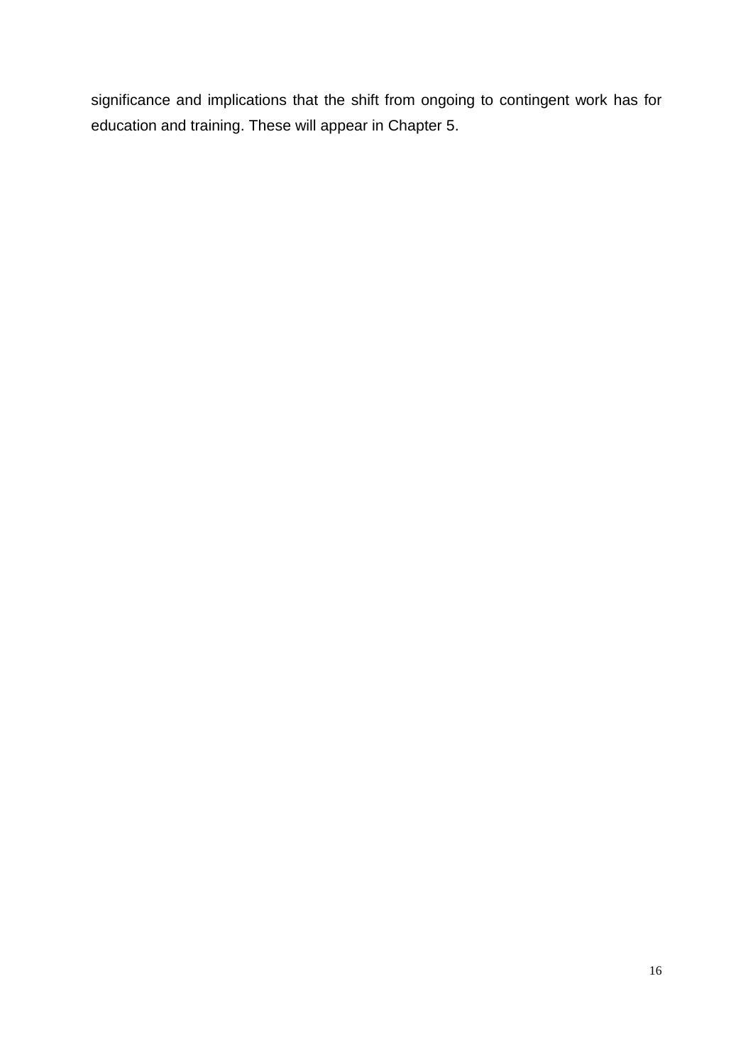significance and implications that the shift from ongoing to contingent work has for education and training. These will appear in Chapter 5.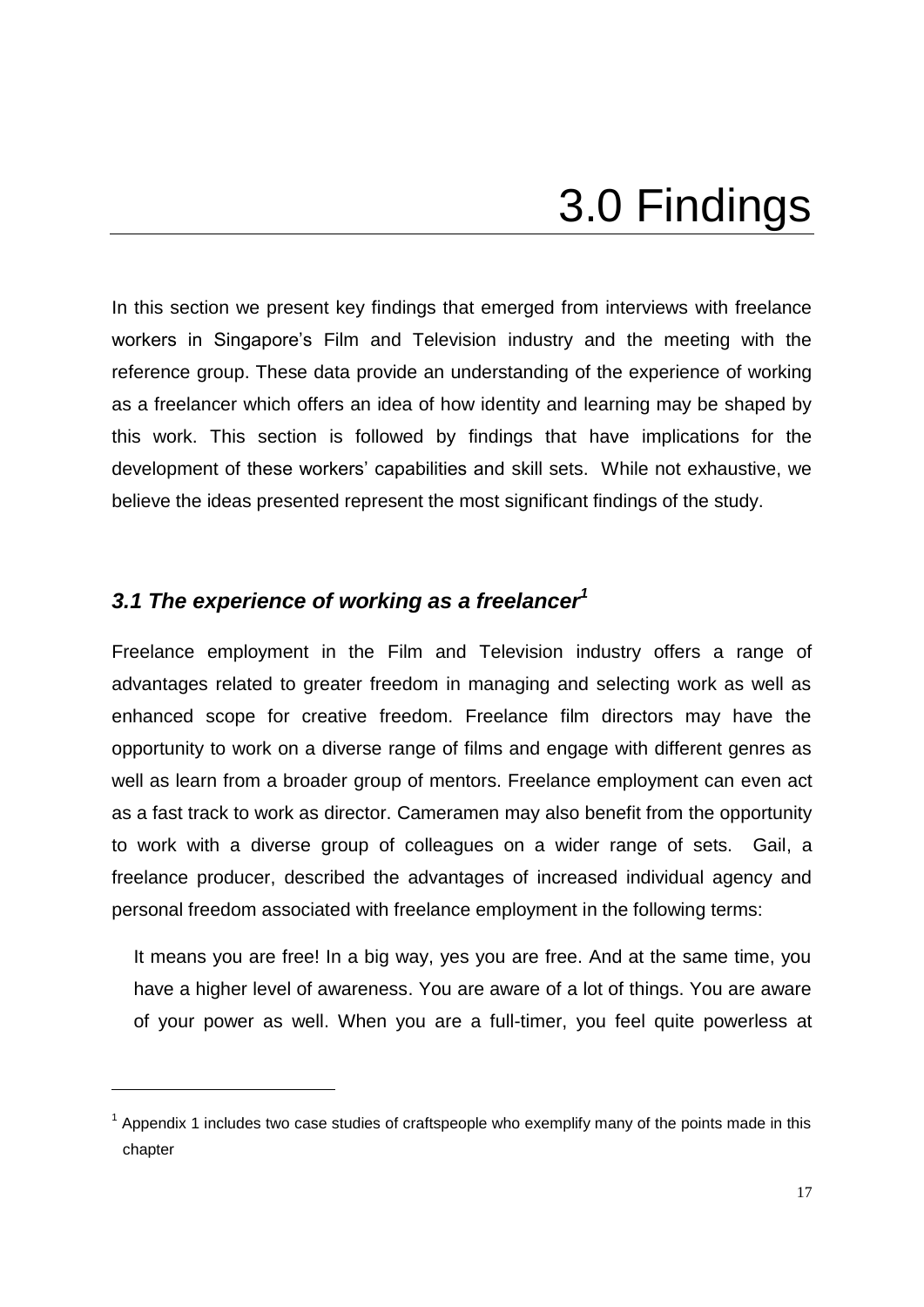# 3.0 Findings

In this section we present key findings that emerged from interviews with freelance workers in Singapore's Film and Television industry and the meeting with the reference group. These data provide an understanding of the experience of working as a freelancer which offers an idea of how identity and learning may be shaped by this work. This section is followed by findings that have implications for the development of these workers' capabilities and skill sets. While not exhaustive, we believe the ideas presented represent the most significant findings of the study.

## *3.1 The experience of working as a freelancer*[1]

Freelance employment in the Film and Television industry offers a range of advantages related to greater freedom in managing and selecting work as well as enhanced scope for creative freedom. Freelance film directors may have the opportunity to work on a diverse range of films and engage with different genres as well as learn from a broader group of mentors. Freelance employment can even act as a fast track to work as director. Cameramen may also benefit from the opportunity to work with a diverse group of colleagues on a wider range of sets. Gail, a freelance producer, described the advantages of increased individual agency and personal freedom associated with freelance employment in the following terms:

> It means you are free! In a big way, yes you are free. And at the same time, you have a higher level of awareness. You are aware of a lot of things. You are aware of your power as well. When you are a full-timer, you feel quite powerless at

[1] Appendix 1 includes two case studies of craftspeople who exemplify many of the points made in this chapter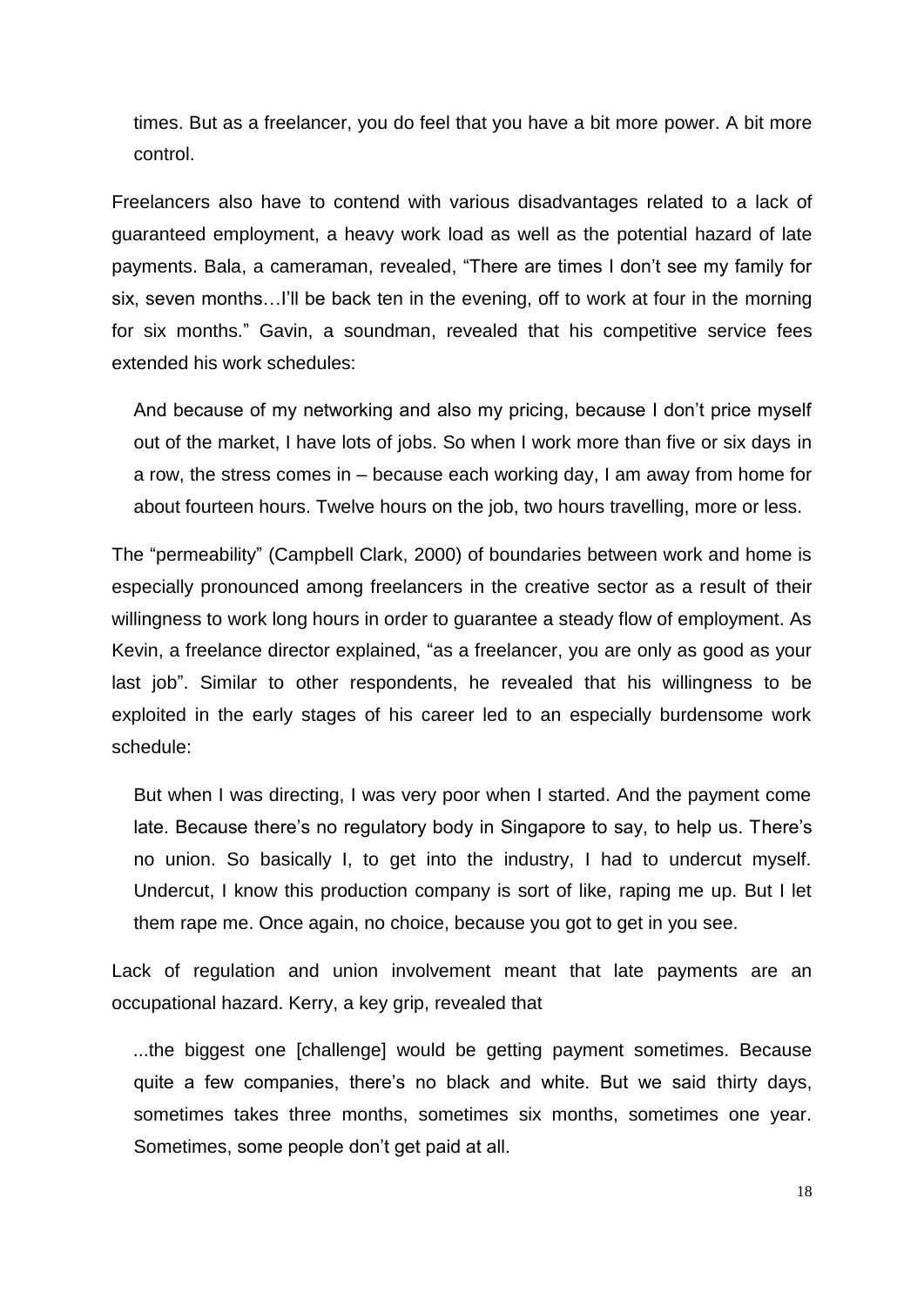times. But as a freelancer, you do feel that you have a bit more power. A bit more control.

Freelancers also have to contend with various disadvantages related to a lack of guaranteed employment, a heavy work load as well as the potential hazard of late payments. Bala, a cameraman, revealed, "There are times I don't see my family for six, seven months…I'll be back ten in the evening, off to work at four in the morning for six months." Gavin, a soundman, revealed that his competitive service fees extended his work schedules:

> And because of my networking and also my pricing, because I don't price myself out of the market, I have lots of jobs. So when I work more than five or six days in a row, the stress comes in – because each working day, I am away from home for about fourteen hours. Twelve hours on the job, two hours travelling, more or less.

The "permeability" (Campbell Clark, 2000) of boundaries between work and home is especially pronounced among freelancers in the creative sector as a result of their willingness to work long hours in order to guarantee a steady flow of employment. As Kevin, a freelance director explained, "as a freelancer, you are only as good as your last job". Similar to other respondents, he revealed that his willingness to be exploited in the early stages of his career led to an especially burdensome work schedule:

> But when I was directing, I was very poor when I started. And the payment come late. Because there's no regulatory body in Singapore to say, to help us. There's no union. So basically I, to get into the industry, I had to undercut myself. Undercut, I know this production company is sort of like, raping me up. But I let them rape me. Once again, no choice, because you got to get in you see.

Lack of regulation and union involvement meant that late payments are an occupational hazard. Kerry, a key grip, revealed that

> ...the biggest one [challenge] would be getting payment sometimes. Because quite a few companies, there's no black and white. But we said thirty days, sometimes takes three months, sometimes six months, sometimes one year. Sometimes, some people don't get paid at all.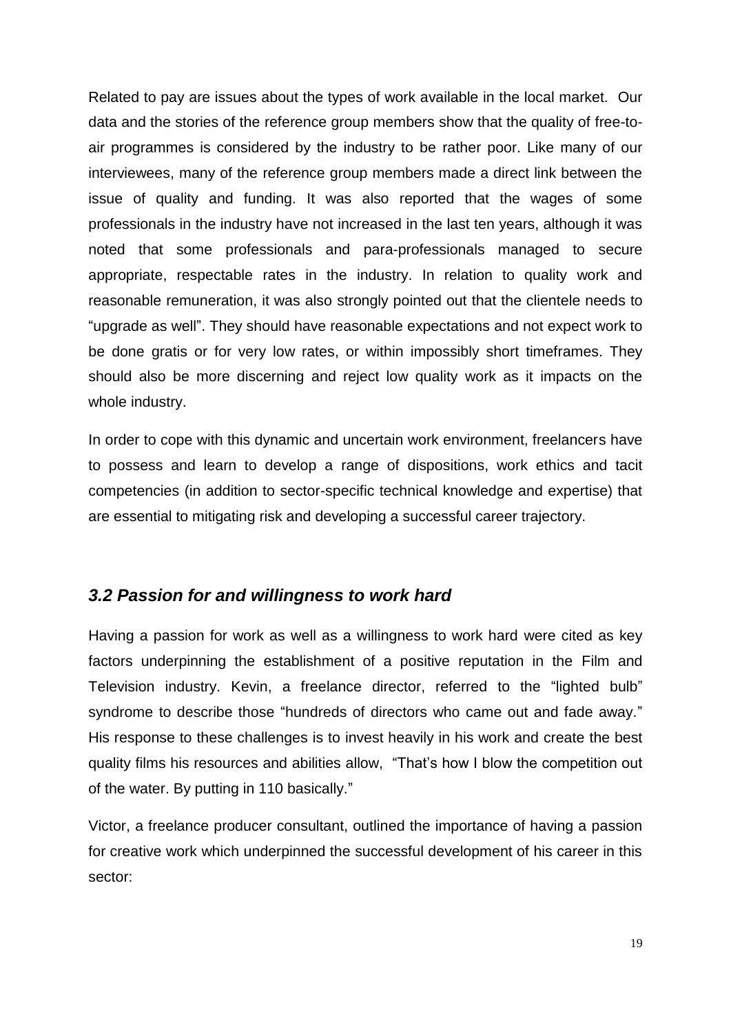Related to pay are issues about the types of work available in the local market. Our data and the stories of the reference group members show that the quality of free-to-air programmes is considered by the industry to be rather poor. Like many of our interviewees, many of the reference group members made a direct link between the issue of quality and funding. It was also reported that the wages of some professionals in the industry have not increased in the last ten years, although it was noted that some professionals and para-professionals managed to secure appropriate, respectable rates in the industry. In relation to quality work and reasonable remuneration, it was also strongly pointed out that the clientele needs to "upgrade as well". They should have reasonable expectations and not expect work to be done gratis or for very low rates, or within impossibly short timeframes. They should also be more discerning and reject low quality work as it impacts on the whole industry.

In order to cope with this dynamic and uncertain work environment, freelancers have to possess and learn to develop a range of dispositions, work ethics and tacit competencies (in addition to sector-specific technical knowledge and expertise) that are essential to mitigating risk and developing a successful career trajectory.

### *3.2 Passion for and willingness to work hard*

Having a passion for work as well as a willingness to work hard were cited as key factors underpinning the establishment of a positive reputation in the Film and Television industry. Kevin, a freelance director, referred to the "lighted bulb" syndrome to describe those "hundreds of directors who came out and fade away." His response to these challenges is to invest heavily in his work and create the best quality films his resources and abilities allow, "That's how I blow the competition out of the water. By putting in 110 basically."

Victor, a freelance producer consultant, outlined the importance of having a passion for creative work which underpinned the successful development of his career in this sector: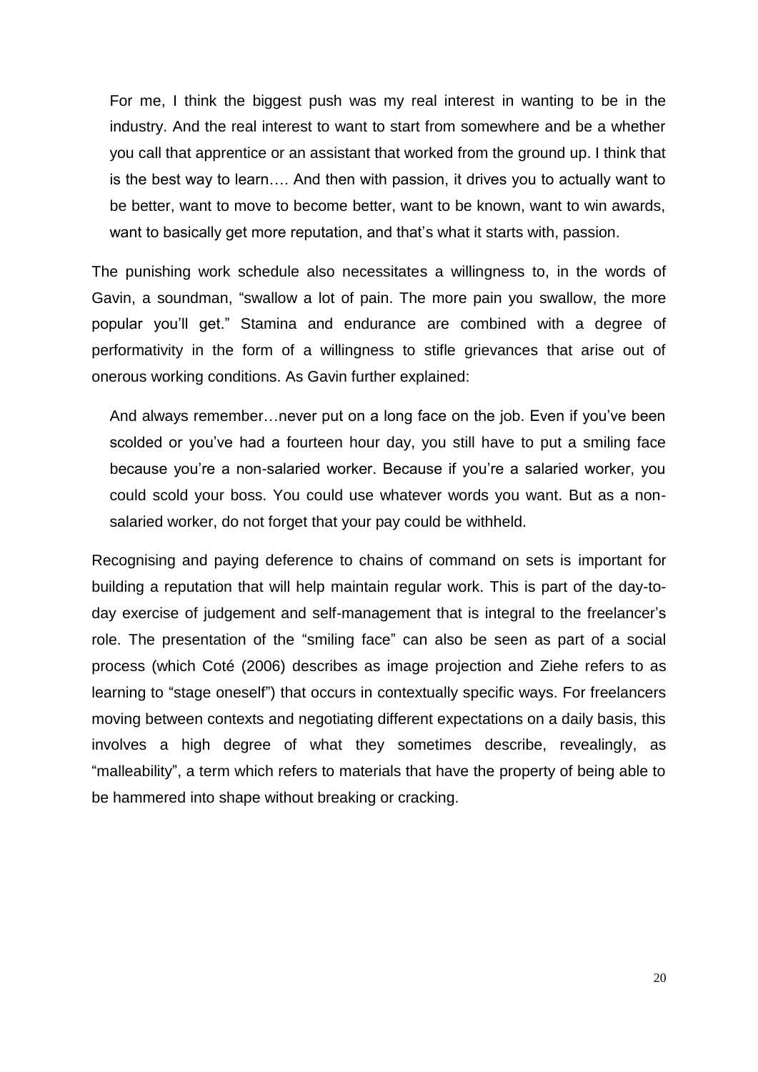> For me, I think the biggest push was my real interest in wanting to be in the industry. And the real interest to want to start from somewhere and be a whether you call that apprentice or an assistant that worked from the ground up. I think that is the best way to learn…. And then with passion, it drives you to actually want to be better, want to move to become better, want to be known, want to win awards, want to basically get more reputation, and that's what it starts with, passion.

The punishing work schedule also necessitates a willingness to, in the words of Gavin, a soundman, "swallow a lot of pain. The more pain you swallow, the more popular you'll get." Stamina and endurance are combined with a degree of performativity in the form of a willingness to stifle grievances that arise out of onerous working conditions. As Gavin further explained:

> And always remember…never put on a long face on the job. Even if you've been scolded or you've had a fourteen hour day, you still have to put a smiling face because you're a non-salaried worker. Because if you're a salaried worker, you could scold your boss. You could use whatever words you want. But as a non-salaried worker, do not forget that your pay could be withheld.

Recognising and paying deference to chains of command on sets is important for building a reputation that will help maintain regular work. This is part of the day-to-day exercise of judgement and self-management that is integral to the freelancer's role. The presentation of the "smiling face" can also be seen as part of a social process (which Coté (2006) describes as image projection and Ziehe refers to as learning to "stage oneself") that occurs in contextually specific ways. For freelancers moving between contexts and negotiating different expectations on a daily basis, this involves a high degree of what they sometimes describe, revealingly, as "malleability", a term which refers to materials that have the property of being able to be hammered into shape without breaking or cracking.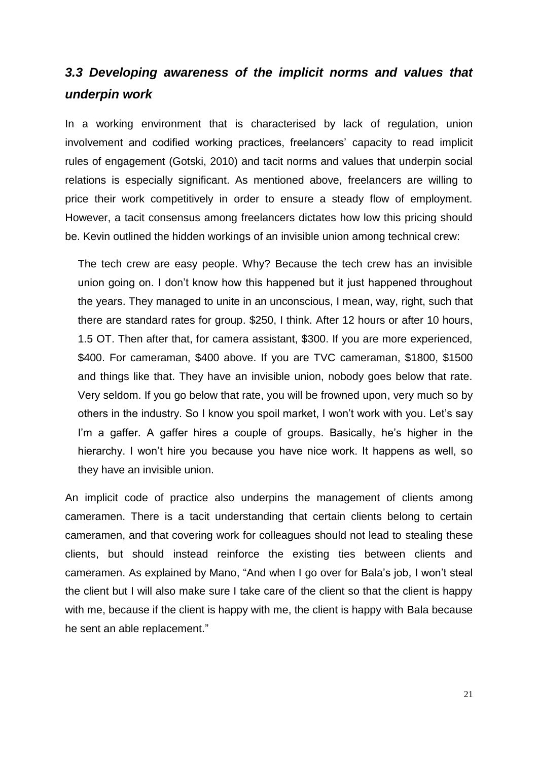### *3.3 Developing awareness of the implicit norms and values that underpin work*

In a working environment that is characterised by lack of regulation, union involvement and codified working practices, freelancers' capacity to read implicit rules of engagement (Gotski, 2010) and tacit norms and values that underpin social relations is especially significant. As mentioned above, freelancers are willing to price their work competitively in order to ensure a steady flow of employment. However, a tacit consensus among freelancers dictates how low this pricing should be. Kevin outlined the hidden workings of an invisible union among technical crew:

> The tech crew are easy people. Why? Because the tech crew has an invisible union going on. I don't know how this happened but it just happened throughout the years. They managed to unite in an unconscious, I mean, way, right, such that there are standard rates for group. $250, I think. After 12 hours or after 10 hours, 1.5 OT. Then after that, for camera assistant, $300. If you are more experienced, $400. For cameraman, $400 above. If you are TVC cameraman, $1800, $1500 and things like that. They have an invisible union, nobody goes below that rate. Very seldom. If you go below that rate, you will be frowned upon, very much so by others in the industry. So I know you spoil market, I won't work with you. Let's say I'm a gaffer. A gaffer hires a couple of groups. Basically, he's higher in the hierarchy. I won't hire you because you have nice work. It happens as well, so they have an invisible union.

An implicit code of practice also underpins the management of clients among cameramen. There is a tacit understanding that certain clients belong to certain cameramen, and that covering work for colleagues should not lead to stealing these clients, but should instead reinforce the existing ties between clients and cameramen. As explained by Mano, "And when I go over for Bala's job, I won't steal the client but I will also make sure I take care of the client so that the client is happy with me, because if the client is happy with me, the client is happy with Bala because he sent an able replacement."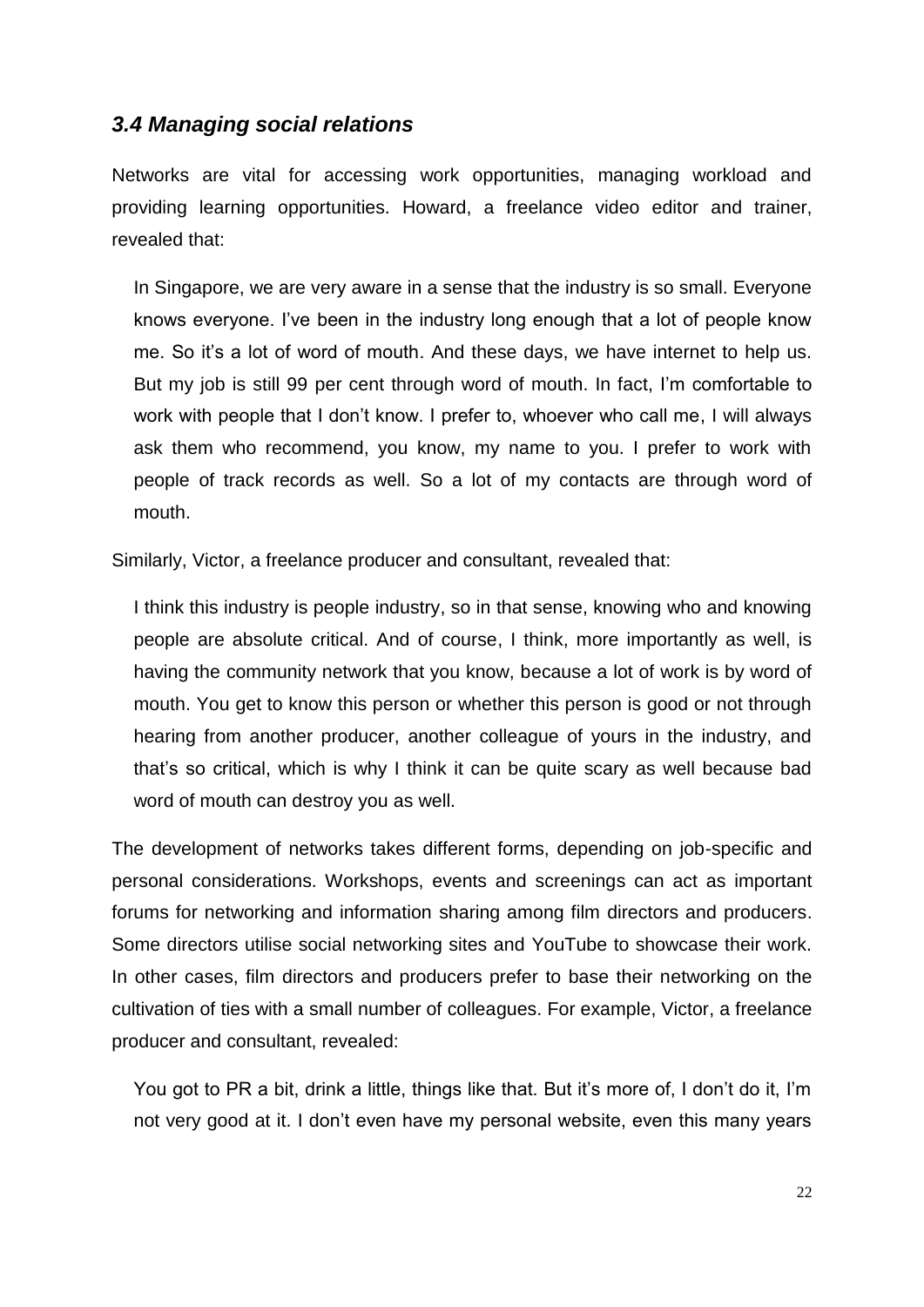### *3.4 Managing social relations*

Networks are vital for accessing work opportunities, managing workload and providing learning opportunities. Howard, a freelance video editor and trainer, revealed that:

> In Singapore, we are very aware in a sense that the industry is so small. Everyone knows everyone. I've been in the industry long enough that a lot of people know me. So it's a lot of word of mouth. And these days, we have internet to help us. But my job is still 99 per cent through word of mouth. In fact, I'm comfortable to work with people that I don't know. I prefer to, whoever who call me, I will always ask them who recommend, you know, my name to you. I prefer to work with people of track records as well. So a lot of my contacts are through word of mouth.

Similarly, Victor, a freelance producer and consultant, revealed that:

> I think this industry is people industry, so in that sense, knowing who and knowing people are absolute critical. And of course, I think, more importantly as well, is having the community network that you know, because a lot of work is by word of mouth. You get to know this person or whether this person is good or not through hearing from another producer, another colleague of yours in the industry, and that's so critical, which is why I think it can be quite scary as well because bad word of mouth can destroy you as well.

The development of networks takes different forms, depending on job-specific and personal considerations. Workshops, events and screenings can act as important forums for networking and information sharing among film directors and producers. Some directors utilise social networking sites and YouTube to showcase their work. In other cases, film directors and producers prefer to base their networking on the cultivation of ties with a small number of colleagues. For example, Victor, a freelance producer and consultant, revealed:

> You got to PR a bit, drink a little, things like that. But it's more of, I don't do it, I'm not very good at it. I don't even have my personal website, even this many years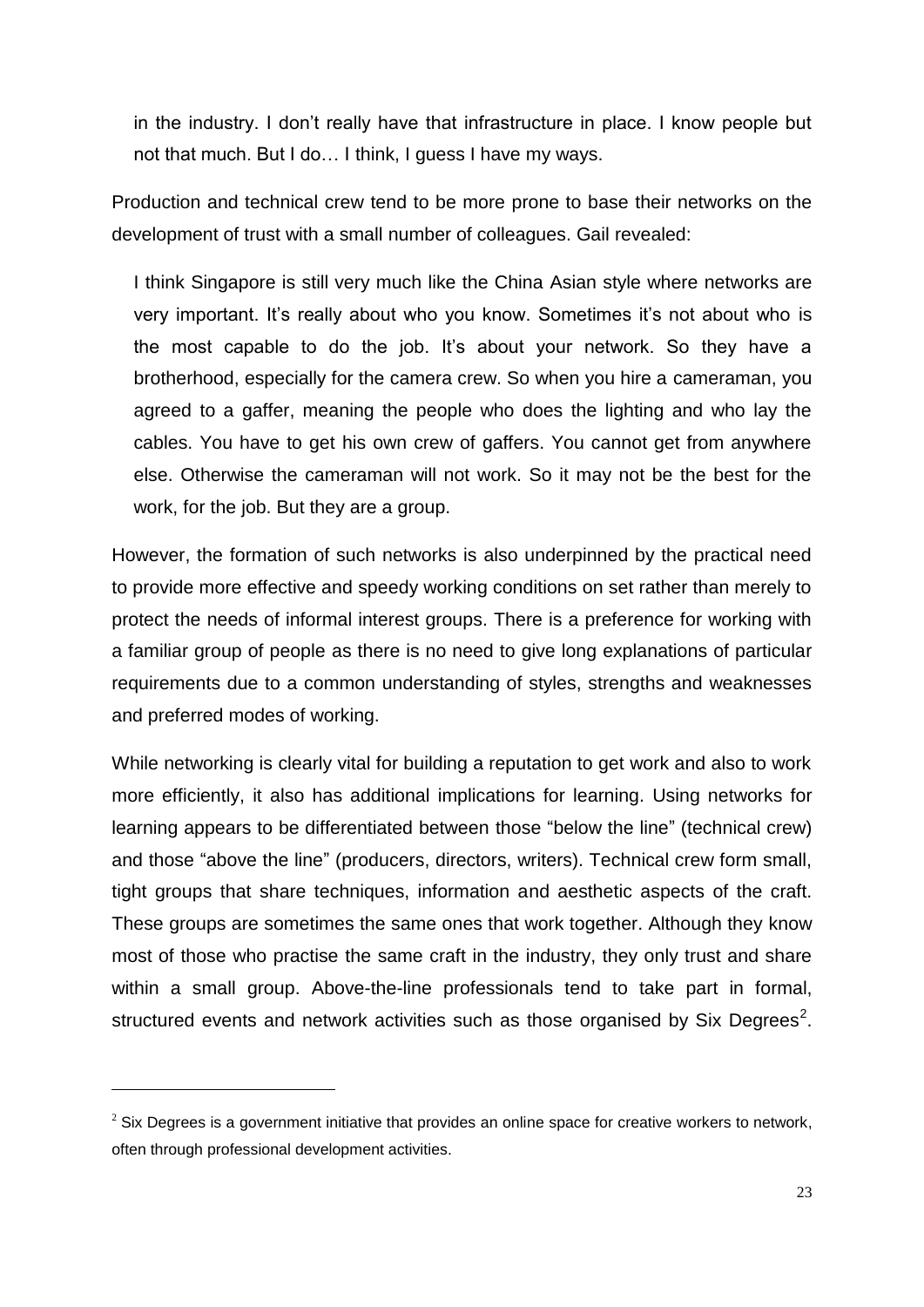> in the industry. I don't really have that infrastructure in place. I know people but not that much. But I do… I think, I guess I have my ways.

Production and technical crew tend to be more prone to base their networks on the development of trust with a small number of colleagues. Gail revealed:

> I think Singapore is still very much like the China Asian style where networks are very important. It's really about who you know. Sometimes it's not about who is the most capable to do the job. It's about your network. So they have a brotherhood, especially for the camera crew. So when you hire a cameraman, you agreed to a gaffer, meaning the people who does the lighting and who lay the cables. You have to get his own crew of gaffers. You cannot get from anywhere else. Otherwise the cameraman will not work. So it may not be the best for the work, for the job. But they are a group.

However, the formation of such networks is also underpinned by the practical need to provide more effective and speedy working conditions on set rather than merely to protect the needs of informal interest groups. There is a preference for working with a familiar group of people as there is no need to give long explanations of particular requirements due to a common understanding of styles, strengths and weaknesses and preferred modes of working.

While networking is clearly vital for building a reputation to get work and also to work more efficiently, it also has additional implications for learning. Using networks for learning appears to be differentiated between those "below the line" (technical crew) and those "above the line" (producers, directors, writers). Technical crew form small, tight groups that share techniques, information and aesthetic aspects of the craft. These groups are sometimes the same ones that work together. Although they know most of those who practise the same craft in the industry, they only trust and share within a small group. Above-the-line professionals tend to take part in formal, structured events and network activities such as those organised by Six Degrees[2].

---

[2] Six Degrees is a government initiative that provides an online space for creative workers to network, often through professional development activities.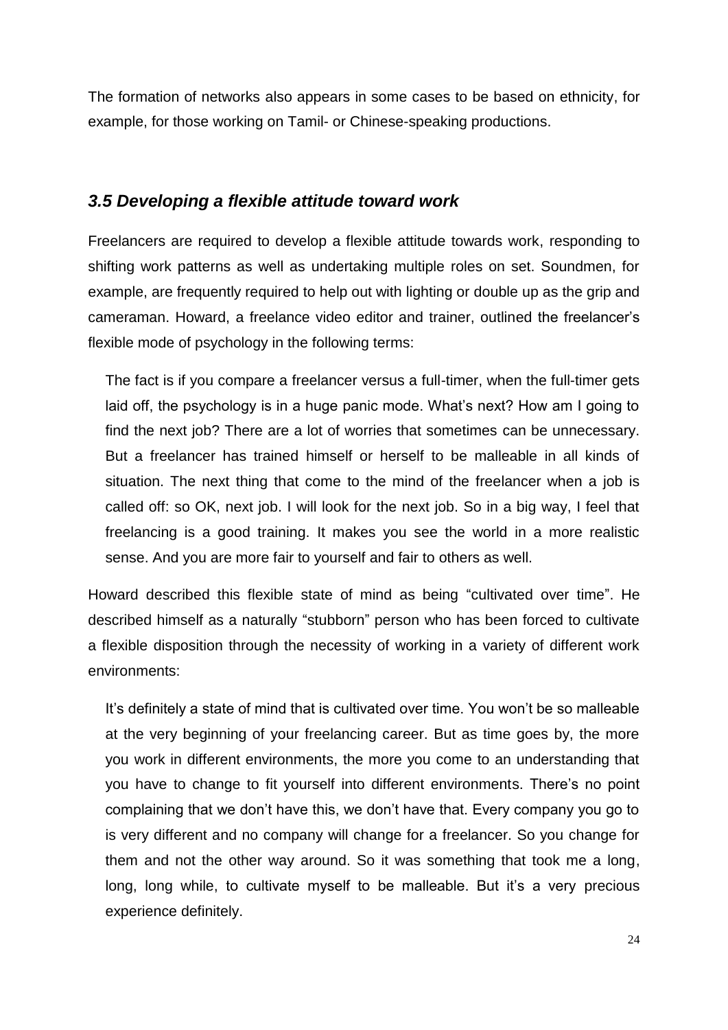The formation of networks also appears in some cases to be based on ethnicity, for example, for those working on Tamil- or Chinese-speaking productions.

### *3.5 Developing a flexible attitude toward work*

Freelancers are required to develop a flexible attitude towards work, responding to shifting work patterns as well as undertaking multiple roles on set. Soundmen, for example, are frequently required to help out with lighting or double up as the grip and cameraman. Howard, a freelance video editor and trainer, outlined the freelancer's flexible mode of psychology in the following terms:

> The fact is if you compare a freelancer versus a full-timer, when the full-timer gets laid off, the psychology is in a huge panic mode. What's next? How am I going to find the next job? There are a lot of worries that sometimes can be unnecessary. But a freelancer has trained himself or herself to be malleable in all kinds of situation. The next thing that come to the mind of the freelancer when a job is called off: so OK, next job. I will look for the next job. So in a big way, I feel that freelancing is a good training. It makes you see the world in a more realistic sense. And you are more fair to yourself and fair to others as well.

Howard described this flexible state of mind as being "cultivated over time". He described himself as a naturally "stubborn" person who has been forced to cultivate a flexible disposition through the necessity of working in a variety of different work environments:

> It's definitely a state of mind that is cultivated over time. You won't be so malleable at the very beginning of your freelancing career. But as time goes by, the more you work in different environments, the more you come to an understanding that you have to change to fit yourself into different environments. There's no point complaining that we don't have this, we don't have that. Every company you go to is very different and no company will change for a freelancer. So you change for them and not the other way around. So it was something that took me a long, long, long while, to cultivate myself to be malleable. But it's a very precious experience definitely.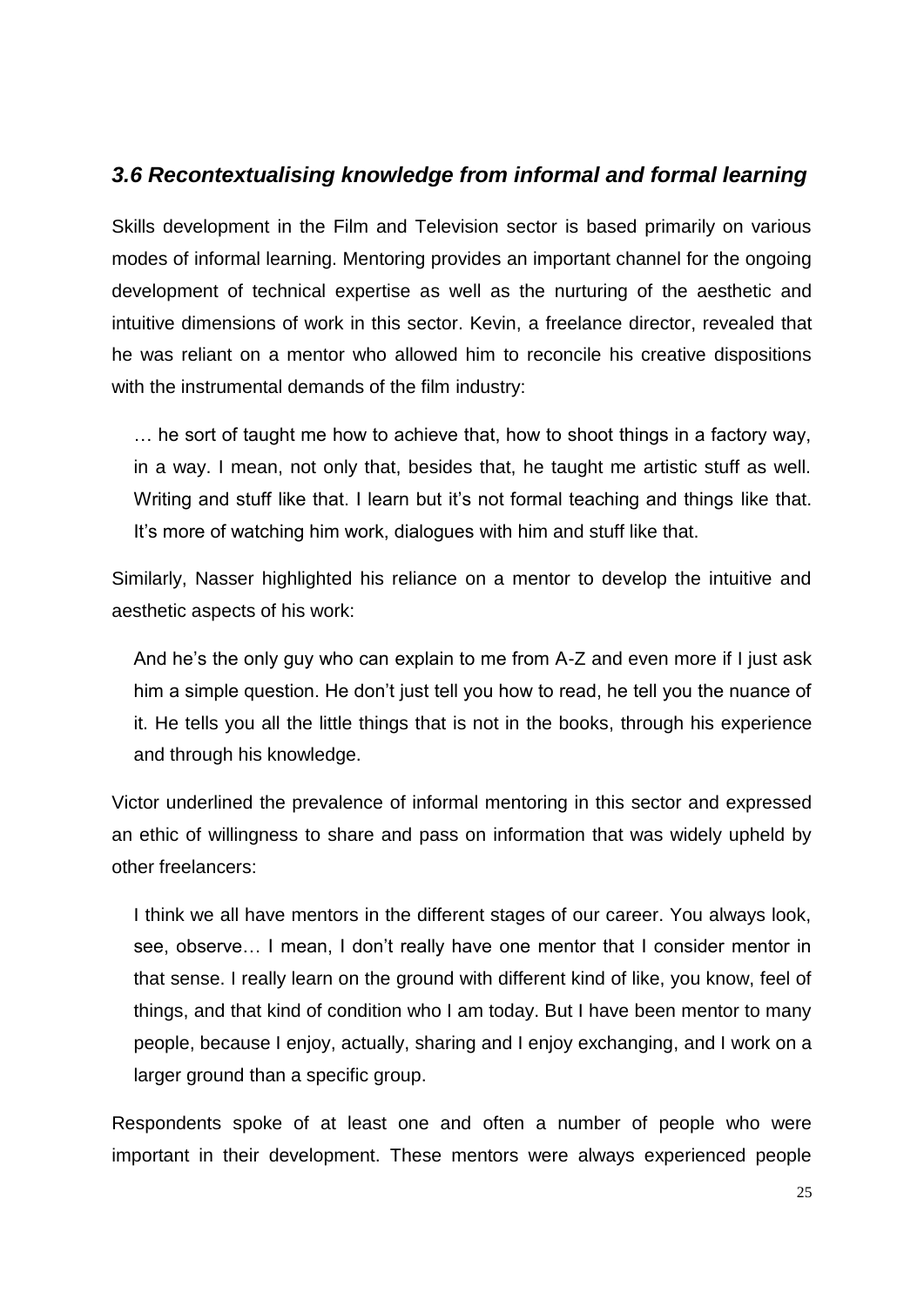### *3.6 Recontextualising knowledge from informal and formal learning*

Skills development in the Film and Television sector is based primarily on various modes of informal learning. Mentoring provides an important channel for the ongoing development of technical expertise as well as the nurturing of the aesthetic and intuitive dimensions of work in this sector. Kevin, a freelance director, revealed that he was reliant on a mentor who allowed him to reconcile his creative dispositions with the instrumental demands of the film industry:

> … he sort of taught me how to achieve that, how to shoot things in a factory way, in a way. I mean, not only that, besides that, he taught me artistic stuff as well. Writing and stuff like that. I learn but it's not formal teaching and things like that. It's more of watching him work, dialogues with him and stuff like that.

Similarly, Nasser highlighted his reliance on a mentor to develop the intuitive and aesthetic aspects of his work:

> And he's the only guy who can explain to me from A-Z and even more if I just ask him a simple question. He don't just tell you how to read, he tell you the nuance of it. He tells you all the little things that is not in the books, through his experience and through his knowledge.

Victor underlined the prevalence of informal mentoring in this sector and expressed an ethic of willingness to share and pass on information that was widely upheld by other freelancers:

> I think we all have mentors in the different stages of our career. You always look, see, observe… I mean, I don't really have one mentor that I consider mentor in that sense. I really learn on the ground with different kind of like, you know, feel of things, and that kind of condition who I am today. But I have been mentor to many people, because I enjoy, actually, sharing and I enjoy exchanging, and I work on a larger ground than a specific group.

Respondents spoke of at least one and often a number of people who were important in their development. These mentors were always experienced people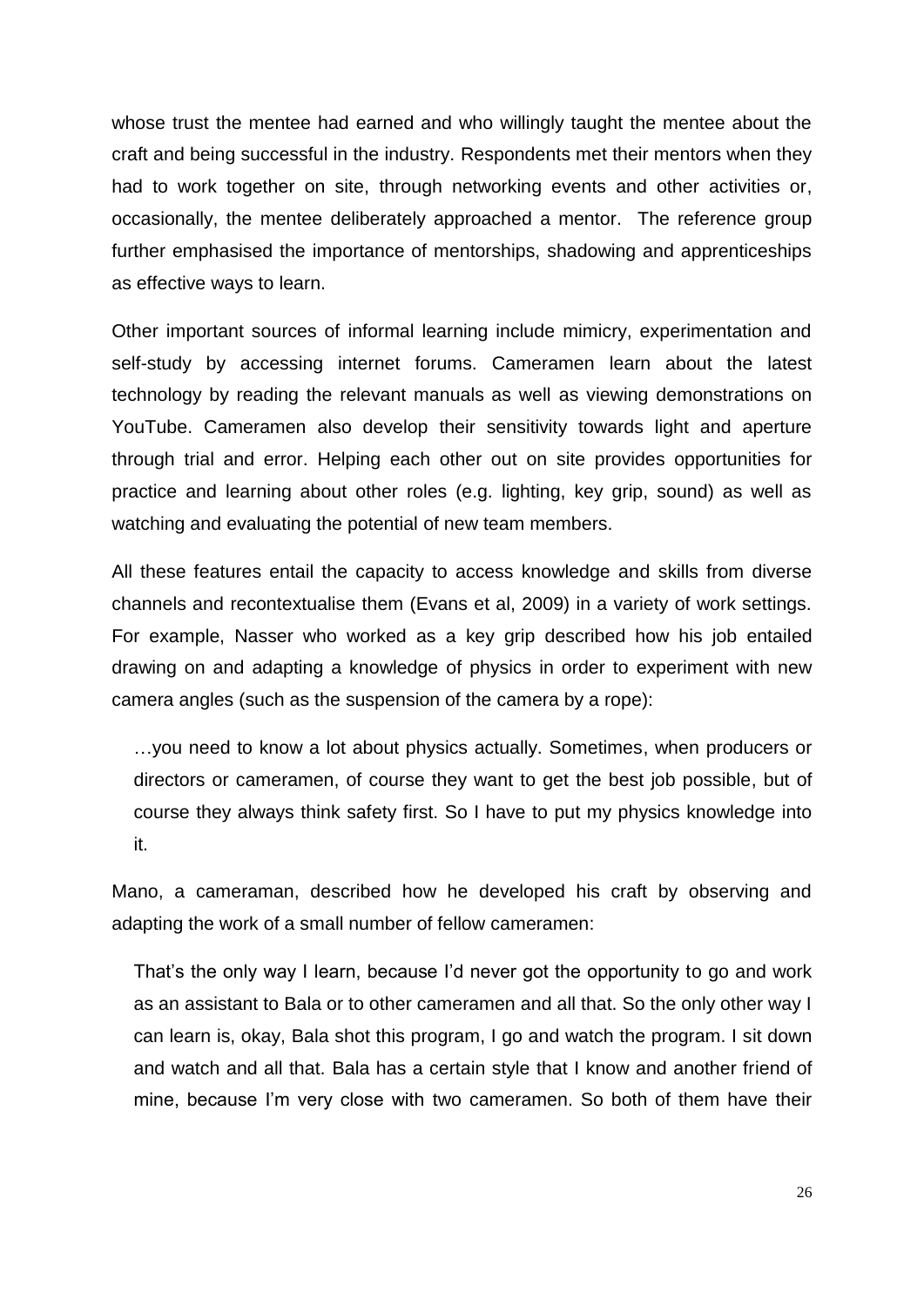whose trust the mentee had earned and who willingly taught the mentee about the craft and being successful in the industry. Respondents met their mentors when they had to work together on site, through networking events and other activities or, occasionally, the mentee deliberately approached a mentor. The reference group further emphasised the importance of mentorships, shadowing and apprenticeships as effective ways to learn.

Other important sources of informal learning include mimicry, experimentation and self-study by accessing internet forums. Cameramen learn about the latest technology by reading the relevant manuals as well as viewing demonstrations on YouTube. Cameramen also develop their sensitivity towards light and aperture through trial and error. Helping each other out on site provides opportunities for practice and learning about other roles (e.g. lighting, key grip, sound) as well as watching and evaluating the potential of new team members.

All these features entail the capacity to access knowledge and skills from diverse channels and recontextualise them (Evans et al, 2009) in a variety of work settings. For example, Nasser who worked as a key grip described how his job entailed drawing on and adapting a knowledge of physics in order to experiment with new camera angles (such as the suspension of the camera by a rope):

> …you need to know a lot about physics actually. Sometimes, when producers or directors or cameramen, of course they want to get the best job possible, but of course they always think safety first. So I have to put my physics knowledge into it.

Mano, a cameraman, described how he developed his craft by observing and adapting the work of a small number of fellow cameramen:

> That's the only way I learn, because I'd never got the opportunity to go and work as an assistant to Bala or to other cameramen and all that. So the only other way I can learn is, okay, Bala shot this program, I go and watch the program. I sit down and watch and all that. Bala has a certain style that I know and another friend of mine, because I'm very close with two cameramen. So both of them have their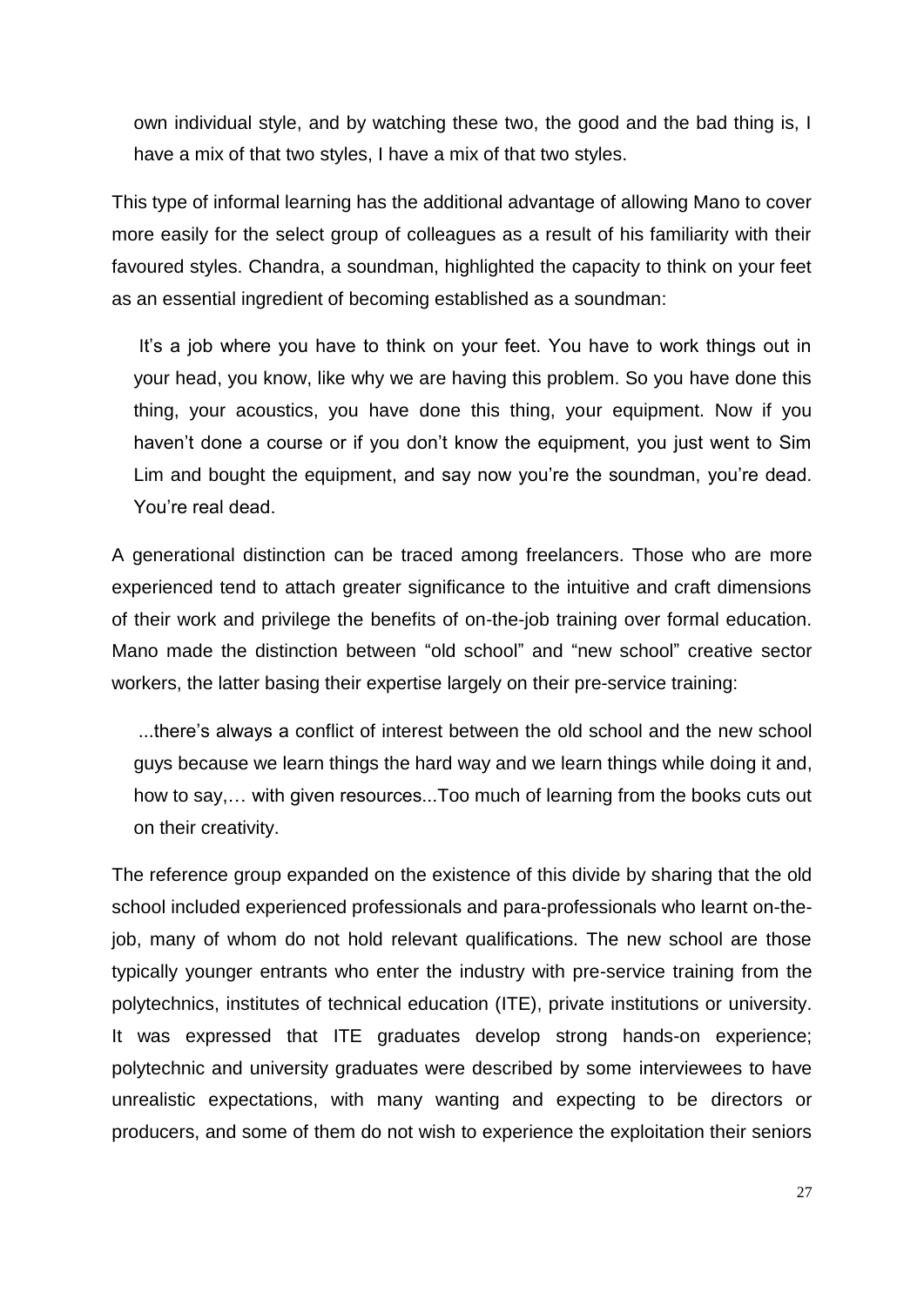> own individual style, and by watching these two, the good and the bad thing is, I have a mix of that two styles, I have a mix of that two styles.

This type of informal learning has the additional advantage of allowing Mano to cover more easily for the select group of colleagues as a result of his familiarity with their favoured styles. Chandra, a soundman, highlighted the capacity to think on your feet as an essential ingredient of becoming established as a soundman:

> It's a job where you have to think on your feet. You have to work things out in your head, you know, like why we are having this problem. So you have done this thing, your acoustics, you have done this thing, your equipment. Now if you haven't done a course or if you don't know the equipment, you just went to Sim Lim and bought the equipment, and say now you're the soundman, you're dead. You're real dead.

A generational distinction can be traced among freelancers. Those who are more experienced tend to attach greater significance to the intuitive and craft dimensions of their work and privilege the benefits of on-the-job training over formal education. Mano made the distinction between "old school" and "new school" creative sector workers, the latter basing their expertise largely on their pre-service training:

> ...there's always a conflict of interest between the old school and the new school guys because we learn things the hard way and we learn things while doing it and, how to say,… with given resources...Too much of learning from the books cuts out on their creativity.

The reference group expanded on the existence of this divide by sharing that the old school included experienced professionals and para-professionals who learnt on-the-job, many of whom do not hold relevant qualifications. The new school are those typically younger entrants who enter the industry with pre-service training from the polytechnics, institutes of technical education (ITE), private institutions or university. It was expressed that ITE graduates develop strong hands-on experience; polytechnic and university graduates were described by some interviewees to have unrealistic expectations, with many wanting and expecting to be directors or producers, and some of them do not wish to experience the exploitation their seniors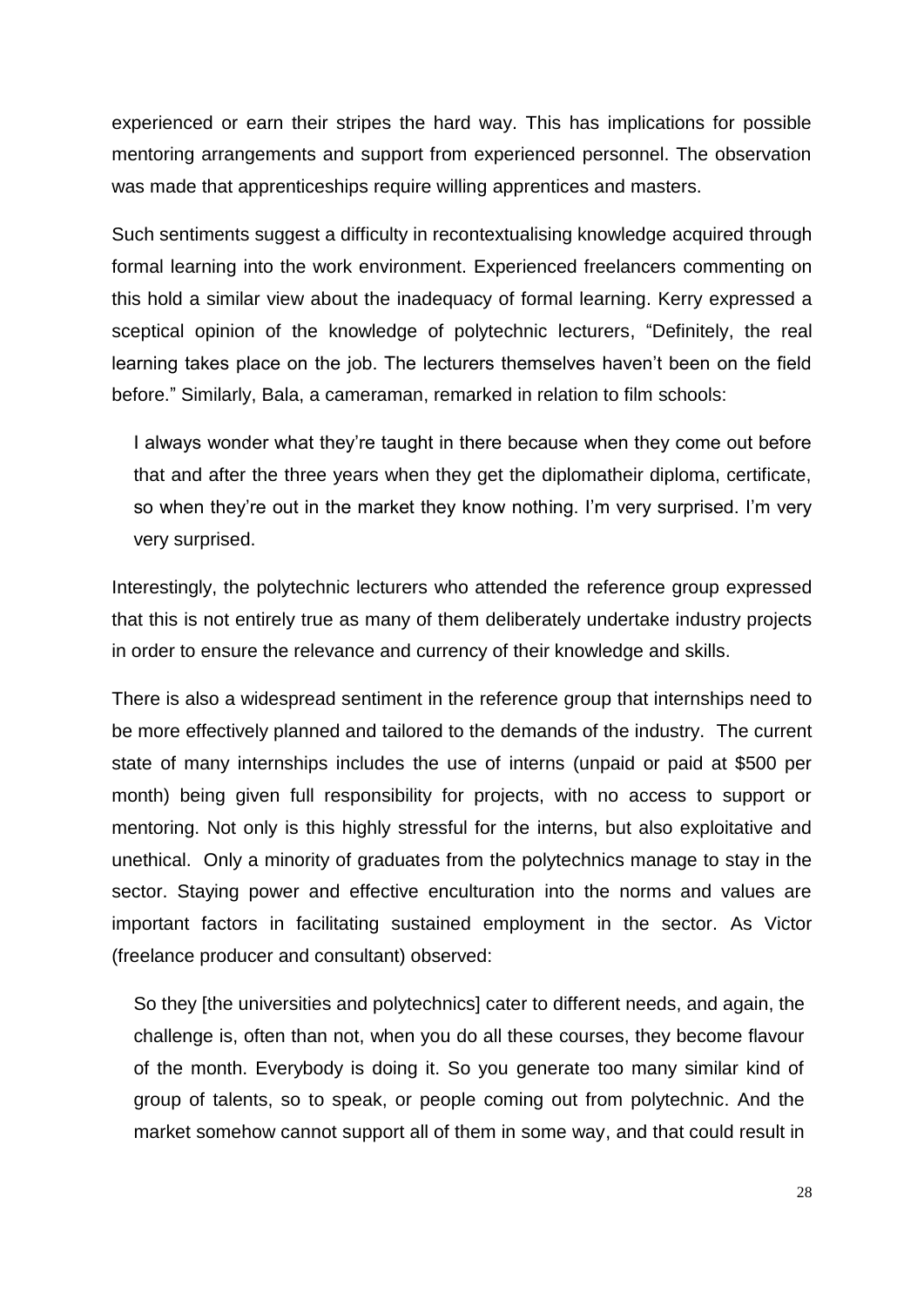experienced or earn their stripes the hard way. This has implications for possible mentoring arrangements and support from experienced personnel. The observation was made that apprenticeships require willing apprentices and masters.

Such sentiments suggest a difficulty in recontextualising knowledge acquired through formal learning into the work environment. Experienced freelancers commenting on this hold a similar view about the inadequacy of formal learning. Kerry expressed a sceptical opinion of the knowledge of polytechnic lecturers, "Definitely, the real learning takes place on the job. The lecturers themselves haven't been on the field before." Similarly, Bala, a cameraman, remarked in relation to film schools:

> I always wonder what they're taught in there because when they come out before that and after the three years when they get the diplomatheir diploma, certificate, so when they're out in the market they know nothing. I'm very surprised. I'm very very surprised.

Interestingly, the polytechnic lecturers who attended the reference group expressed that this is not entirely true as many of them deliberately undertake industry projects in order to ensure the relevance and currency of their knowledge and skills.

There is also a widespread sentiment in the reference group that internships need to be more effectively planned and tailored to the demands of the industry. The current state of many internships includes the use of interns (unpaid or paid at $500 per month) being given full responsibility for projects, with no access to support or mentoring. Not only is this highly stressful for the interns, but also exploitative and unethical. Only a minority of graduates from the polytechnics manage to stay in the sector. Staying power and effective enculturation into the norms and values are important factors in facilitating sustained employment in the sector. As Victor (freelance producer and consultant) observed:

> So they [the universities and polytechnics] cater to different needs, and again, the challenge is, often than not, when you do all these courses, they become flavour of the month. Everybody is doing it. So you generate too many similar kind of group of talents, so to speak, or people coming out from polytechnic. And the market somehow cannot support all of them in some way, and that could result in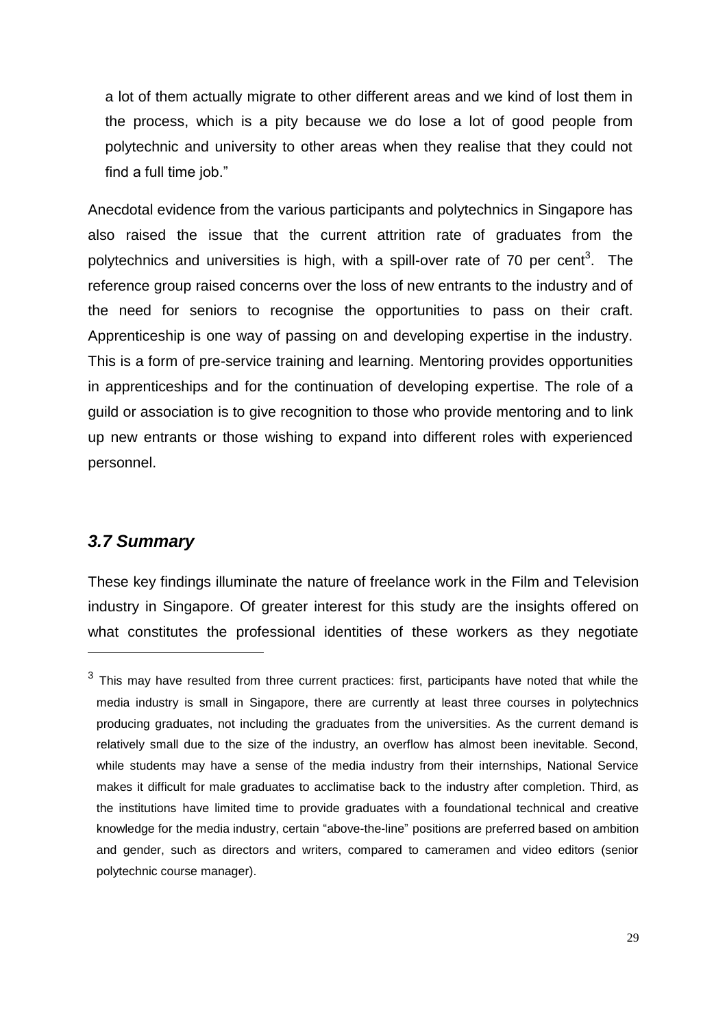a lot of them actually migrate to other different areas and we kind of lost them in the process, which is a pity because we do lose a lot of good people from polytechnic and university to other areas when they realise that they could not find a full time job."

Anecdotal evidence from the various participants and polytechnics in Singapore has also raised the issue that the current attrition rate of graduates from the polytechnics and universities is high, with a spill-over rate of 70 per cent[3]. The reference group raised concerns over the loss of new entrants to the industry and of the need for seniors to recognise the opportunities to pass on their craft. Apprenticeship is one way of passing on and developing expertise in the industry. This is a form of pre-service training and learning. Mentoring provides opportunities in apprenticeships and for the continuation of developing expertise. The role of a guild or association is to give recognition to those who provide mentoring and to link up new entrants or those wishing to expand into different roles with experienced personnel.

### *3.7 Summary*

These key findings illuminate the nature of freelance work in the Film and Television industry in Singapore. Of greater interest for this study are the insights offered on what constitutes the professional identities of these workers as they negotiate

---

[3] This may have resulted from three current practices: first, participants have noted that while the media industry is small in Singapore, there are currently at least three courses in polytechnics producing graduates, not including the graduates from the universities. As the current demand is relatively small due to the size of the industry, an overflow has almost been inevitable. Second, while students may have a sense of the media industry from their internships, National Service makes it difficult for male graduates to acclimatise back to the industry after completion. Third, as the institutions have limited time to provide graduates with a foundational technical and creative knowledge for the media industry, certain "above-the-line" positions are preferred based on ambition and gender, such as directors and writers, compared to cameramen and video editors (senior polytechnic course manager).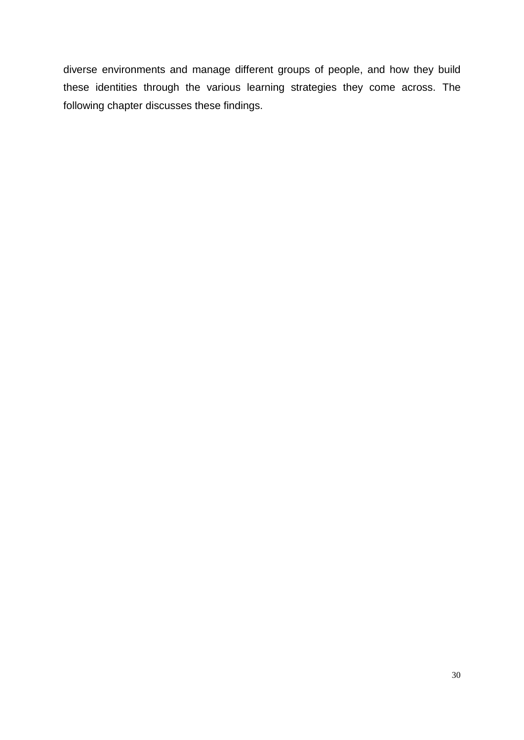diverse environments and manage different groups of people, and how they build these identities through the various learning strategies they come across. The following chapter discusses these findings.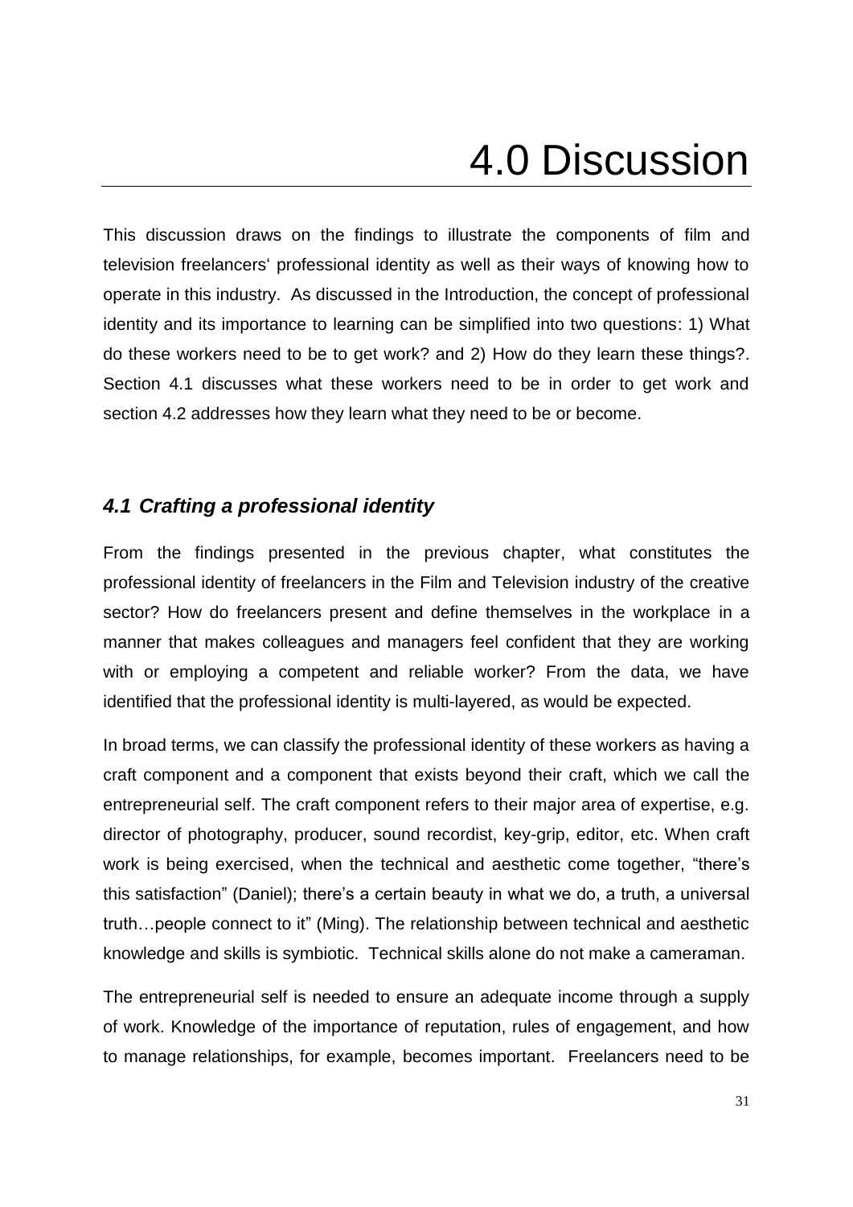# 4.0 Discussion

This discussion draws on the findings to illustrate the components of film and television freelancers' professional identity as well as their ways of knowing how to operate in this industry. As discussed in the Introduction, the concept of professional identity and its importance to learning can be simplified into two questions: 1) What do these workers need to be to get work? and 2) How do they learn these things?. Section 4.1 discusses what these workers need to be in order to get work and section 4.2 addresses how they learn what they need to be or become.

## *4.1 Crafting a professional identity*

From the findings presented in the previous chapter, what constitutes the professional identity of freelancers in the Film and Television industry of the creative sector? How do freelancers present and define themselves in the workplace in a manner that makes colleagues and managers feel confident that they are working with or employing a competent and reliable worker? From the data, we have identified that the professional identity is multi-layered, as would be expected.

In broad terms, we can classify the professional identity of these workers as having a craft component and a component that exists beyond their craft, which we call the entrepreneurial self. The craft component refers to their major area of expertise, e.g. director of photography, producer, sound recordist, key-grip, editor, etc. When craft work is being exercised, when the technical and aesthetic come together, "there's this satisfaction" (Daniel); there's a certain beauty in what we do, a truth, a universal truth…people connect to it" (Ming). The relationship between technical and aesthetic knowledge and skills is symbiotic. Technical skills alone do not make a cameraman.

The entrepreneurial self is needed to ensure an adequate income through a supply of work. Knowledge of the importance of reputation, rules of engagement, and how to manage relationships, for example, becomes important. Freelancers need to be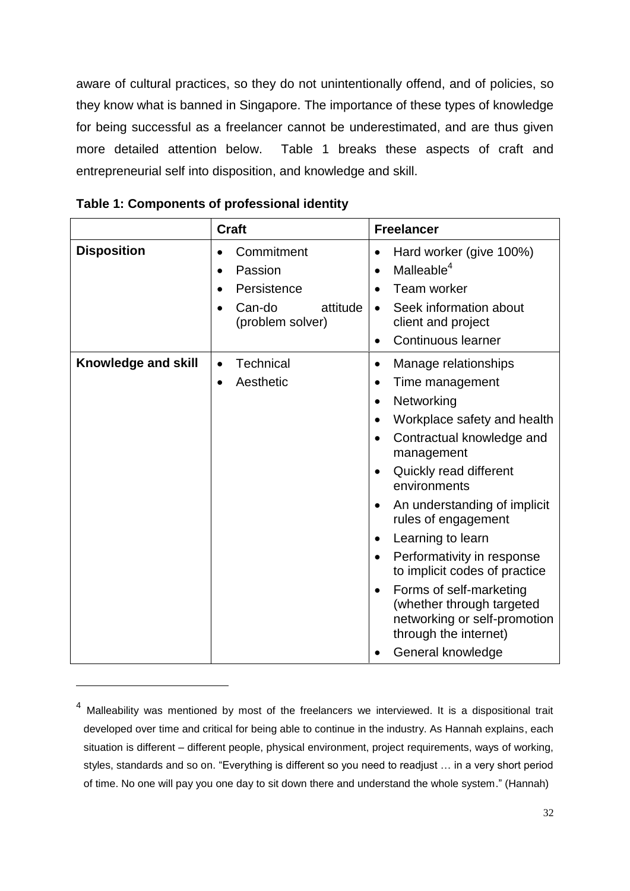aware of cultural practices, so they do not unintentionally offend, and of policies, so they know what is banned in Singapore. The importance of these types of knowledge for being successful as a freelancer cannot be underestimated, and are thus given more detailed attention below. Table 1 breaks these aspects of craft and entrepreneurial self into disposition, and knowledge and skill.

**Table 1: Components of professional identity**

| | **Craft** | **Freelancer** |
|---|---|---|
| **Disposition** | • Commitment<br>• Passion<br>• Persistence<br>• Can-do attitude (problem solver) | • Hard worker (give 100%)<br>• Malleable[4]<br>• Team worker<br>• Seek information about client and project<br>• Continuous learner |
| **Knowledge and skill** | • Technical<br>• Aesthetic | • Manage relationships<br>• Time management<br>• Networking<br>• Workplace safety and health<br>• Contractual knowledge and management<br>• Quickly read different environments<br>• An understanding of implicit rules of engagement<br>• Learning to learn<br>• Performativity in response to implicit codes of practice<br>• Forms of self-marketing (whether through targeted networking or self-promotion through the internet)<br>• General knowledge |

---

[4] Malleability was mentioned by most of the freelancers we interviewed. It is a dispositional trait developed over time and critical for being able to continue in the industry. As Hannah explains, each situation is different – different people, physical environment, project requirements, ways of working, styles, standards and so on. "Everything is different so you need to readjust … in a very short period of time. No one will pay you one day to sit down there and understand the whole system." (Hannah)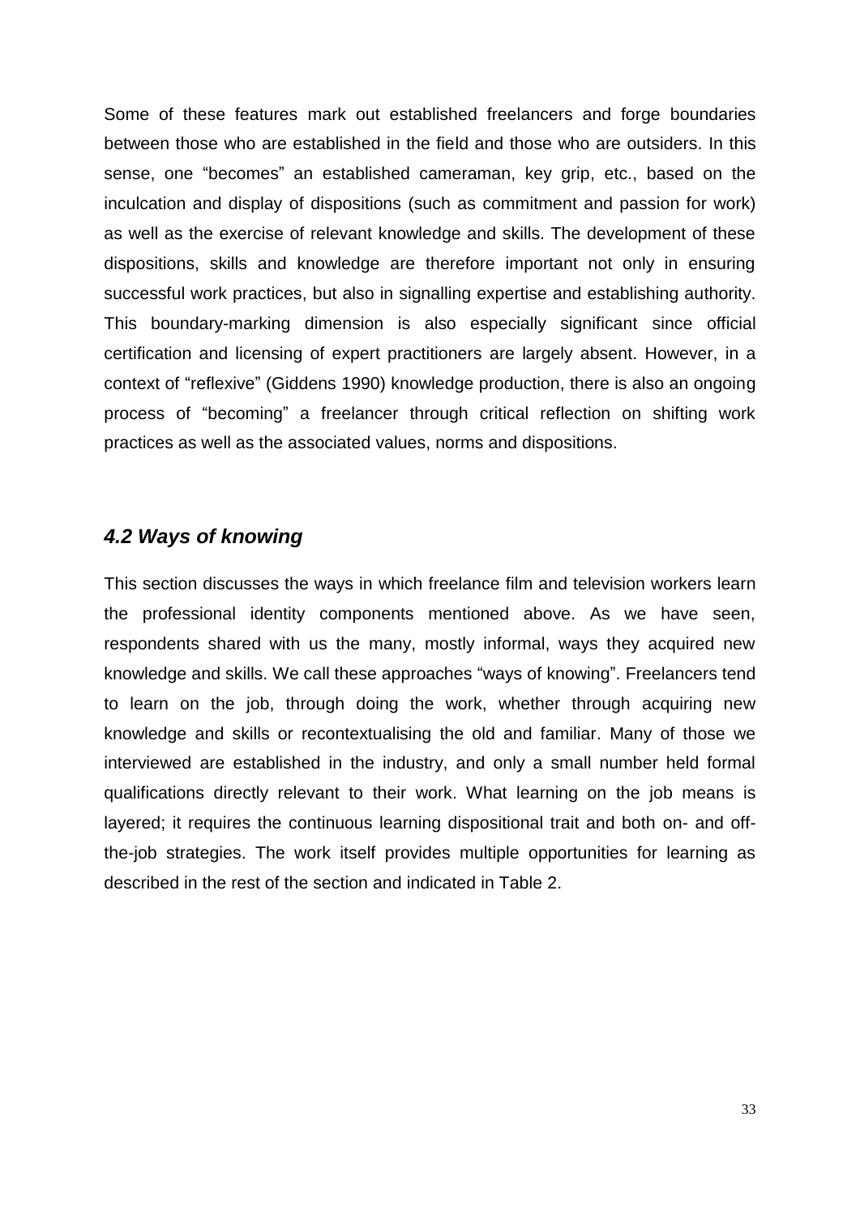Some of these features mark out established freelancers and forge boundaries between those who are established in the field and those who are outsiders. In this sense, one "becomes" an established cameraman, key grip, etc., based on the inculcation and display of dispositions (such as commitment and passion for work) as well as the exercise of relevant knowledge and skills. The development of these dispositions, skills and knowledge are therefore important not only in ensuring successful work practices, but also in signalling expertise and establishing authority. This boundary-marking dimension is also especially significant since official certification and licensing of expert practitioners are largely absent. However, in a context of "reflexive" (Giddens 1990) knowledge production, there is also an ongoing process of "becoming" a freelancer through critical reflection on shifting work practices as well as the associated values, norms and dispositions.

### *4.2 Ways of knowing*

This section discusses the ways in which freelance film and television workers learn the professional identity components mentioned above. As we have seen, respondents shared with us the many, mostly informal, ways they acquired new knowledge and skills. We call these approaches "ways of knowing". Freelancers tend to learn on the job, through doing the work, whether through acquiring new knowledge and skills or recontextualising the old and familiar. Many of those we interviewed are established in the industry, and only a small number held formal qualifications directly relevant to their work. What learning on the job means is layered; it requires the continuous learning dispositional trait and both on- and off-the-job strategies. The work itself provides multiple opportunities for learning as described in the rest of the section and indicated in Table 2.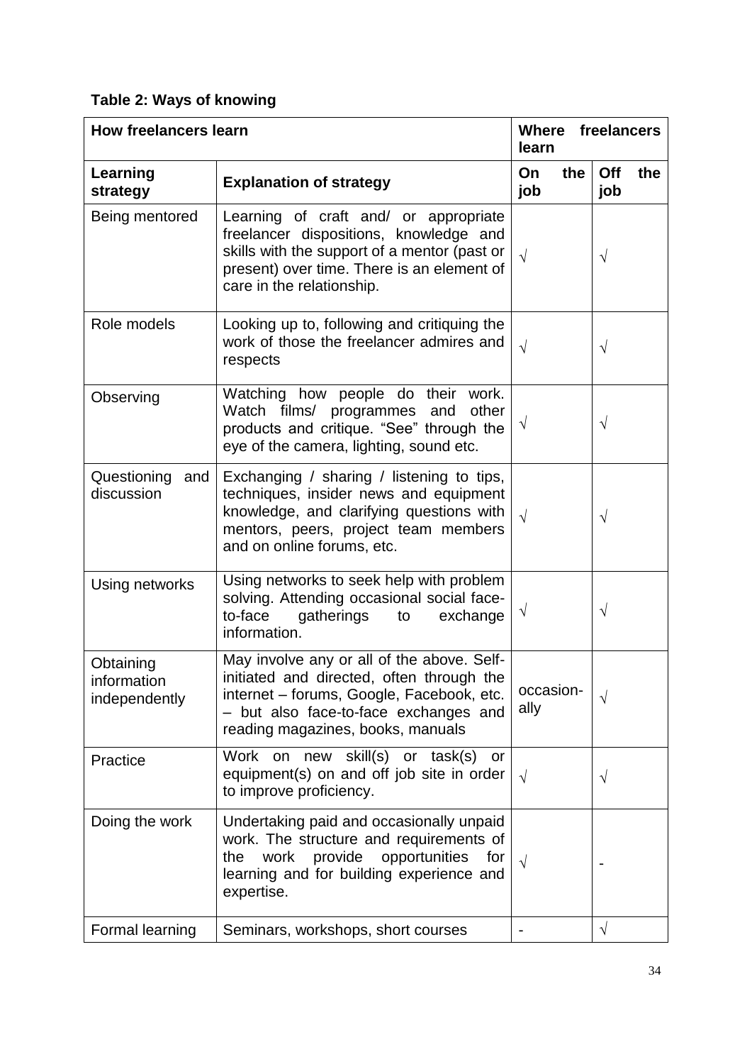**Table 2: Ways of knowing**

| How freelancers learn | | Where freelancers learn | |
|---|---|---|---|
| **Learning strategy** | **Explanation of strategy** | **On the job** | **Off the job** |
| Being mentored | Learning of craft and/ or appropriate freelancer dispositions, knowledge and skills with the support of a mentor (past or present) over time. There is an element of care in the relationship. | √ | √ |
| Role models | Looking up to, following and critiquing the work of those the freelancer admires and respects | √ | √ |
| Observing | Watching how people do their work. Watch films/ programmes and other products and critique. "See" through the eye of the camera, lighting, sound etc. | √ | √ |
| Questioning and discussion | Exchanging / sharing / listening to tips, techniques, insider news and equipment knowledge, and clarifying questions with mentors, peers, project team members and on online forums, etc. | √ | √ |
| Using networks | Using networks to seek help with problem solving. Attending occasional social face-to-face gatherings to exchange information. | √ | √ |
| Obtaining information independently | May involve any or all of the above. Self-initiated and directed, often through the internet – forums, Google, Facebook, etc. – but also face-to-face exchanges and reading magazines, books, manuals | occasion-ally | √ |
| Practice | Work on new skill(s) or task(s) or equipment(s) on and off job site in order to improve proficiency. | √ | √ |
| Doing the work | Undertaking paid and occasionally unpaid work. The structure and requirements of the work provide opportunities for learning and for building experience and expertise. | √ | - |
| Formal learning | Seminars, workshops, short courses | - | √ |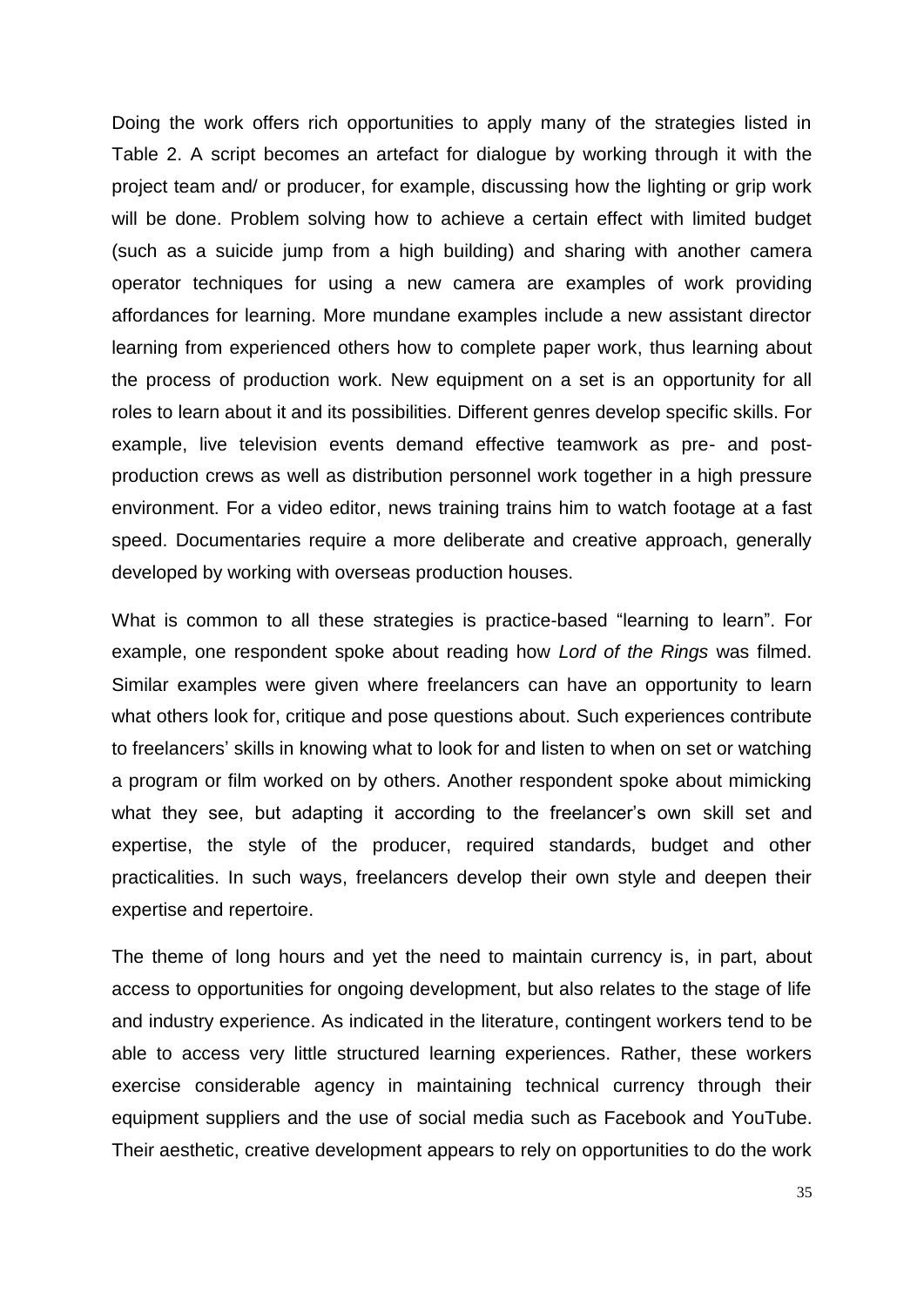Doing the work offers rich opportunities to apply many of the strategies listed in Table 2. A script becomes an artefact for dialogue by working through it with the project team and/ or producer, for example, discussing how the lighting or grip work will be done. Problem solving how to achieve a certain effect with limited budget (such as a suicide jump from a high building) and sharing with another camera operator techniques for using a new camera are examples of work providing affordances for learning. More mundane examples include a new assistant director learning from experienced others how to complete paper work, thus learning about the process of production work. New equipment on a set is an opportunity for all roles to learn about it and its possibilities. Different genres develop specific skills. For example, live television events demand effective teamwork as pre- and post-production crews as well as distribution personnel work together in a high pressure environment. For a video editor, news training trains him to watch footage at a fast speed. Documentaries require a more deliberate and creative approach, generally developed by working with overseas production houses.

What is common to all these strategies is practice-based "learning to learn". For example, one respondent spoke about reading how *Lord of the Rings* was filmed. Similar examples were given where freelancers can have an opportunity to learn what others look for, critique and pose questions about. Such experiences contribute to freelancers' skills in knowing what to look for and listen to when on set or watching a program or film worked on by others. Another respondent spoke about mimicking what they see, but adapting it according to the freelancer's own skill set and expertise, the style of the producer, required standards, budget and other practicalities. In such ways, freelancers develop their own style and deepen their expertise and repertoire.

The theme of long hours and yet the need to maintain currency is, in part, about access to opportunities for ongoing development, but also relates to the stage of life and industry experience. As indicated in the literature, contingent workers tend to be able to access very little structured learning experiences. Rather, these workers exercise considerable agency in maintaining technical currency through their equipment suppliers and the use of social media such as Facebook and YouTube. Their aesthetic, creative development appears to rely on opportunities to do the work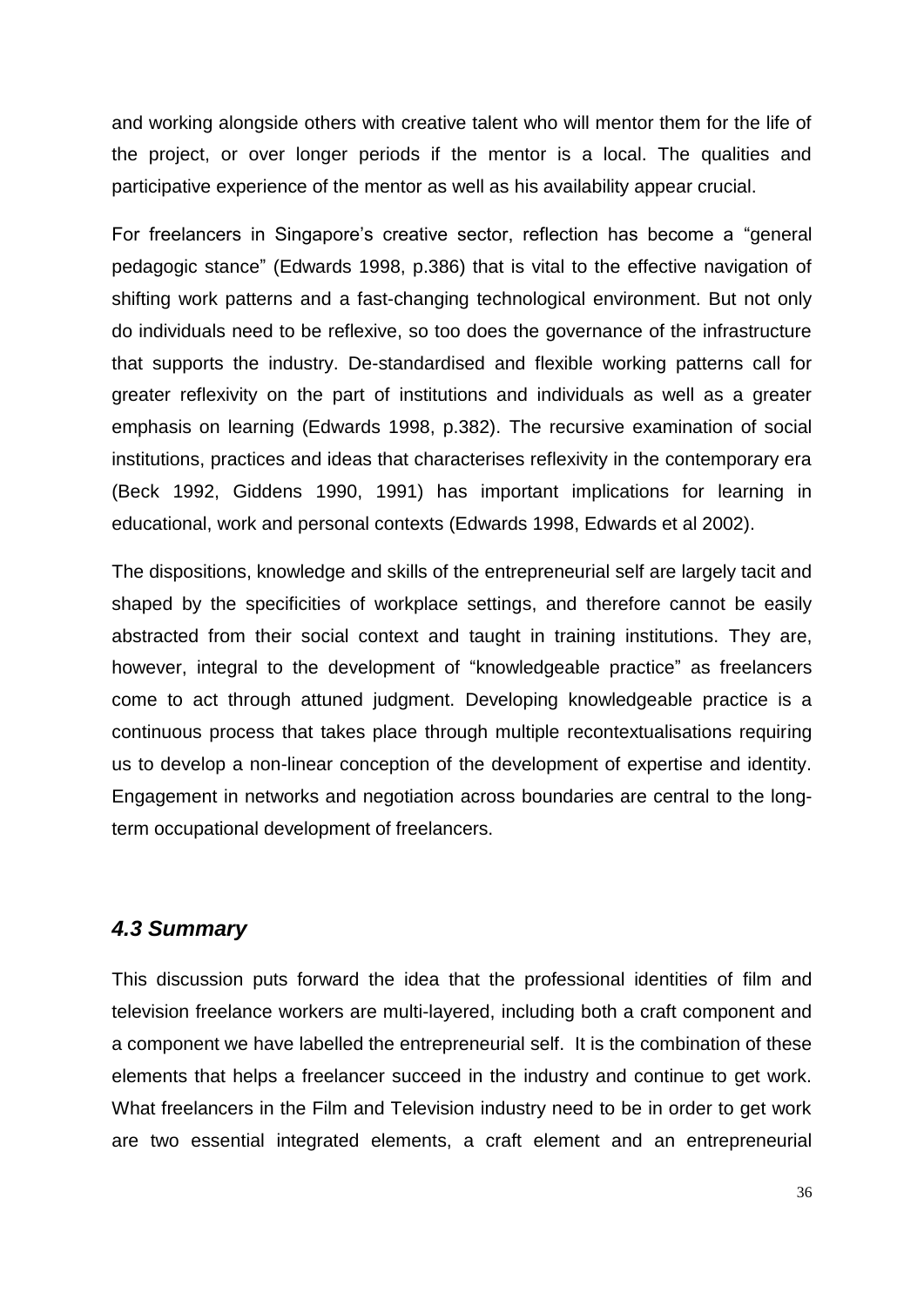and working alongside others with creative talent who will mentor them for the life of the project, or over longer periods if the mentor is a local. The qualities and participative experience of the mentor as well as his availability appear crucial.

For freelancers in Singapore's creative sector, reflection has become a "general pedagogic stance" (Edwards 1998, p.386) that is vital to the effective navigation of shifting work patterns and a fast-changing technological environment. But not only do individuals need to be reflexive, so too does the governance of the infrastructure that supports the industry. De-standardised and flexible working patterns call for greater reflexivity on the part of institutions and individuals as well as a greater emphasis on learning (Edwards 1998, p.382). The recursive examination of social institutions, practices and ideas that characterises reflexivity in the contemporary era (Beck 1992, Giddens 1990, 1991) has important implications for learning in educational, work and personal contexts (Edwards 1998, Edwards et al 2002).

The dispositions, knowledge and skills of the entrepreneurial self are largely tacit and shaped by the specificities of workplace settings, and therefore cannot be easily abstracted from their social context and taught in training institutions. They are, however, integral to the development of "knowledgeable practice" as freelancers come to act through attuned judgment. Developing knowledgeable practice is a continuous process that takes place through multiple recontextualisations requiring us to develop a non-linear conception of the development of expertise and identity. Engagement in networks and negotiation across boundaries are central to the long-term occupational development of freelancers.

### *4.3 Summary*

This discussion puts forward the idea that the professional identities of film and television freelance workers are multi-layered, including both a craft component and a component we have labelled the entrepreneurial self. It is the combination of these elements that helps a freelancer succeed in the industry and continue to get work. What freelancers in the Film and Television industry need to be in order to get work are two essential integrated elements, a craft element and an entrepreneurial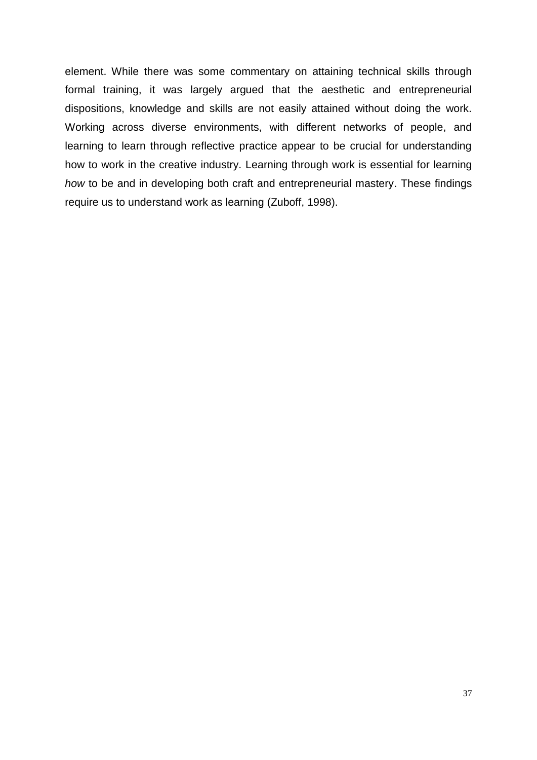element. While there was some commentary on attaining technical skills through formal training, it was largely argued that the aesthetic and entrepreneurial dispositions, knowledge and skills are not easily attained without doing the work. Working across diverse environments, with different networks of people, and learning to learn through reflective practice appear to be crucial for understanding how to work in the creative industry. Learning through work is essential for learning *how* to be and in developing both craft and entrepreneurial mastery. These findings require us to understand work as learning (Zuboff, 1998).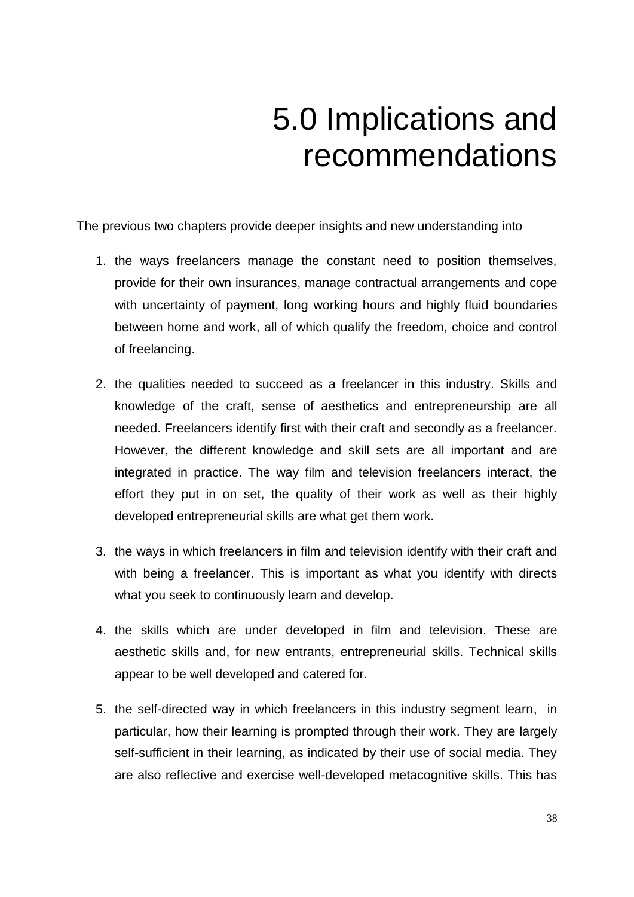# 5.0 Implications and recommendations

The previous two chapters provide deeper insights and new understanding into

1. the ways freelancers manage the constant need to position themselves, provide for their own insurances, manage contractual arrangements and cope with uncertainty of payment, long working hours and highly fluid boundaries between home and work, all of which qualify the freedom, choice and control of freelancing.

2. the qualities needed to succeed as a freelancer in this industry. Skills and knowledge of the craft, sense of aesthetics and entrepreneurship are all needed. Freelancers identify first with their craft and secondly as a freelancer. However, the different knowledge and skill sets are all important and are integrated in practice. The way film and television freelancers interact, the effort they put in on set, the quality of their work as well as their highly developed entrepreneurial skills are what get them work.

3. the ways in which freelancers in film and television identify with their craft and with being a freelancer. This is important as what you identify with directs what you seek to continuously learn and develop.

4. the skills which are under developed in film and television. These are aesthetic skills and, for new entrants, entrepreneurial skills. Technical skills appear to be well developed and catered for.

5. the self-directed way in which freelancers in this industry segment learn, in particular, how their learning is prompted through their work. They are largely self-sufficient in their learning, as indicated by their use of social media. They are also reflective and exercise well-developed metacognitive skills. This has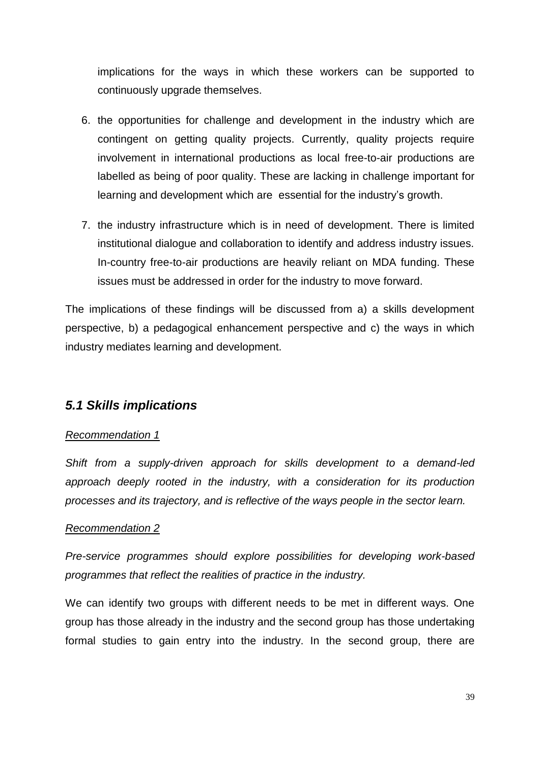implications for the ways in which these workers can be supported to continuously upgrade themselves.

6. the opportunities for challenge and development in the industry which are contingent on getting quality projects. Currently, quality projects require involvement in international productions as local free-to-air productions are labelled as being of poor quality. These are lacking in challenge important for learning and development which are essential for the industry's growth.

7. the industry infrastructure which is in need of development. There is limited institutional dialogue and collaboration to identify and address industry issues. In-country free-to-air productions are heavily reliant on MDA funding. These issues must be addressed in order for the industry to move forward.

The implications of these findings will be discussed from a) a skills development perspective, b) a pedagogical enhancement perspective and c) the ways in which industry mediates learning and development.

## *5.1 Skills implications*

*Recommendation 1*

*Shift from a supply-driven approach for skills development to a demand-led approach deeply rooted in the industry, with a consideration for its production processes and its trajectory, and is reflective of the ways people in the sector learn.*

*Recommendation 2*

*Pre-service programmes should explore possibilities for developing work-based programmes that reflect the realities of practice in the industry.*

We can identify two groups with different needs to be met in different ways. One group has those already in the industry and the second group has those undertaking formal studies to gain entry into the industry. In the second group, there are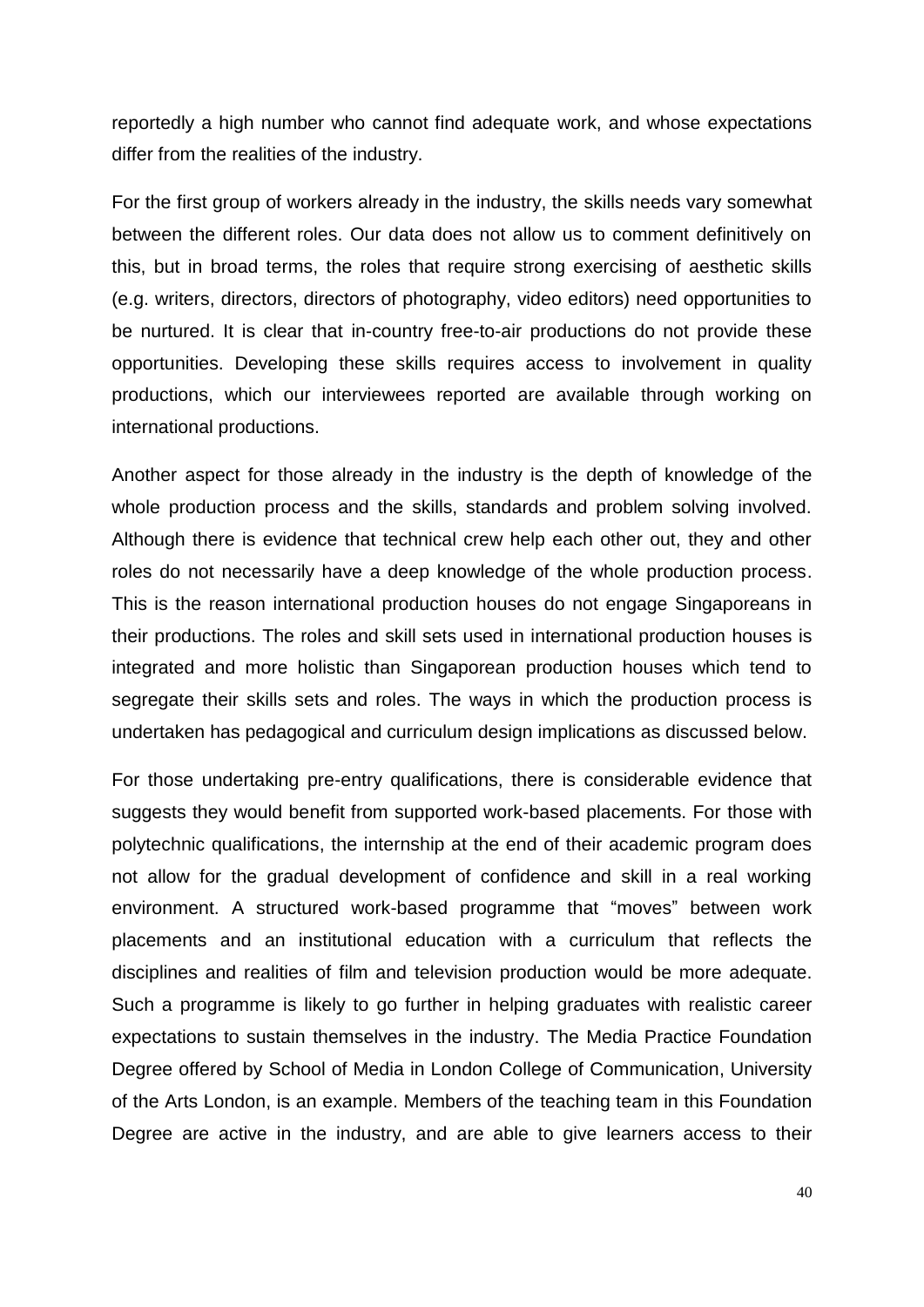reportedly a high number who cannot find adequate work, and whose expectations differ from the realities of the industry.

For the first group of workers already in the industry, the skills needs vary somewhat between the different roles. Our data does not allow us to comment definitively on this, but in broad terms, the roles that require strong exercising of aesthetic skills (e.g. writers, directors, directors of photography, video editors) need opportunities to be nurtured. It is clear that in-country free-to-air productions do not provide these opportunities. Developing these skills requires access to involvement in quality productions, which our interviewees reported are available through working on international productions.

Another aspect for those already in the industry is the depth of knowledge of the whole production process and the skills, standards and problem solving involved. Although there is evidence that technical crew help each other out, they and other roles do not necessarily have a deep knowledge of the whole production process. This is the reason international production houses do not engage Singaporeans in their productions. The roles and skill sets used in international production houses is integrated and more holistic than Singaporean production houses which tend to segregate their skills sets and roles. The ways in which the production process is undertaken has pedagogical and curriculum design implications as discussed below.

For those undertaking pre-entry qualifications, there is considerable evidence that suggests they would benefit from supported work-based placements. For those with polytechnic qualifications, the internship at the end of their academic program does not allow for the gradual development of confidence and skill in a real working environment. A structured work-based programme that "moves" between work placements and an institutional education with a curriculum that reflects the disciplines and realities of film and television production would be more adequate. Such a programme is likely to go further in helping graduates with realistic career expectations to sustain themselves in the industry. The Media Practice Foundation Degree offered by School of Media in London College of Communication, University of the Arts London, is an example. Members of the teaching team in this Foundation Degree are active in the industry, and are able to give learners access to their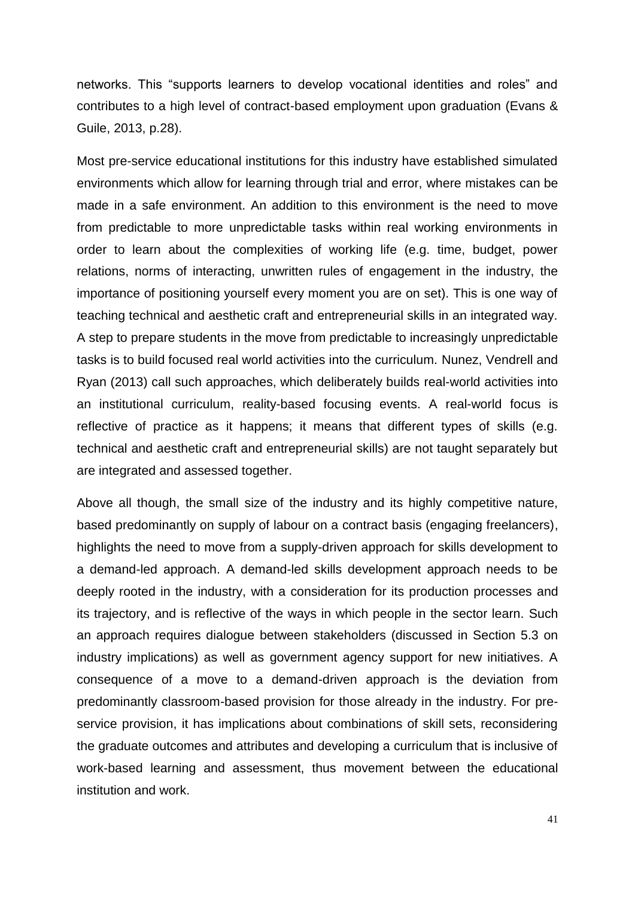networks. This “supports learners to develop vocational identities and roles” and contributes to a high level of contract-based employment upon graduation (Evans & Guile, 2013, p.28).

Most pre-service educational institutions for this industry have established simulated environments which allow for learning through trial and error, where mistakes can be made in a safe environment. An addition to this environment is the need to move from predictable to more unpredictable tasks within real working environments in order to learn about the complexities of working life (e.g. time, budget, power relations, norms of interacting, unwritten rules of engagement in the industry, the importance of positioning yourself every moment you are on set). This is one way of teaching technical and aesthetic craft and entrepreneurial skills in an integrated way. A step to prepare students in the move from predictable to increasingly unpredictable tasks is to build focused real world activities into the curriculum. Nunez, Vendrell and Ryan (2013) call such approaches, which deliberately builds real-world activities into an institutional curriculum, reality-based focusing events. A real-world focus is reflective of practice as it happens; it means that different types of skills (e.g. technical and aesthetic craft and entrepreneurial skills) are not taught separately but are integrated and assessed together.

Above all though, the small size of the industry and its highly competitive nature, based predominantly on supply of labour on a contract basis (engaging freelancers), highlights the need to move from a supply-driven approach for skills development to a demand-led approach. A demand-led skills development approach needs to be deeply rooted in the industry, with a consideration for its production processes and its trajectory, and is reflective of the ways in which people in the sector learn. Such an approach requires dialogue between stakeholders (discussed in Section 5.3 on industry implications) as well as government agency support for new initiatives. A consequence of a move to a demand-driven approach is the deviation from predominantly classroom-based provision for those already in the industry. For pre-service provision, it has implications about combinations of skill sets, reconsidering the graduate outcomes and attributes and developing a curriculum that is inclusive of work-based learning and assessment, thus movement between the educational institution and work.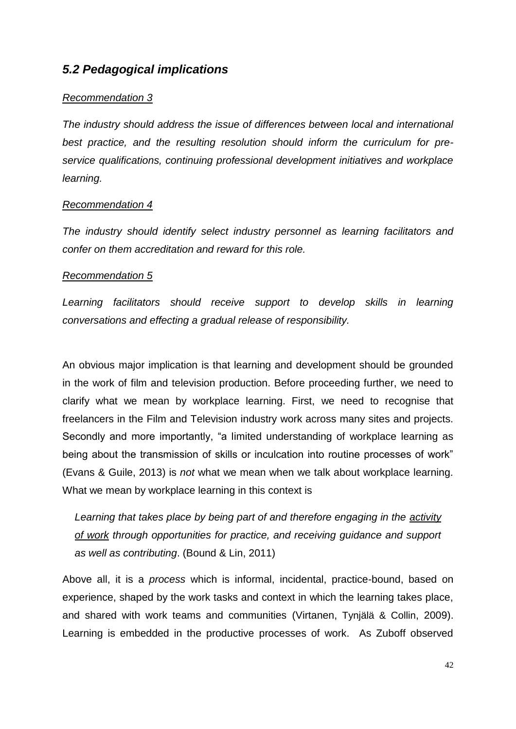## *5.2 Pedagogical implications*

*Recommendation 3*

*The industry should address the issue of differences between local and international best practice, and the resulting resolution should inform the curriculum for pre-service qualifications, continuing professional development initiatives and workplace learning.*

*Recommendation 4*

*The industry should identify select industry personnel as learning facilitators and confer on them accreditation and reward for this role.*

*Recommendation 5*

*Learning facilitators should receive support to develop skills in learning conversations and effecting a gradual release of responsibility.*

An obvious major implication is that learning and development should be grounded in the work of film and television production. Before proceeding further, we need to clarify what we mean by workplace learning. First, we need to recognise that freelancers in the Film and Television industry work across many sites and projects. Secondly and more importantly, "a limited understanding of workplace learning as being about the transmission of skills or inculcation into routine processes of work" (Evans & Guile, 2013) is *not* what we mean when we talk about workplace learning. What we mean by workplace learning in this context is

> *Learning that takes place by being part of and therefore engaging in the activity of work through opportunities for practice, and receiving guidance and support as well as contributing*. (Bound & Lin, 2011)

Above all, it is a *process* which is informal, incidental, practice-bound, based on experience, shaped by the work tasks and context in which the learning takes place, and shared with work teams and communities (Virtanen, Tynjälä & Collin, 2009). Learning is embedded in the productive processes of work. As Zuboff observed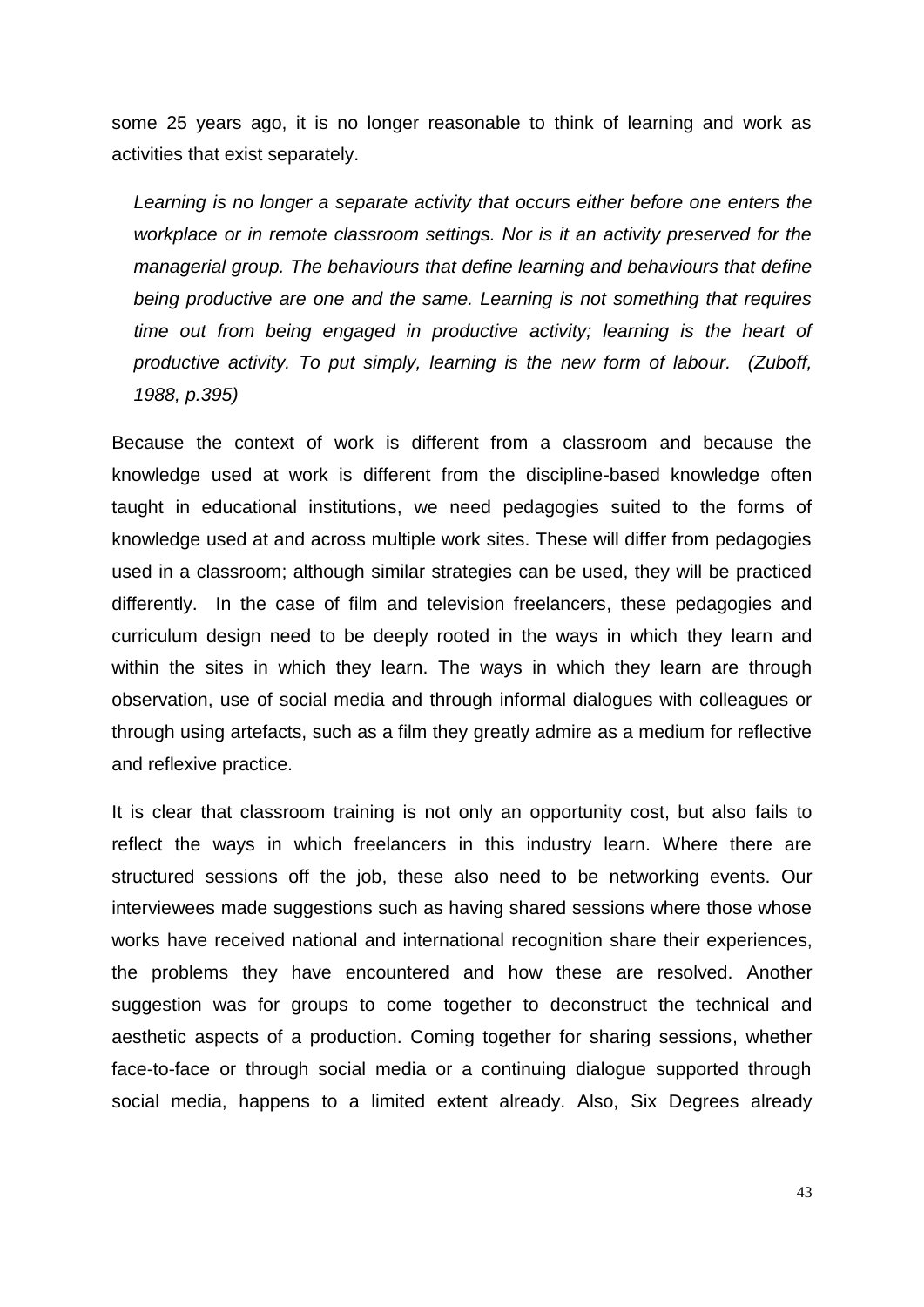some 25 years ago, it is no longer reasonable to think of learning and work as activities that exist separately.

> *Learning is no longer a separate activity that occurs either before one enters the workplace or in remote classroom settings. Nor is it an activity preserved for the managerial group. The behaviours that define learning and behaviours that define being productive are one and the same. Learning is not something that requires time out from being engaged in productive activity; learning is the heart of productive activity. To put simply, learning is the new form of labour. (Zuboff, 1988, p.395)*

Because the context of work is different from a classroom and because the knowledge used at work is different from the discipline-based knowledge often taught in educational institutions, we need pedagogies suited to the forms of knowledge used at and across multiple work sites. These will differ from pedagogies used in a classroom; although similar strategies can be used, they will be practiced differently. In the case of film and television freelancers, these pedagogies and curriculum design need to be deeply rooted in the ways in which they learn and within the sites in which they learn. The ways in which they learn are through observation, use of social media and through informal dialogues with colleagues or through using artefacts, such as a film they greatly admire as a medium for reflective and reflexive practice.

It is clear that classroom training is not only an opportunity cost, but also fails to reflect the ways in which freelancers in this industry learn. Where there are structured sessions off the job, these also need to be networking events. Our interviewees made suggestions such as having shared sessions where those whose works have received national and international recognition share their experiences, the problems they have encountered and how these are resolved. Another suggestion was for groups to come together to deconstruct the technical and aesthetic aspects of a production. Coming together for sharing sessions, whether face-to-face or through social media or a continuing dialogue supported through social media, happens to a limited extent already. Also, Six Degrees already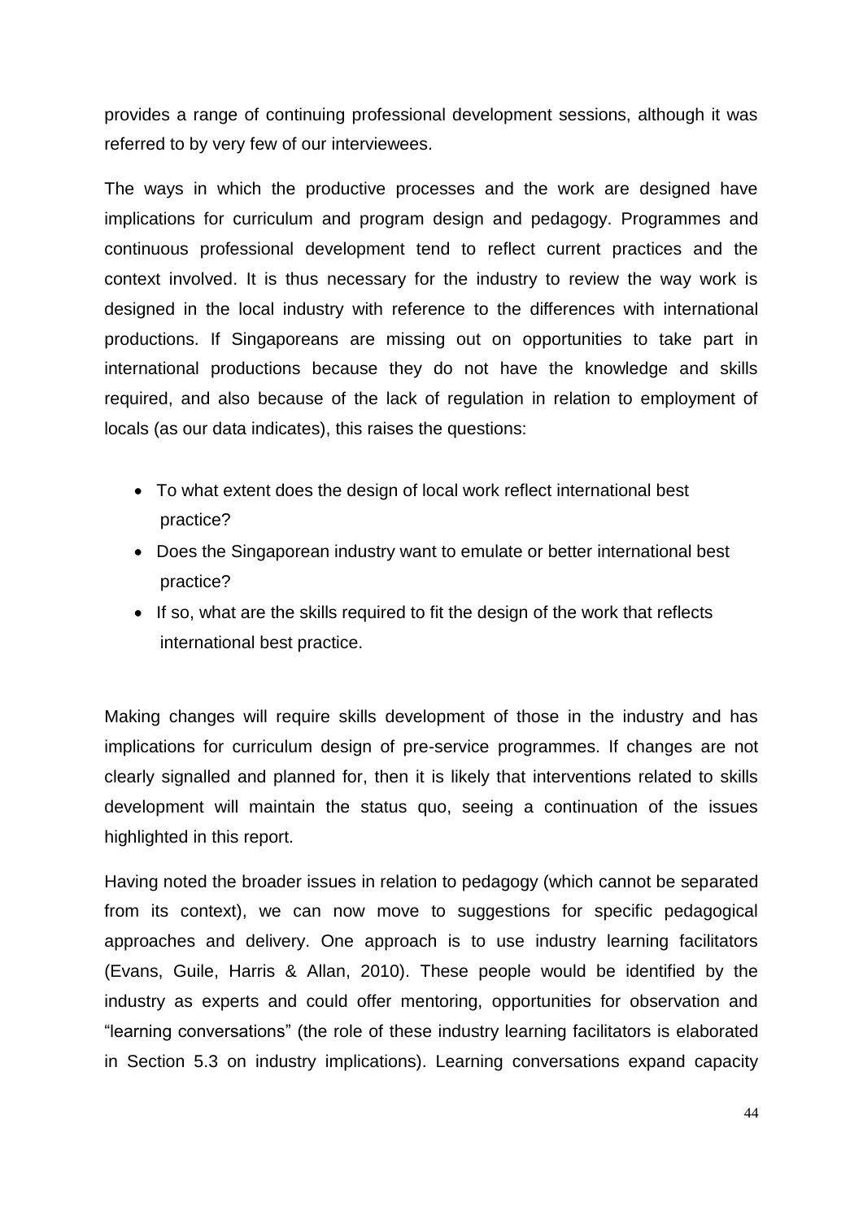provides a range of continuing professional development sessions, although it was referred to by very few of our interviewees.

The ways in which the productive processes and the work are designed have implications for curriculum and program design and pedagogy. Programmes and continuous professional development tend to reflect current practices and the context involved. It is thus necessary for the industry to review the way work is designed in the local industry with reference to the differences with international productions. If Singaporeans are missing out on opportunities to take part in international productions because they do not have the knowledge and skills required, and also because of the lack of regulation in relation to employment of locals (as our data indicates), this raises the questions:

- To what extent does the design of local work reflect international best practice?
- Does the Singaporean industry want to emulate or better international best practice?
- If so, what are the skills required to fit the design of the work that reflects international best practice.

Making changes will require skills development of those in the industry and has implications for curriculum design of pre-service programmes. If changes are not clearly signalled and planned for, then it is likely that interventions related to skills development will maintain the status quo, seeing a continuation of the issues highlighted in this report.

Having noted the broader issues in relation to pedagogy (which cannot be separated from its context), we can now move to suggestions for specific pedagogical approaches and delivery. One approach is to use industry learning facilitators (Evans, Guile, Harris & Allan, 2010). These people would be identified by the industry as experts and could offer mentoring, opportunities for observation and "learning conversations" (the role of these industry learning facilitators is elaborated in Section 5.3 on industry implications). Learning conversations expand capacity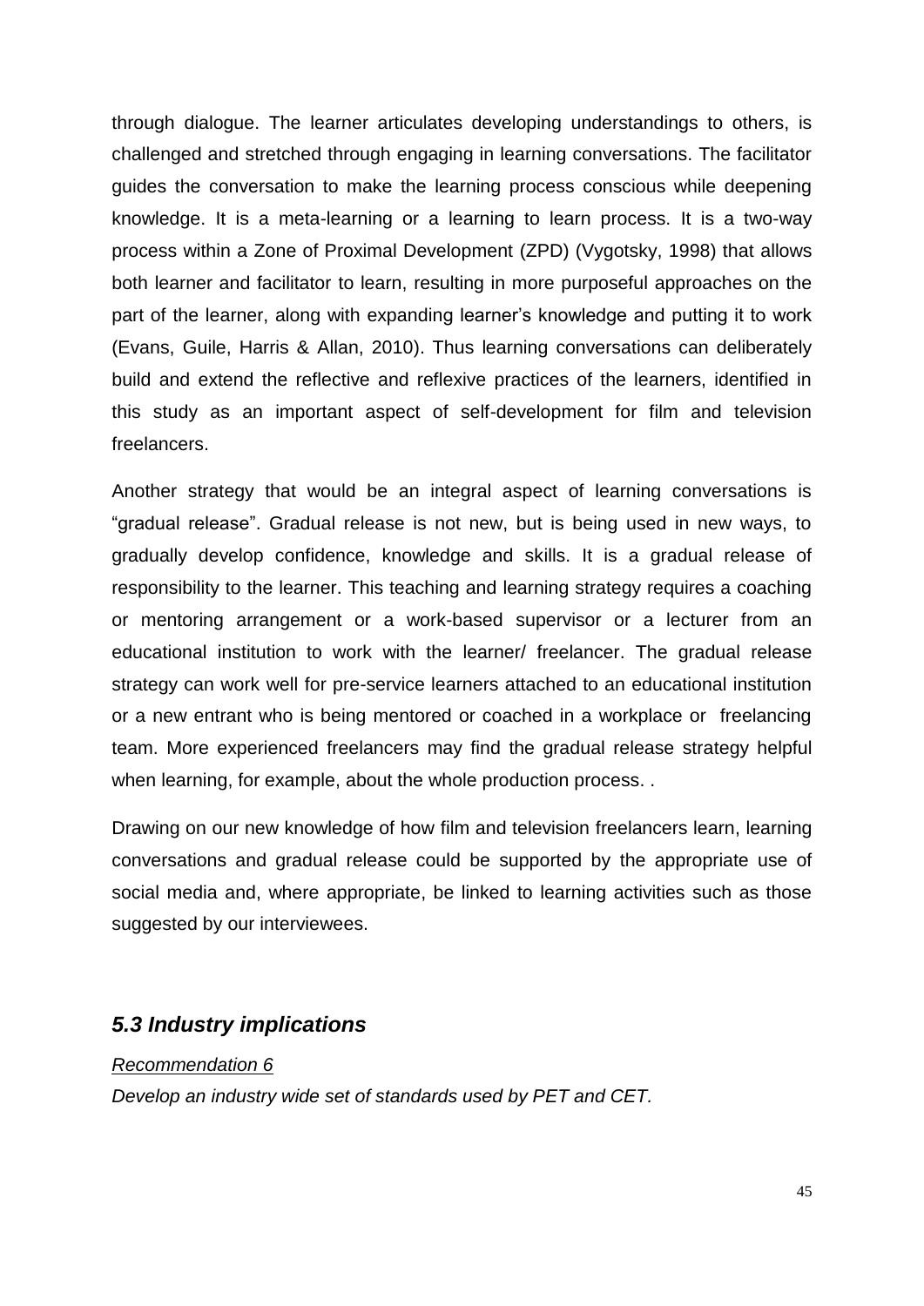through dialogue. The learner articulates developing understandings to others, is challenged and stretched through engaging in learning conversations. The facilitator guides the conversation to make the learning process conscious while deepening knowledge. It is a meta-learning or a learning to learn process. It is a two-way process within a Zone of Proximal Development (ZPD) (Vygotsky, 1998) that allows both learner and facilitator to learn, resulting in more purposeful approaches on the part of the learner, along with expanding learner's knowledge and putting it to work (Evans, Guile, Harris & Allan, 2010). Thus learning conversations can deliberately build and extend the reflective and reflexive practices of the learners, identified in this study as an important aspect of self-development for film and television freelancers.

Another strategy that would be an integral aspect of learning conversations is "gradual release". Gradual release is not new, but is being used in new ways, to gradually develop confidence, knowledge and skills. It is a gradual release of responsibility to the learner. This teaching and learning strategy requires a coaching or mentoring arrangement or a work-based supervisor or a lecturer from an educational institution to work with the learner/ freelancer. The gradual release strategy can work well for pre-service learners attached to an educational institution or a new entrant who is being mentored or coached in a workplace or freelancing team. More experienced freelancers may find the gradual release strategy helpful when learning, for example, about the whole production process. .

Drawing on our new knowledge of how film and television freelancers learn, learning conversations and gradual release could be supported by the appropriate use of social media and, where appropriate, be linked to learning activities such as those suggested by our interviewees.

### *5.3 Industry implications*

*Recommendation 6*

*Develop an industry wide set of standards used by PET and CET.*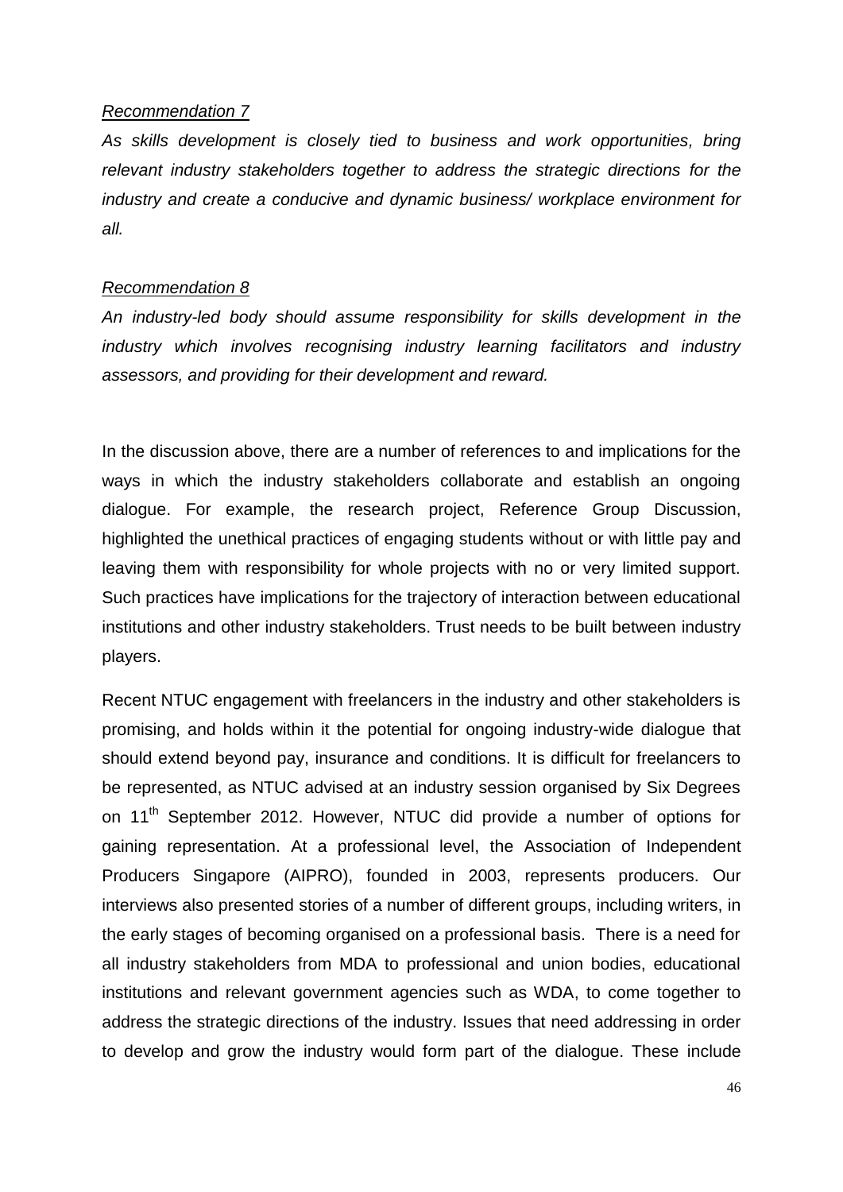*Recommendation 7*

*As skills development is closely tied to business and work opportunities, bring relevant industry stakeholders together to address the strategic directions for the industry and create a conducive and dynamic business/ workplace environment for all.*

*Recommendation 8*

*An industry-led body should assume responsibility for skills development in the industry which involves recognising industry learning facilitators and industry assessors, and providing for their development and reward.*

In the discussion above, there are a number of references to and implications for the ways in which the industry stakeholders collaborate and establish an ongoing dialogue. For example, the research project, Reference Group Discussion, highlighted the unethical practices of engaging students without or with little pay and leaving them with responsibility for whole projects with no or very limited support. Such practices have implications for the trajectory of interaction between educational institutions and other industry stakeholders. Trust needs to be built between industry players.

Recent NTUC engagement with freelancers in the industry and other stakeholders is promising, and holds within it the potential for ongoing industry-wide dialogue that should extend beyond pay, insurance and conditions. It is difficult for freelancers to be represented, as NTUC advised at an industry session organised by Six Degrees on 11th September 2012. However, NTUC did provide a number of options for gaining representation. At a professional level, the Association of Independent Producers Singapore (AIPRO), founded in 2003, represents producers. Our interviews also presented stories of a number of different groups, including writers, in the early stages of becoming organised on a professional basis. There is a need for all industry stakeholders from MDA to professional and union bodies, educational institutions and relevant government agencies such as WDA, to come together to address the strategic directions of the industry. Issues that need addressing in order to develop and grow the industry would form part of the dialogue. These include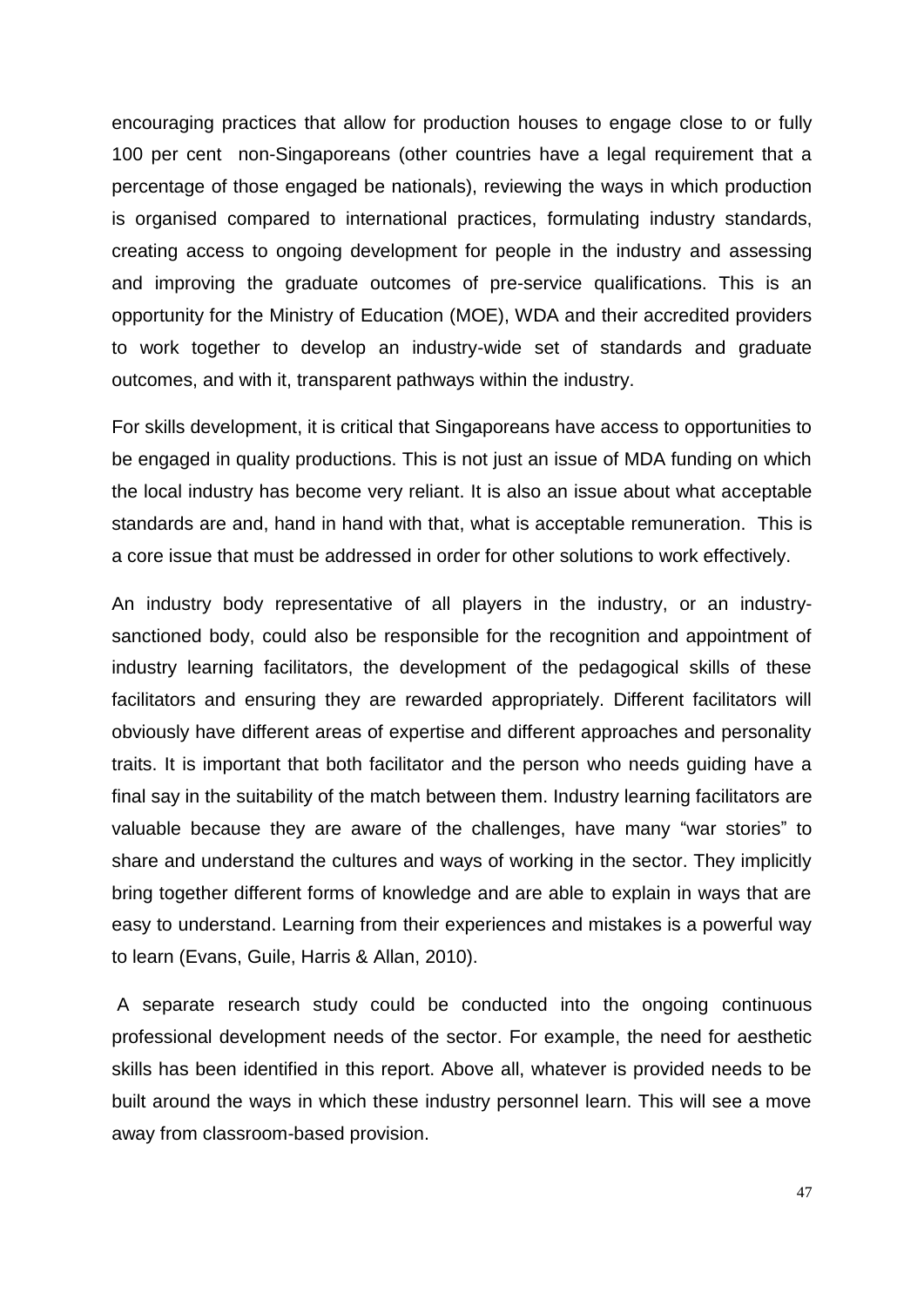encouraging practices that allow for production houses to engage close to or fully 100 per cent non-Singaporeans (other countries have a legal requirement that a percentage of those engaged be nationals), reviewing the ways in which production is organised compared to international practices, formulating industry standards, creating access to ongoing development for people in the industry and assessing and improving the graduate outcomes of pre-service qualifications. This is an opportunity for the Ministry of Education (MOE), WDA and their accredited providers to work together to develop an industry-wide set of standards and graduate outcomes, and with it, transparent pathways within the industry.

For skills development, it is critical that Singaporeans have access to opportunities to be engaged in quality productions. This is not just an issue of MDA funding on which the local industry has become very reliant. It is also an issue about what acceptable standards are and, hand in hand with that, what is acceptable remuneration. This is a core issue that must be addressed in order for other solutions to work effectively.

An industry body representative of all players in the industry, or an industry-sanctioned body, could also be responsible for the recognition and appointment of industry learning facilitators, the development of the pedagogical skills of these facilitators and ensuring they are rewarded appropriately. Different facilitators will obviously have different areas of expertise and different approaches and personality traits. It is important that both facilitator and the person who needs guiding have a final say in the suitability of the match between them. Industry learning facilitators are valuable because they are aware of the challenges, have many "war stories" to share and understand the cultures and ways of working in the sector. They implicitly bring together different forms of knowledge and are able to explain in ways that are easy to understand. Learning from their experiences and mistakes is a powerful way to learn (Evans, Guile, Harris & Allan, 2010).

A separate research study could be conducted into the ongoing continuous professional development needs of the sector. For example, the need for aesthetic skills has been identified in this report. Above all, whatever is provided needs to be built around the ways in which these industry personnel learn. This will see a move away from classroom-based provision.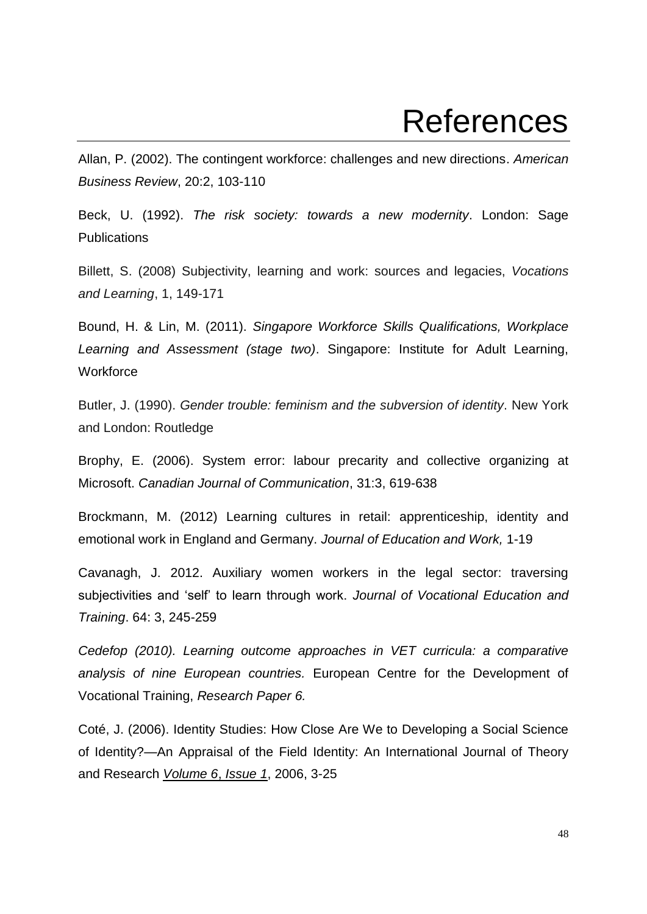# References

Allan, P. (2002). The contingent workforce: challenges and new directions. *American Business Review*, 20:2, 103-110

Beck, U. (1992). *The risk society: towards a new modernity*. London: Sage Publications

Billett, S. (2008) Subjectivity, learning and work: sources and legacies, *Vocations and Learning*, 1, 149-171

Bound, H. & Lin, M. (2011). *Singapore Workforce Skills Qualifications, Workplace Learning and Assessment (stage two)*. Singapore: Institute for Adult Learning, Workforce

Butler, J. (1990). *Gender trouble: feminism and the subversion of identity*. New York and London: Routledge

Brophy, E. (2006). System error: labour precarity and collective organizing at Microsoft. *Canadian Journal of Communication*, 31:3, 619-638

Brockmann, M. (2012) Learning cultures in retail: apprenticeship, identity and emotional work in England and Germany. *Journal of Education and Work,* 1-19

Cavanagh, J. 2012. Auxiliary women workers in the legal sector: traversing subjectivities and 'self' to learn through work. *Journal of Vocational Education and Training*. 64: 3, 245-259

*Cedefop (2010). Learning outcome approaches in VET curricula: a comparative analysis of nine European countries.* European Centre for the Development of Vocational Training, *Research Paper 6.*

Coté, J. (2006). Identity Studies: How Close Are We to Developing a Social Science of Identity?—An Appraisal of the Field Identity: An International Journal of Theory and Research *Volume 6, Issue 1*, 2006, 3-25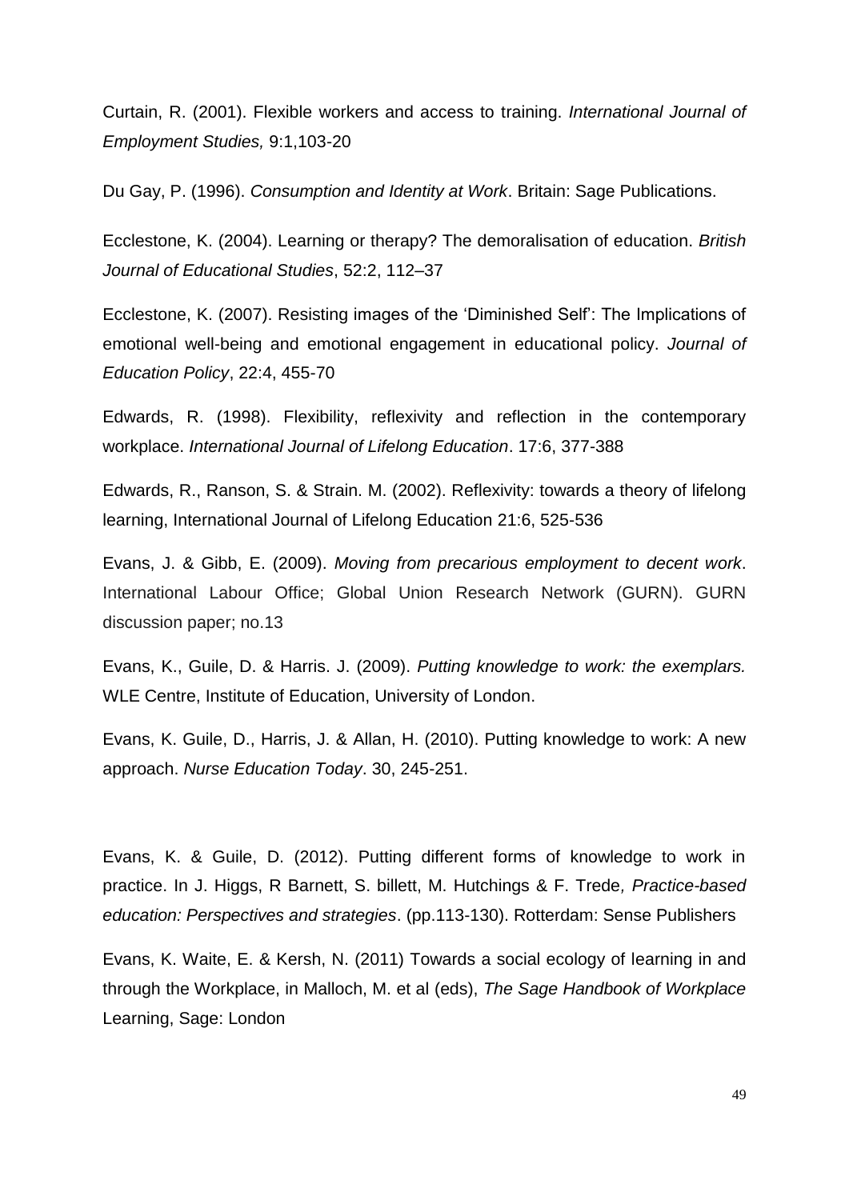Curtain, R. (2001). Flexible workers and access to training. *International Journal of Employment Studies,* 9:1,103-20

Du Gay, P. (1996). *Consumption and Identity at Work*. Britain: Sage Publications.

Ecclestone, K. (2004). Learning or therapy? The demoralisation of education. *British Journal of Educational Studies*, 52:2, 112–37

Ecclestone, K. (2007). Resisting images of the 'Diminished Self': The Implications of emotional well-being and emotional engagement in educational policy. *Journal of Education Policy*, 22:4, 455-70

Edwards, R. (1998). Flexibility, reflexivity and reflection in the contemporary workplace. *International Journal of Lifelong Education*. 17:6, 377-388

Edwards, R., Ranson, S. & Strain. M. (2002). Reflexivity: towards a theory of lifelong learning, International Journal of Lifelong Education 21:6, 525-536

Evans, J. & Gibb, E. (2009). *Moving from precarious employment to decent work*. International Labour Office; Global Union Research Network (GURN). GURN discussion paper; no.13

Evans, K., Guile, D. & Harris. J. (2009). *Putting knowledge to work: the exemplars.* WLE Centre, Institute of Education, University of London.

Evans, K. Guile, D., Harris, J. & Allan, H. (2010). Putting knowledge to work: A new approach. *Nurse Education Today*. 30, 245-251.

Evans, K. & Guile, D. (2012). Putting different forms of knowledge to work in practice. In J. Higgs, R Barnett, S. billett, M. Hutchings & F. Trede*, Practice-based education: Perspectives and strategies*. (pp.113-130). Rotterdam: Sense Publishers

Evans, K. Waite, E. & Kersh, N. (2011) Towards a social ecology of learning in and through the Workplace, in Malloch, M. et al (eds), *The Sage Handbook of Workplace* Learning, Sage: London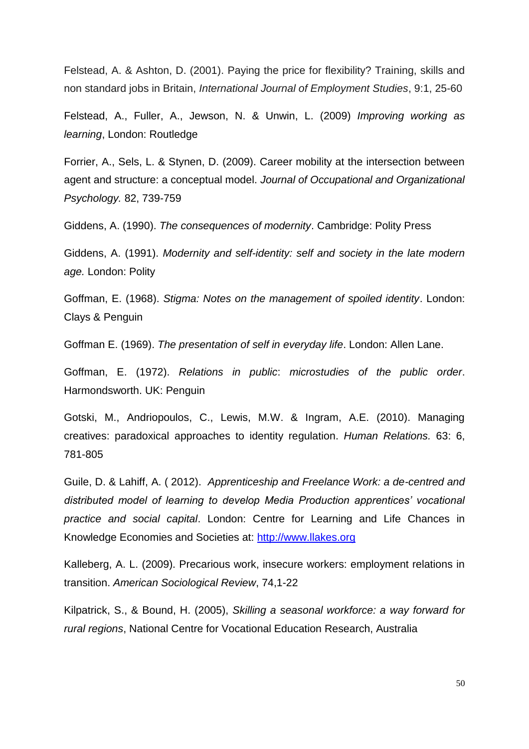Felstead, A. & Ashton, D. (2001). Paying the price for flexibility? Training, skills and non standard jobs in Britain, *International Journal of Employment Studies*, 9:1, 25-60

Felstead, A., Fuller, A., Jewson, N. & Unwin, L. (2009) *Improving working as learning*, London: Routledge

Forrier, A., Sels, L. & Stynen, D. (2009). Career mobility at the intersection between agent and structure: a conceptual model. *Journal of Occupational and Organizational Psychology.* 82, 739-759

Giddens, A. (1990). *The consequences of modernity*. Cambridge: Polity Press

Giddens, A. (1991). *Modernity and self-identity: self and society in the late modern age.* London: Polity

Goffman, E. (1968). *Stigma: Notes on the management of spoiled identity*. London: Clays & Penguin

Goffman E. (1969). *The presentation of self in everyday life*. London: Allen Lane.

Goffman, E. (1972). *Relations in public*: *microstudies of the public order*. Harmondsworth. UK: Penguin

Gotski, M., Andriopoulos, C., Lewis, M.W. & Ingram, A.E. (2010). Managing creatives: paradoxical approaches to identity regulation. *Human Relations.* 63: 6, 781-805

Guile, D. & Lahiff, A. ( 2012). *Apprenticeship and Freelance Work: a de-centred and distributed model of learning to develop Media Production apprentices' vocational practice and social capital*. London: Centre for Learning and Life Chances in Knowledge Economies and Societies at: http://www.llakes.org

Kalleberg, A. L. (2009). Precarious work, insecure workers: employment relations in transition. *American Sociological Review*, 74,1-22

Kilpatrick, S., & Bound, H. (2005), *Skilling a seasonal workforce: a way forward for rural regions*, National Centre for Vocational Education Research, Australia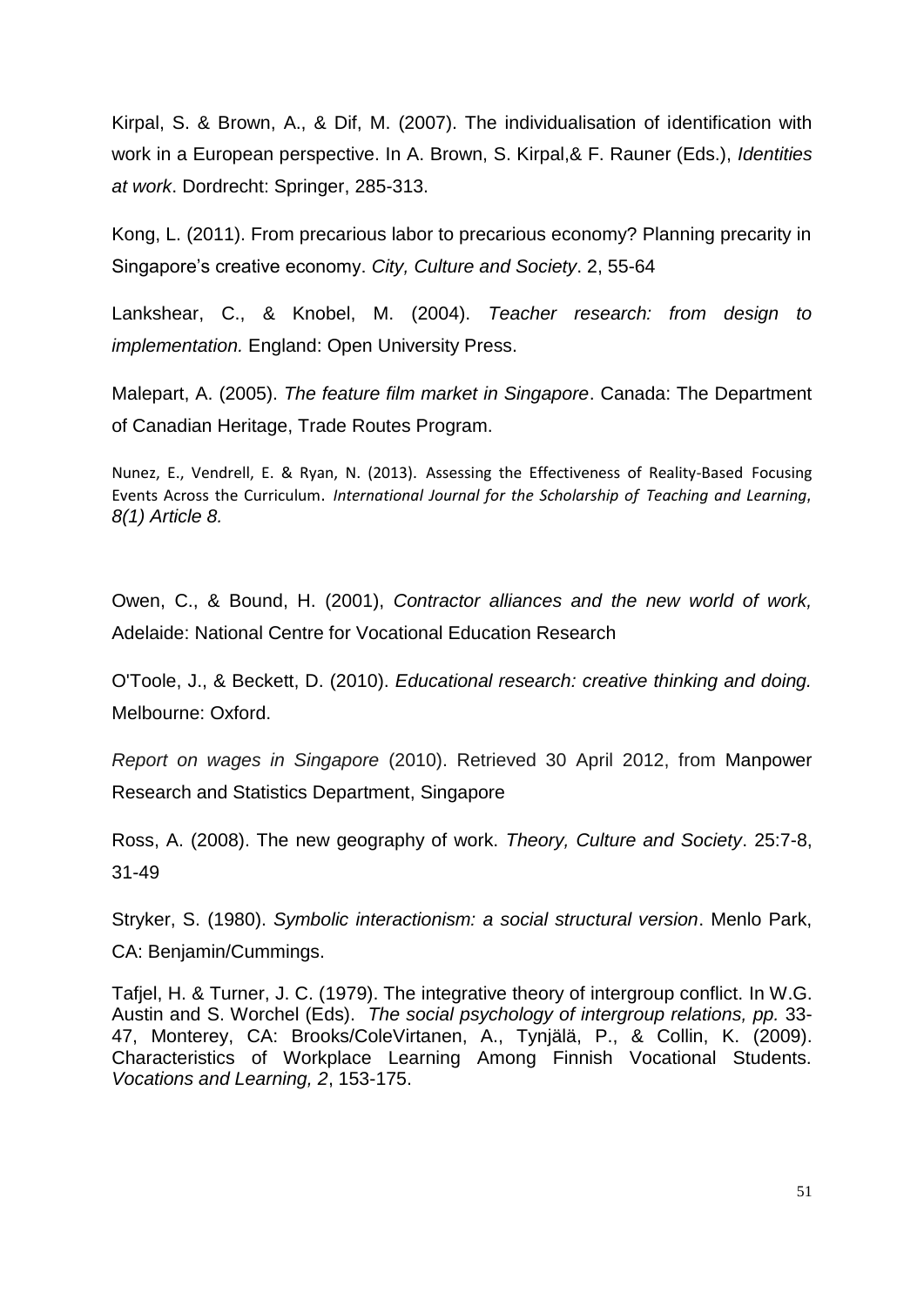Kirpal, S. & Brown, A., & Dif, M. (2007). The individualisation of identification with work in a European perspective. In A. Brown, S. Kirpal,& F. Rauner (Eds.), *Identities at work*. Dordrecht: Springer, 285-313.

Kong, L. (2011). From precarious labor to precarious economy? Planning precarity in Singapore's creative economy. *City, Culture and Society*. 2, 55-64

Lankshear, C., & Knobel, M. (2004). *Teacher research: from design to implementation.* England: Open University Press.

Malepart, A. (2005). *The feature film market in Singapore*. Canada: The Department of Canadian Heritage, Trade Routes Program.

Nunez, E., Vendrell, E. & Ryan, N. (2013). Assessing the Effectiveness of Reality-Based Focusing Events Across the Curriculum. *International Journal for the Scholarship of Teaching and Learning, 8(1) Article 8.*

Owen, C., & Bound, H. (2001), *Contractor alliances and the new world of work,* Adelaide: National Centre for Vocational Education Research

O'Toole, J., & Beckett, D. (2010). *Educational research: creative thinking and doing.* Melbourne: Oxford.

*Report on wages in Singapore* (2010). Retrieved 30 April 2012, from Manpower Research and Statistics Department, Singapore

Ross, A. (2008). The new geography of work. *Theory, Culture and Society*. 25:7-8, 31-49

Stryker, S. (1980). *Symbolic interactionism: a social structural version*. Menlo Park, CA: Benjamin/Cummings.

Tafjel, H. & Turner, J. C. (1979). The integrative theory of intergroup conflict. In W.G. Austin and S. Worchel (Eds). *The social psychology of intergroup relations, pp.* 33-47, Monterey, CA: Brooks/ColeVirtanen, A., Tynjälä, P., & Collin, K. (2009). Characteristics of Workplace Learning Among Finnish Vocational Students. *Vocations and Learning, 2*, 153-175.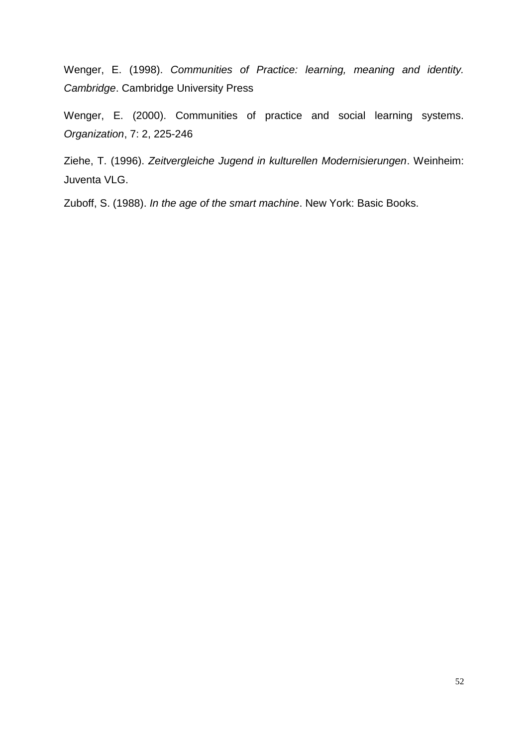Wenger, E. (1998). *Communities of Practice: learning, meaning and identity. Cambridge*. Cambridge University Press

Wenger, E. (2000). Communities of practice and social learning systems. *Organization*, 7: 2, 225-246

Ziehe, T. (1996). *Zeitvergleiche Jugend in kulturellen Modernisierungen*. Weinheim: Juventa VLG.

Zuboff, S. (1988). *In the age of the smart machine*. New York: Basic Books.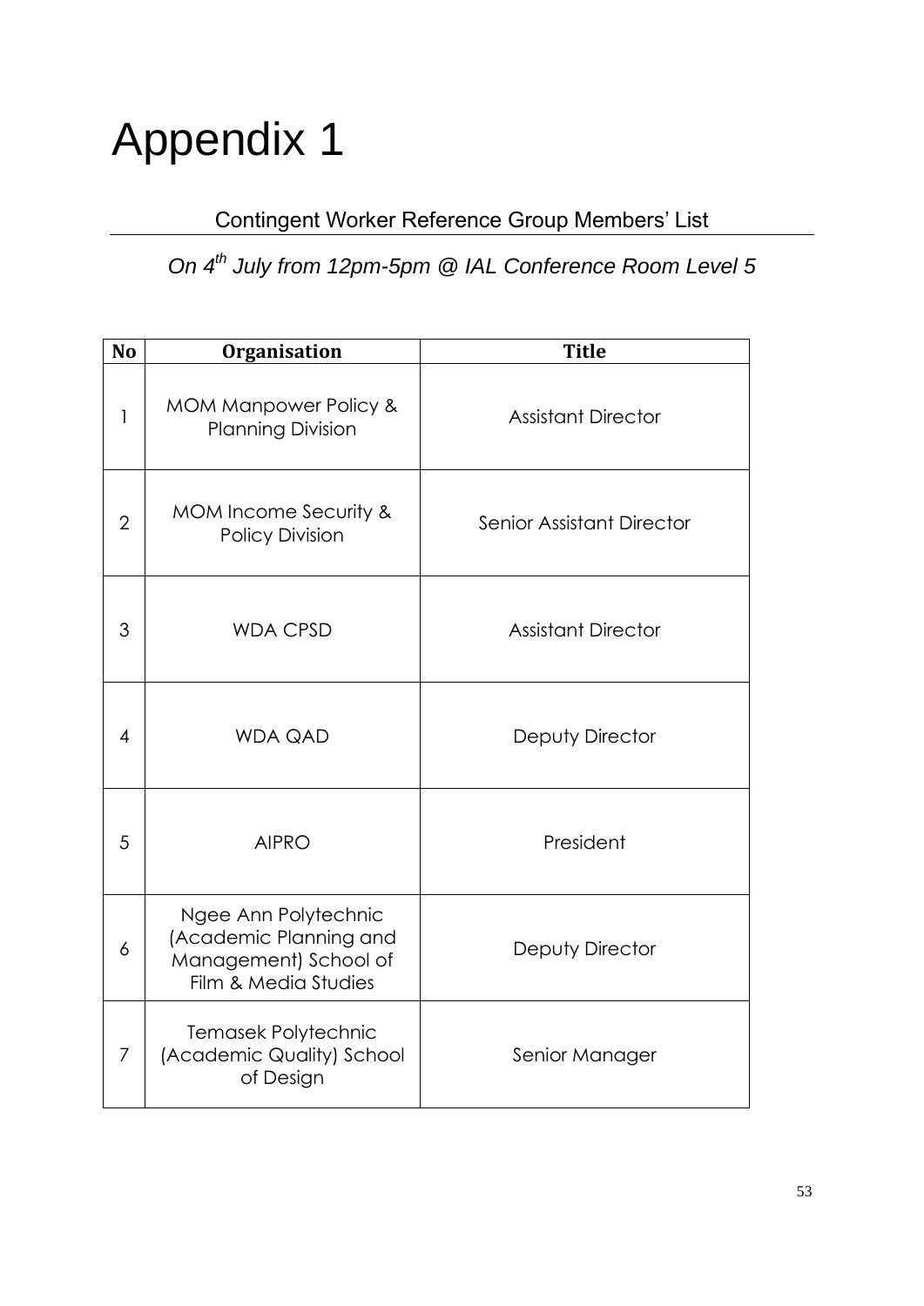# Appendix 1

## Contingent Worker Reference Group Members' List

*On 4th July from 12pm-5pm @ IAL Conference Room Level 5*

| No | Organisation | Title |
|---|---|---|
| 1 | MOM Manpower Policy & Planning Division | Assistant Director |
| 2 | MOM Income Security & Policy Division | Senior Assistant Director |
| 3 | WDA CPSD | Assistant Director |
| 4 | WDA QAD | Deputy Director |
| 5 | AIPRO | President |
| 6 | Ngee Ann Polytechnic (Academic Planning and Management) School of Film & Media Studies | Deputy Director |
| 7 | Temasek Polytechnic (Academic Quality) School of Design | Senior Manager |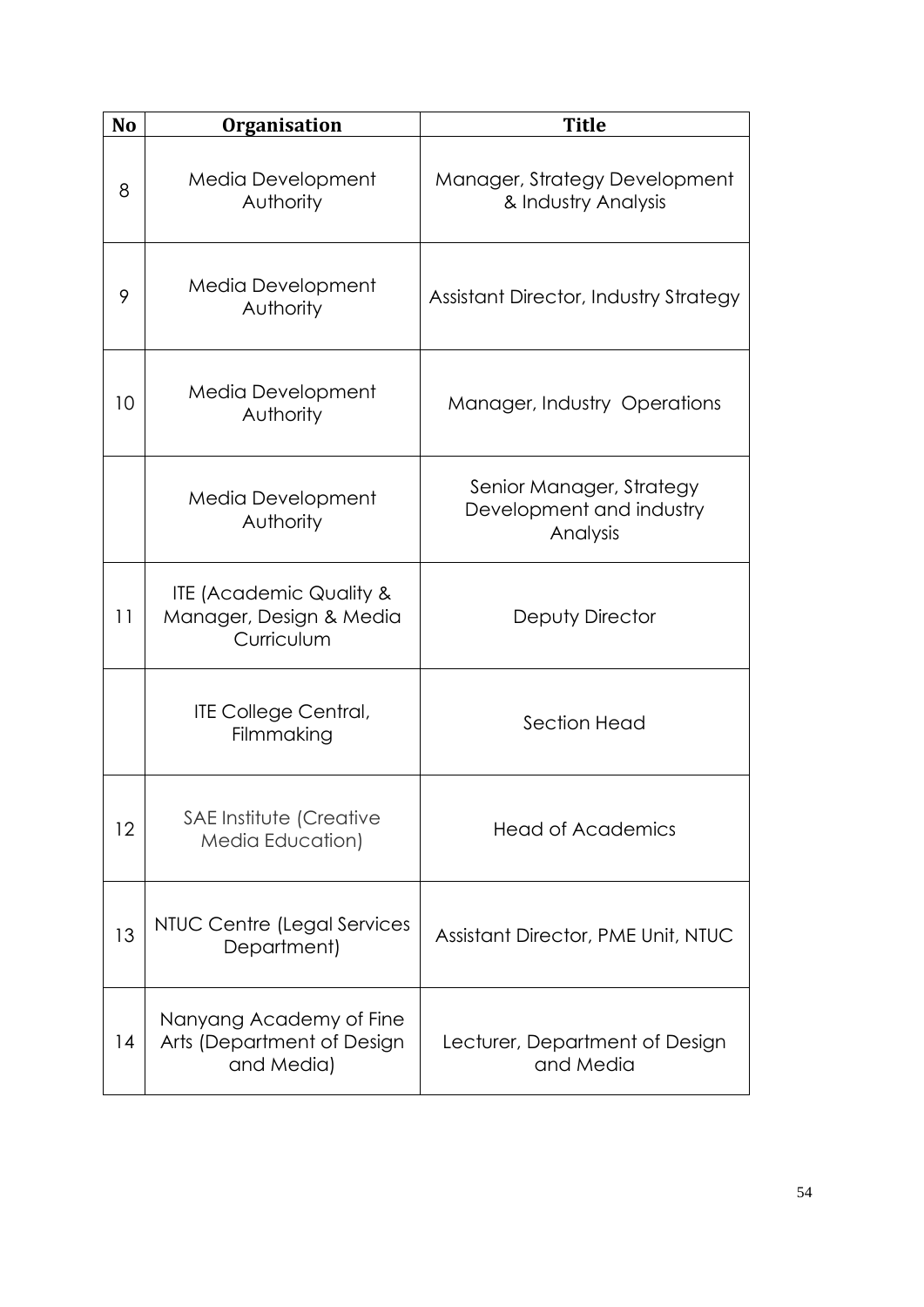| No | Organisation | Title |
|---|---|---|
| 8 | Media Development Authority | Manager, Strategy Development & Industry Analysis |
| 9 | Media Development Authority | Assistant Director, Industry Strategy |
| 10 | Media Development Authority | Manager, Industry Operations |
| | Media Development Authority | Senior Manager, Strategy Development and industry Analysis |
| 11 | ITE (Academic Quality & Manager, Design & Media Curriculum | Deputy Director |
| | ITE College Central, Filmmaking | Section Head |
| 12 | SAE Institute (Creative Media Education) | Head of Academics |
| 13 | NTUC Centre (Legal Services Department) | Assistant Director, PME Unit, NTUC |
| 14 | Nanyang Academy of Fine Arts (Department of Design and Media) | Lecturer, Department of Design and Media |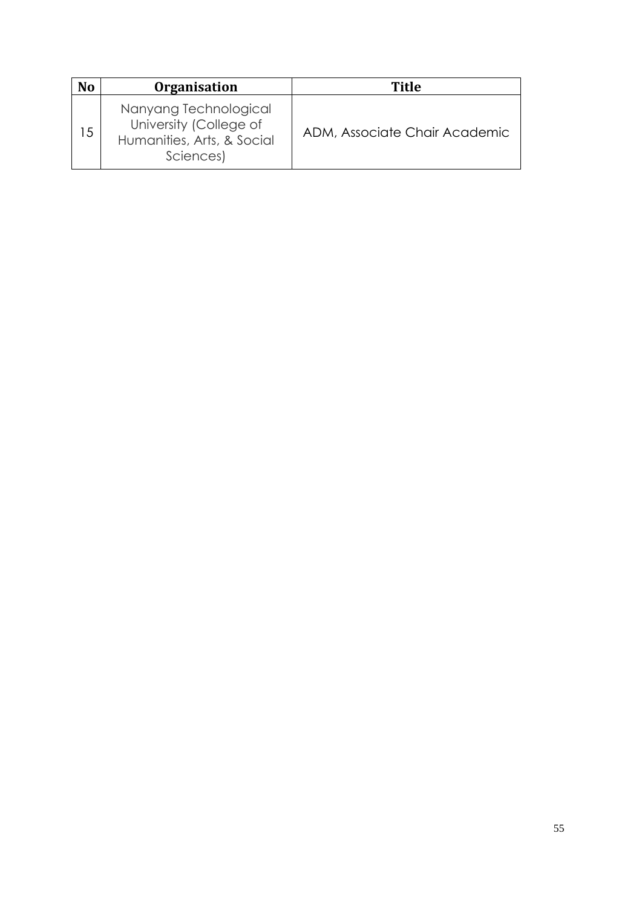| No | Organisation | Title |
|---|---|---|
| 15 | Nanyang Technological University (College of Humanities, Arts, & Social Sciences) | ADM, Associate Chair Academic |